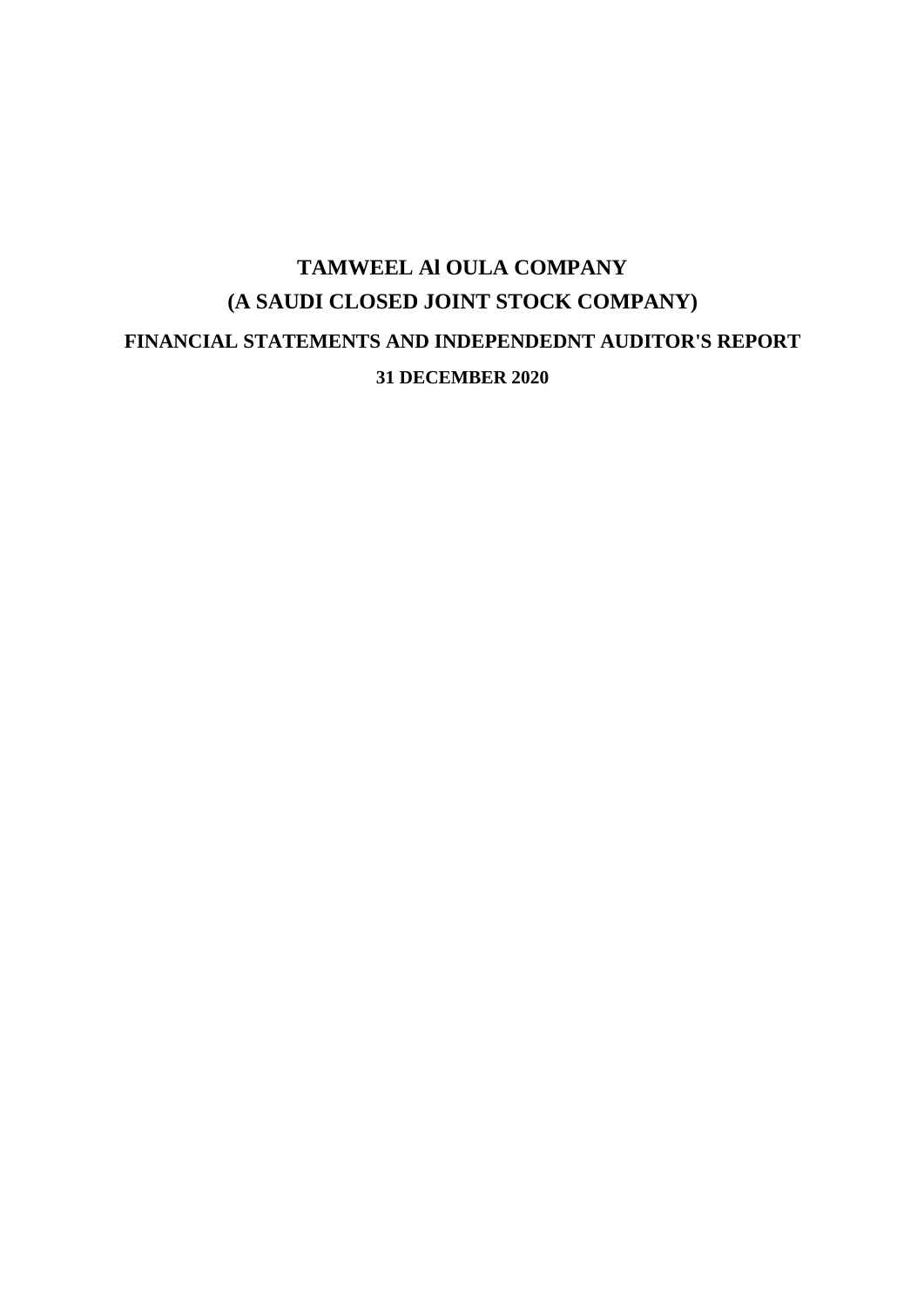# TAMWEEL Al OULA COMPANY

## (A SAUDI CLOSED JOINT STOCK COMPANY)

### FINANCIAL STATEMENTS AND INDEPENDEDNT AUDITOR'S REPORT

**31 DECEMBER 2020**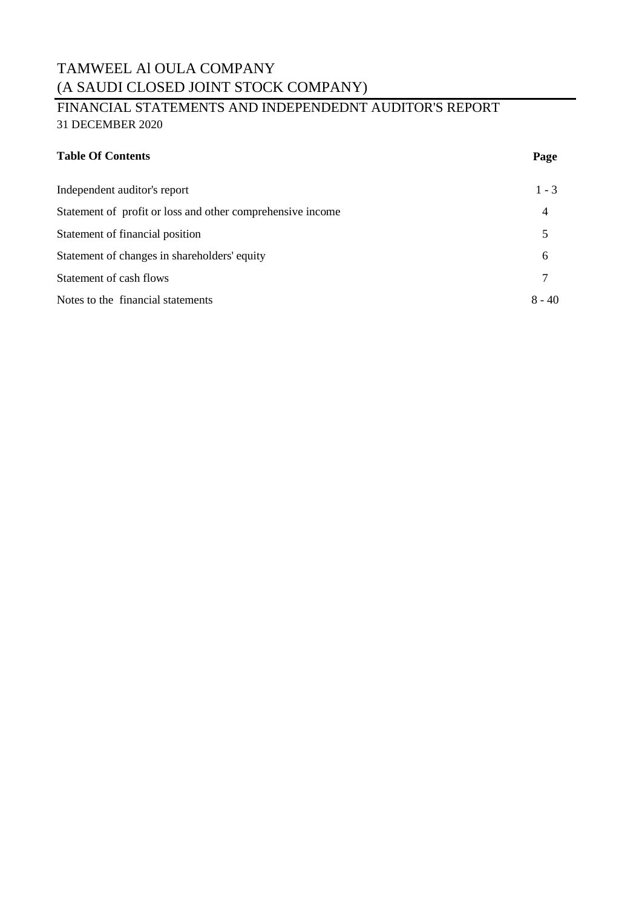# TAMWEEL Al OULA COMPANY
# (A SAUDI CLOSED JOINT STOCK COMPANY)

## FINANCIAL STATEMENTS AND INDEPENDEDNT AUDITOR'S REPORT
31 DECEMBER 2020

| **Table Of Contents** | **Page** |
|---|---|
| Independent auditor's report | 1 - 3 |
| Statement of profit or loss and other comprehensive income | 4 |
| Statement of financial position | 5 |
| Statement of changes in shareholders' equity | 6 |
| Statement of cash flows | 7 |
| Notes to the financial statements | 8 - 40 |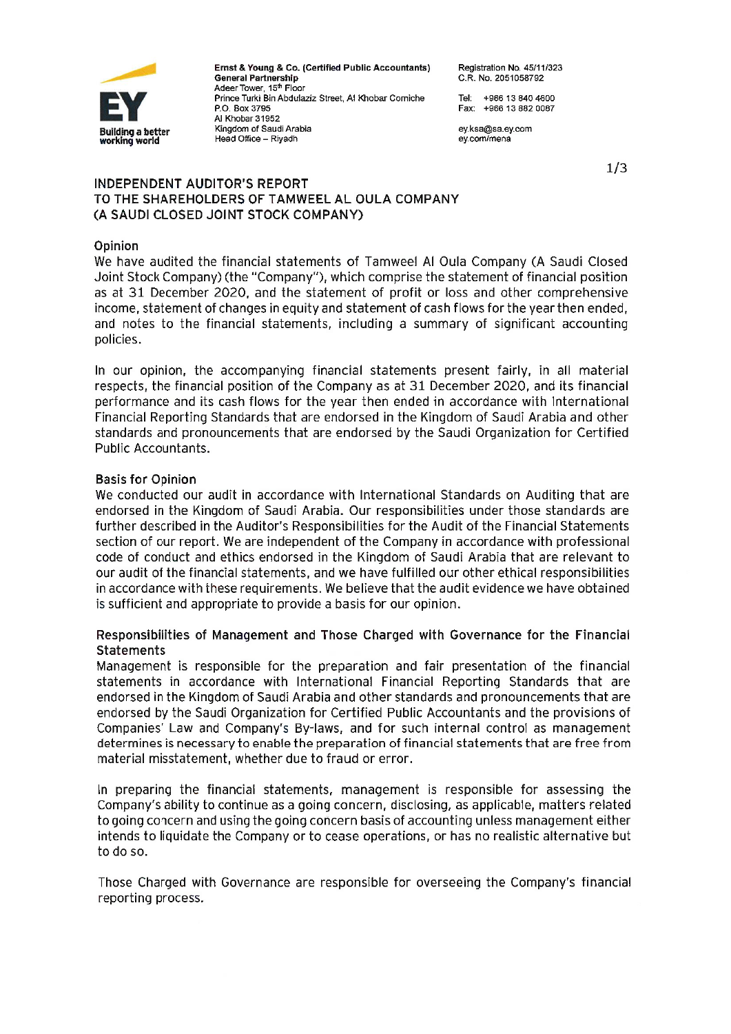Ernst & Young & Co. (Certified Public Accountants)
General Partnership
Adeer Tower, 15th Floor
Prince Turki Bin Abdulaziz Street, Al Khobar Corniche
P.O. Box 3795
Al Khobar 31952
Kingdom of Saudi Arabia
Head Office – Riyadh

Registration No. 45/11/323
C.R. No. 2051058792

Tel: +966 13 840 4600
Fax: +966 13 882 0087

ey.ksa@sa.ey.com
ey.com/mena

# INDEPENDENT AUDITOR'S REPORT
# TO THE SHAREHOLDERS OF TAMWEEL AL OULA COMPANY
# (A SAUDI CLOSED JOINT STOCK COMPANY)

## Opinion

We have audited the financial statements of Tamweel Al Oula Company (A Saudi Closed Joint Stock Company) (the "Company"), which comprise the statement of financial position as at 31 December 2020, and the statement of profit or loss and other comprehensive income, statement of changes in equity and statement of cash flows for the year then ended, and notes to the financial statements, including a summary of significant accounting policies.

In our opinion, the accompanying financial statements present fairly, in all material respects, the financial position of the Company as at 31 December 2020, and its financial performance and its cash flows for the year then ended in accordance with International Financial Reporting Standards that are endorsed in the Kingdom of Saudi Arabia and other standards and pronouncements that are endorsed by the Saudi Organization for Certified Public Accountants.

## Basis for Opinion

We conducted our audit in accordance with International Standards on Auditing that are endorsed in the Kingdom of Saudi Arabia. Our responsibilities under those standards are further described in the Auditor's Responsibilities for the Audit of the Financial Statements section of our report. We are independent of the Company in accordance with professional code of conduct and ethics endorsed in the Kingdom of Saudi Arabia that are relevant to our audit of the financial statements, and we have fulfilled our other ethical responsibilities in accordance with these requirements. We believe that the audit evidence we have obtained is sufficient and appropriate to provide a basis for our opinion.

## Responsibilities of Management and Those Charged with Governance for the Financial Statements

Management is responsible for the preparation and fair presentation of the financial statements in accordance with International Financial Reporting Standards that are endorsed in the Kingdom of Saudi Arabia and other standards and pronouncements that are endorsed by the Saudi Organization for Certified Public Accountants and the provisions of Companies' Law and Company's By-laws, and for such internal control as management determines is necessary to enable the preparation of financial statements that are free from material misstatement, whether due to fraud or error.

In preparing the financial statements, management is responsible for assessing the Company's ability to continue as a going concern, disclosing, as applicable, matters related to going concern and using the going concern basis of accounting unless management either intends to liquidate the Company or to cease operations, or has no realistic alternative but to do so.

Those Charged with Governance are responsible for overseeing the Company's financial reporting process.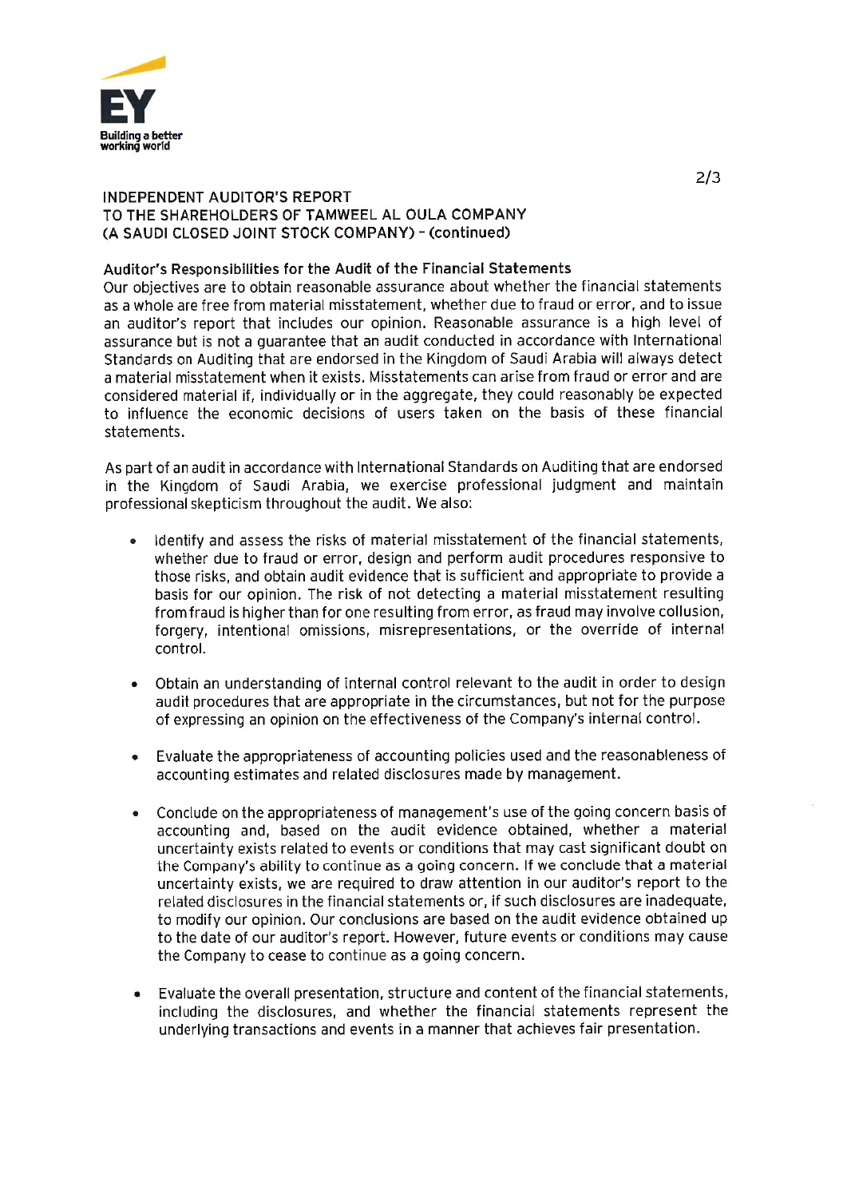INDEPENDENT AUDITOR'S REPORT
TO THE SHAREHOLDERS OF TAMWEEL AL OULA COMPANY
(A SAUDI CLOSED JOINT STOCK COMPANY) – (continued)

**Auditor's Responsibilities for the Audit of the Financial Statements**

Our objectives are to obtain reasonable assurance about whether the financial statements as a whole are free from material misstatement, whether due to fraud or error, and to issue an auditor's report that includes our opinion. Reasonable assurance is a high level of assurance but is not a guarantee that an audit conducted in accordance with International Standards on Auditing that are endorsed in the Kingdom of Saudi Arabia will always detect a material misstatement when it exists. Misstatements can arise from fraud or error and are considered material if, individually or in the aggregate, they could reasonably be expected to influence the economic decisions of users taken on the basis of these financial statements.

As part of an audit in accordance with International Standards on Auditing that are endorsed in the Kingdom of Saudi Arabia, we exercise professional judgment and maintain professional skepticism throughout the audit. We also:

- Identify and assess the risks of material misstatement of the financial statements, whether due to fraud or error, design and perform audit procedures responsive to those risks, and obtain audit evidence that is sufficient and appropriate to provide a basis for our opinion. The risk of not detecting a material misstatement resulting from fraud is higher than for one resulting from error, as fraud may involve collusion, forgery, intentional omissions, misrepresentations, or the override of internal control.

- Obtain an understanding of internal control relevant to the audit in order to design audit procedures that are appropriate in the circumstances, but not for the purpose of expressing an opinion on the effectiveness of the Company's internal control.

- Evaluate the appropriateness of accounting policies used and the reasonableness of accounting estimates and related disclosures made by management.

- Conclude on the appropriateness of management's use of the going concern basis of accounting and, based on the audit evidence obtained, whether a material uncertainty exists related to events or conditions that may cast significant doubt on the Company's ability to continue as a going concern. If we conclude that a material uncertainty exists, we are required to draw attention in our auditor's report to the related disclosures in the financial statements or, if such disclosures are inadequate, to modify our opinion. Our conclusions are based on the audit evidence obtained up to the date of our auditor's report. However, future events or conditions may cause the Company to cease to continue as a going concern.

- Evaluate the overall presentation, structure and content of the financial statements, including the disclosures, and whether the financial statements represent the underlying transactions and events in a manner that achieves fair presentation.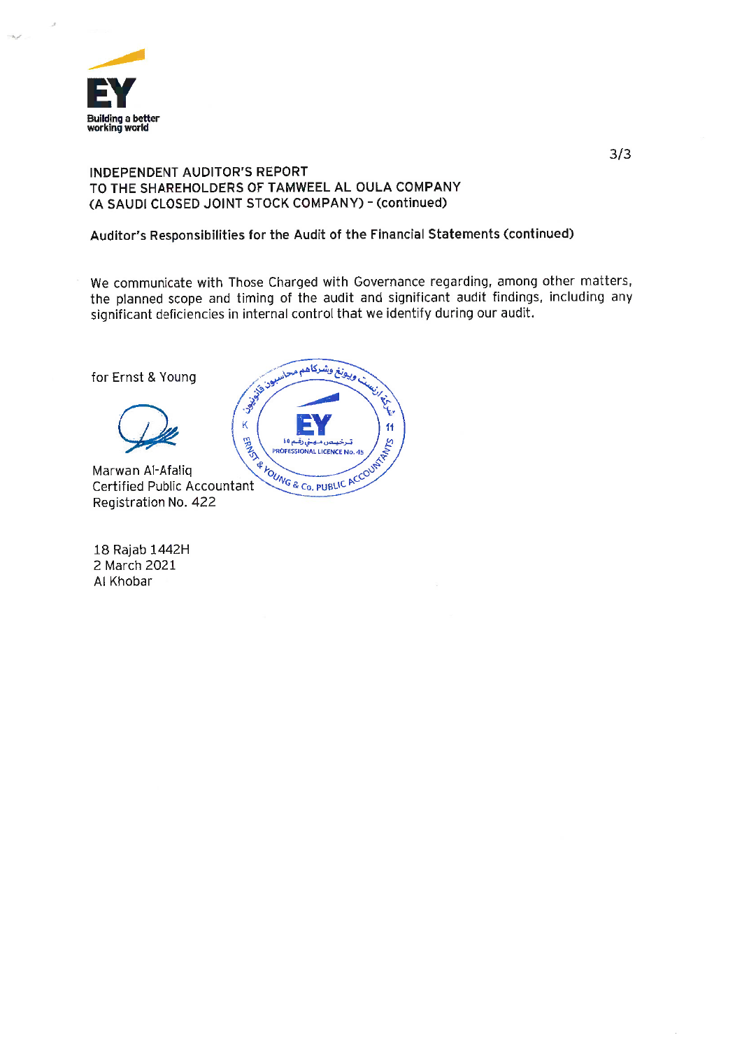INDEPENDENT AUDITOR'S REPORT
TO THE SHAREHOLDERS OF TAMWEEL AL OULA COMPANY
(A SAUDI CLOSED JOINT STOCK COMPANY) – (continued)

**Auditor's Responsibilities for the Audit of the Financial Statements (continued)**

We communicate with Those Charged with Governance regarding, among other matters, the planned scope and timing of the audit and significant audit findings, including any significant deficiencies in internal control that we identify during our audit.

for Ernst & Young

Marwan Al-Afaliq
Certified Public Accountant
Registration No. 422

18 Rajab 1442H
2 March 2021
Al Khobar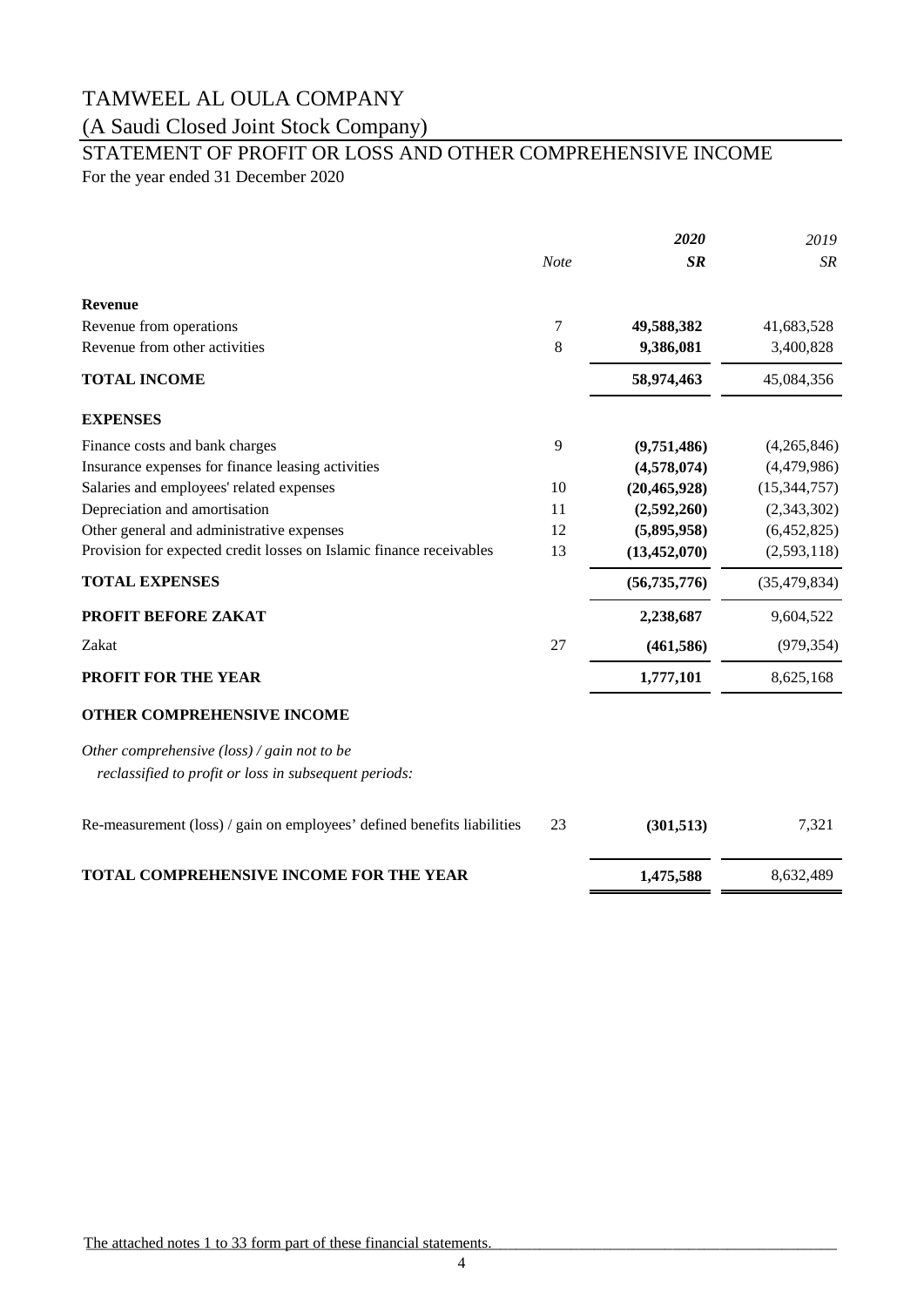# TAMWEEL AL OULA COMPANY

(A Saudi Closed Joint Stock Company)

## STATEMENT OF PROFIT OR LOSS AND OTHER COMPREHENSIVE INCOME

For the year ended 31 December 2020

| | *Note* | ***2020*** | *2019* |
|---|---|---|---|
| | | ***SR*** | *SR* |
| **Revenue** | | | |
| Revenue from operations | 7 | **49,588,382** | 41,683,528 |
| Revenue from other activities | 8 | **9,386,081** | 3,400,828 |
| **TOTAL INCOME** | | **58,974,463** | 45,084,356 |
| **EXPENSES** | | | |
| Finance costs and bank charges | 9 | **(9,751,486)** | (4,265,846) |
| Insurance expenses for finance leasing activities | | **(4,578,074)** | (4,479,986) |
| Salaries and employees' related expenses | 10 | **(20,465,928)** | (15,344,757) |
| Depreciation and amortisation | 11 | **(2,592,260)** | (2,343,302) |
| Other general and administrative expenses | 12 | **(5,895,958)** | (6,452,825) |
| Provision for expected credit losses on Islamic finance receivables | 13 | **(13,452,070)** | (2,593,118) |
| **TOTAL EXPENSES** | | **(56,735,776)** | (35,479,834) |
| **PROFIT BEFORE ZAKAT** | | **2,238,687** | 9,604,522 |
| Zakat | 27 | **(461,586)** | (979,354) |
| **PROFIT FOR THE YEAR** | | **1,777,101** | 8,625,168 |
| **OTHER COMPREHENSIVE INCOME** | | | |
| *Other comprehensive (loss) / gain not to be reclassified to profit or loss in subsequent periods:* | | | |
| Re-measurement (loss) / gain on employees' defined benefits liabilities | 23 | **(301,513)** | 7,321 |
| **TOTAL COMPREHENSIVE INCOME FOR THE YEAR** | | **1,475,588** | 8,632,489 |

The attached notes 1 to 33 form part of these financial statements.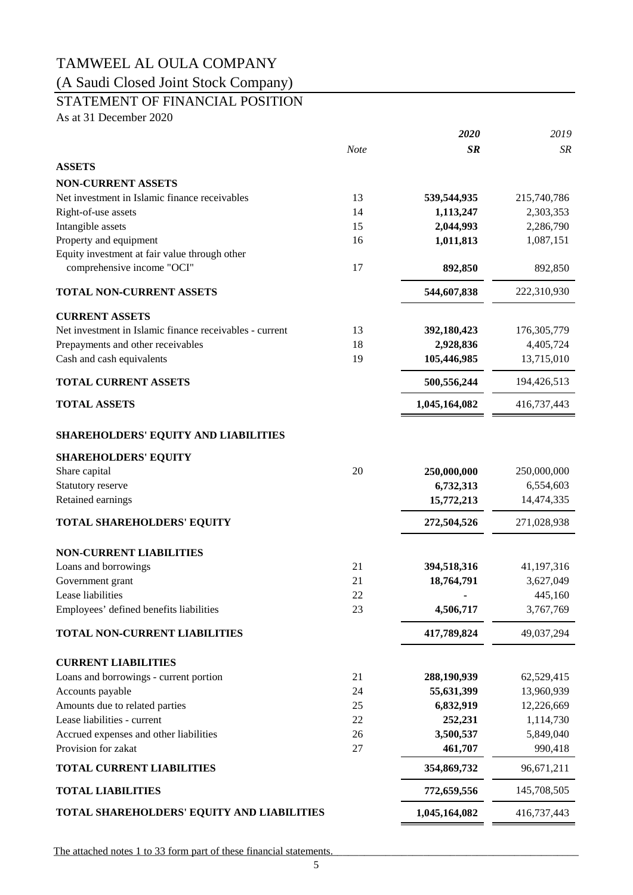# TAMWEEL AL OULA COMPANY

## (A Saudi Closed Joint Stock Company)

## STATEMENT OF FINANCIAL POSITION

As at 31 December 2020

| | *Note* | ***2020*** *SR* | *2019* *SR* |
|---|---|---|---|
| **ASSETS** | | | |
| **NON-CURRENT ASSETS** | | | |
| Net investment in Islamic finance receivables | 13 | **539,544,935** | 215,740,786 |
| Right-of-use assets | 14 | **1,113,247** | 2,303,353 |
| Intangible assets | 15 | **2,044,993** | 2,286,790 |
| Property and equipment | 16 | **1,011,813** | 1,087,151 |
| Equity investment at fair value through other comprehensive income "OCI" | 17 | **892,850** | 892,850 |
| **TOTAL NON-CURRENT ASSETS** | | **544,607,838** | 222,310,930 |
| **CURRENT ASSETS** | | | |
| Net investment in Islamic finance receivables - current | 13 | **392,180,423** | 176,305,779 |
| Prepayments and other receivables | 18 | **2,928,836** | 4,405,724 |
| Cash and cash equivalents | 19 | **105,446,985** | 13,715,010 |
| **TOTAL CURRENT ASSETS** | | **500,556,244** | 194,426,513 |
| **TOTAL ASSETS** | | **1,045,164,082** | 416,737,443 |
| **SHAREHOLDERS' EQUITY AND LIABILITIES** | | | |
| **SHAREHOLDERS' EQUITY** | | | |
| Share capital | 20 | **250,000,000** | 250,000,000 |
| Statutory reserve | | **6,732,313** | 6,554,603 |
| Retained earnings | | **15,772,213** | 14,474,335 |
| **TOTAL SHAREHOLDERS' EQUITY** | | **272,504,526** | 271,028,938 |
| **NON-CURRENT LIABILITIES** | | | |
| Loans and borrowings | 21 | **394,518,316** | 41,197,316 |
| Government grant | 21 | **18,764,791** | 3,627,049 |
| Lease liabilities | 22 | **-** | 445,160 |
| Employees' defined benefits liabilities | 23 | **4,506,717** | 3,767,769 |
| **TOTAL NON-CURRENT LIABILITIES** | | **417,789,824** | 49,037,294 |
| **CURRENT LIABILITIES** | | | |
| Loans and borrowings - current portion | 21 | **288,190,939** | 62,529,415 |
| Accounts payable | 24 | **55,631,399** | 13,960,939 |
| Amounts due to related parties | 25 | **6,832,919** | 12,226,669 |
| Lease liabilities - current | 22 | **252,231** | 1,114,730 |
| Accrued expenses and other liabilities | 26 | **3,500,537** | 5,849,040 |
| Provision for zakat | 27 | **461,707** | 990,418 |
| **TOTAL CURRENT LIABILITIES** | | **354,869,732** | 96,671,211 |
| **TOTAL LIABILITIES** | | **772,659,556** | 145,708,505 |
| **TOTAL SHAREHOLDERS' EQUITY AND LIABILITIES** | | **1,045,164,082** | 416,737,443 |

The attached notes 1 to 33 form part of these financial statements.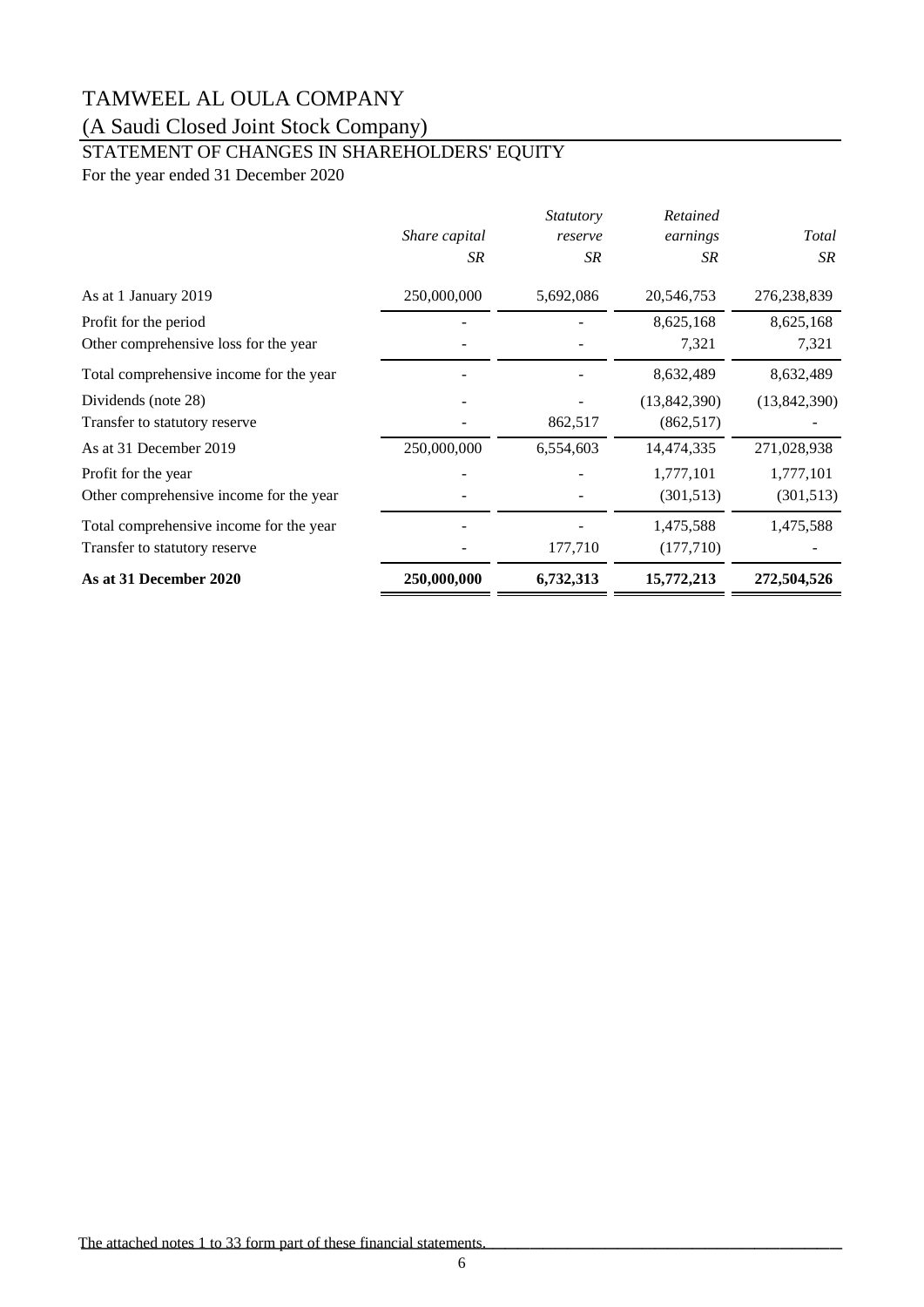# TAMWEEL AL OULA COMPANY

(A Saudi Closed Joint Stock Company)

## STATEMENT OF CHANGES IN SHAREHOLDERS' EQUITY

For the year ended 31 December 2020

| | *Share capital* | *Statutory reserve* | *Retained earnings* | *Total* |
|---|---|---|---|---|
| | *SR* | *SR* | *SR* | *SR* |
| As at 1 January 2019 | 250,000,000 | 5,692,086 | 20,546,753 | 276,238,839 |
| Profit for the period | - | - | 8,625,168 | 8,625,168 |
| Other comprehensive loss for the year | - | - | 7,321 | 7,321 |
| Total comprehensive income for the year | - | - | 8,632,489 | 8,632,489 |
| Dividends (note 28) | - | - | (13,842,390) | (13,842,390) |
| Transfer to statutory reserve | - | 862,517 | (862,517) | - |
| As at 31 December 2019 | 250,000,000 | 6,554,603 | 14,474,335 | 271,028,938 |
| Profit for the year | - | - | 1,777,101 | 1,777,101 |
| Other comprehensive income for the year | - | - | (301,513) | (301,513) |
| Total comprehensive income for the year | - | - | 1,475,588 | 1,475,588 |
| Transfer to statutory reserve | - | 177,710 | (177,710) | - |
| **As at 31 December 2020** | **250,000,000** | **6,732,313** | **15,772,213** | **272,504,526** |

The attached notes 1 to 33 form part of these financial statements.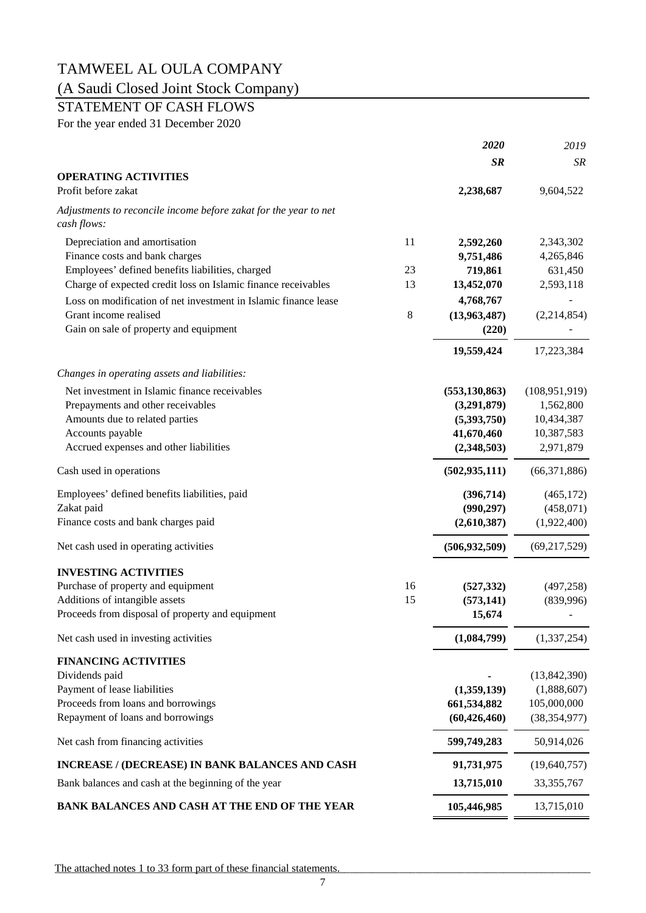# TAMWEEL AL OULA COMPANY

## (A Saudi Closed Joint Stock Company)

## STATEMENT OF CASH FLOWS

For the year ended 31 December 2020

| | Note | ***2020*** | *2019* |
|---|---|---|---|
| | | ***SR*** | *SR* |
| **OPERATING ACTIVITIES** | | | |
| Profit before zakat | | **2,238,687** | 9,604,522 |
| *Adjustments to reconcile income before zakat for the year to net cash flows:* | | | |
| Depreciation and amortisation | 11 | **2,592,260** | 2,343,302 |
| Finance costs and bank charges | | **9,751,486** | 4,265,846 |
| Employees' defined benefits liabilities, charged | 23 | **719,861** | 631,450 |
| Charge of expected credit loss on Islamic finance receivables | 13 | **13,452,070** | 2,593,118 |
| Loss on modification of net investment in Islamic finance lease | | **4,768,767** | - |
| Grant income realised | 8 | **(13,963,487)** | (2,214,854) |
| Gain on sale of property and equipment | | **(220)** | - |
| | | **19,559,424** | 17,223,384 |
| *Changes in operating assets and liabilities:* | | | |
| Net investment in Islamic finance receivables | | **(553,130,863)** | (108,951,919) |
| Prepayments and other receivables | | **(3,291,879)** | 1,562,800 |
| Amounts due to related parties | | **(5,393,750)** | 10,434,387 |
| Accounts payable | | **41,670,460** | 10,387,583 |
| Accrued expenses and other liabilities | | **(2,348,503)** | 2,971,879 |
| Cash used in operations | | **(502,935,111)** | (66,371,886) |
| Employees' defined benefits liabilities, paid | | **(396,714)** | (465,172) |
| Zakat paid | | **(990,297)** | (458,071) |
| Finance costs and bank charges paid | | **(2,610,387)** | (1,922,400) |
| Net cash used in operating activities | | **(506,932,509)** | (69,217,529) |
| **INVESTING ACTIVITIES** | | | |
| Purchase of property and equipment | 16 | **(527,332)** | (497,258) |
| Additions of intangible assets | 15 | **(573,141)** | (839,996) |
| Proceeds from disposal of property and equipment | | **15,674** | - |
| Net cash used in investing activities | | **(1,084,799)** | (1,337,254) |
| **FINANCING ACTIVITIES** | | | |
| Dividends paid | | **-** | (13,842,390) |
| Payment of lease liabilities | | **(1,359,139)** | (1,888,607) |
| Proceeds from loans and borrowings | | **661,534,882** | 105,000,000 |
| Repayment of loans and borrowings | | **(60,426,460)** | (38,354,977) |
| Net cash from financing activities | | **599,749,283** | 50,914,026 |
| **INCREASE / (DECREASE) IN BANK BALANCES AND CASH** | | **91,731,975** | (19,640,757) |
| Bank balances and cash at the beginning of the year | | **13,715,010** | 33,355,767 |
| **BANK BALANCES AND CASH AT THE END OF THE YEAR** | | **105,446,985** | 13,715,010 |

The attached notes 1 to 33 form part of these financial statements.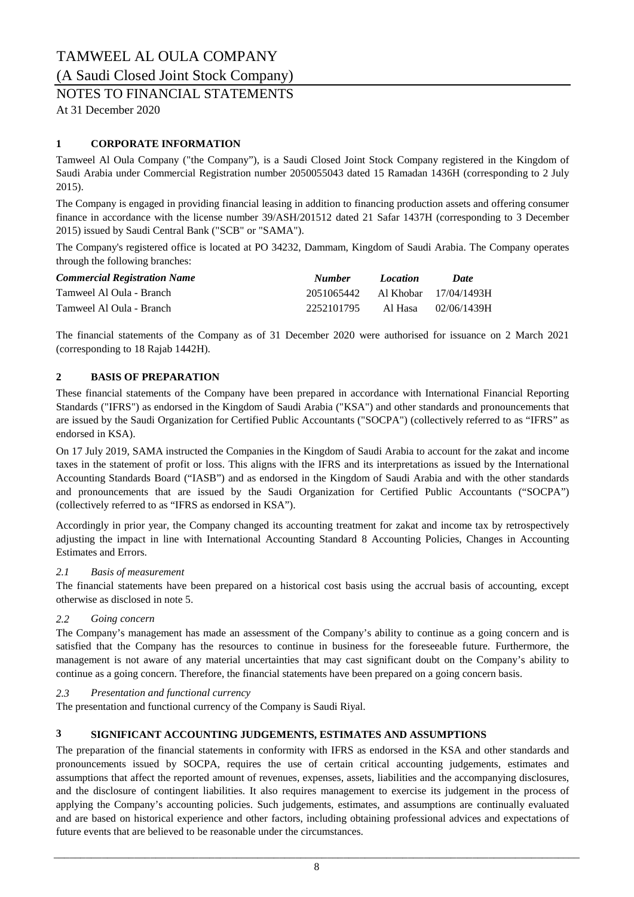# TAMWEEL AL OULA COMPANY

(A Saudi Closed Joint Stock Company)

NOTES TO FINANCIAL STATEMENTS

At 31 December 2020

## 1 CORPORATE INFORMATION

Tamweel Al Oula Company ("the Company"), is a Saudi Closed Joint Stock Company registered in the Kingdom of Saudi Arabia under Commercial Registration number 2050055043 dated 15 Ramadan 1436H (corresponding to 2 July 2015).

The Company is engaged in providing financial leasing in addition to financing production assets and offering consumer finance in accordance with the license number 39/ASH/201512 dated 21 Safar 1437H (corresponding to 3 December 2015) issued by Saudi Central Bank ("SCB" or "SAMA").

The Company's registered office is located at PO 34232, Dammam, Kingdom of Saudi Arabia. The Company operates through the following branches:

| *Commercial Registration Name* | *Number* | *Location* | *Date* |
|---|---|---|---|
| Tamweel Al Oula - Branch | 2051065442 | Al Khobar | 17/04/1493H |
| Tamweel Al Oula - Branch | 2252101795 | Al Hasa | 02/06/1439H |

The financial statements of the Company as of 31 December 2020 were authorised for issuance on 2 March 2021 (corresponding to 18 Rajab 1442H).

## 2 BASIS OF PREPARATION

These financial statements of the Company have been prepared in accordance with International Financial Reporting Standards ("IFRS") as endorsed in the Kingdom of Saudi Arabia ("KSA") and other standards and pronouncements that are issued by the Saudi Organization for Certified Public Accountants ("SOCPA") (collectively referred to as "IFRS" as endorsed in KSA).

On 17 July 2019, SAMA instructed the Companies in the Kingdom of Saudi Arabia to account for the zakat and income taxes in the statement of profit or loss. This aligns with the IFRS and its interpretations as issued by the International Accounting Standards Board ("IASB") and as endorsed in the Kingdom of Saudi Arabia and with the other standards and pronouncements that are issued by the Saudi Organization for Certified Public Accountants ("SOCPA") (collectively referred to as "IFRS as endorsed in KSA").

Accordingly in prior year, the Company changed its accounting treatment for zakat and income tax by retrospectively adjusting the impact in line with International Accounting Standard 8 Accounting Policies, Changes in Accounting Estimates and Errors.

### *2.1 Basis of measurement*

The financial statements have been prepared on a historical cost basis using the accrual basis of accounting, except otherwise as disclosed in note 5.

### *2.2 Going concern*

The Company's management has made an assessment of the Company's ability to continue as a going concern and is satisfied that the Company has the resources to continue in business for the foreseeable future. Furthermore, the management is not aware of any material uncertainties that may cast significant doubt on the Company's ability to continue as a going concern. Therefore, the financial statements have been prepared on a going concern basis.

### *2.3 Presentation and functional currency*

The presentation and functional currency of the Company is Saudi Riyal.

## 3 SIGNIFICANT ACCOUNTING JUDGEMENTS, ESTIMATES AND ASSUMPTIONS

The preparation of the financial statements in conformity with IFRS as endorsed in the KSA and other standards and pronouncements issued by SOCPA, requires the use of certain critical accounting judgements, estimates and assumptions that affect the reported amount of revenues, expenses, assets, liabilities and the accompanying disclosures, and the disclosure of contingent liabilities. It also requires management to exercise its judgement in the process of applying the Company's accounting policies. Such judgements, estimates, and assumptions are continually evaluated and are based on historical experience and other factors, including obtaining professional advices and expectations of future events that are believed to be reasonable under the circumstances.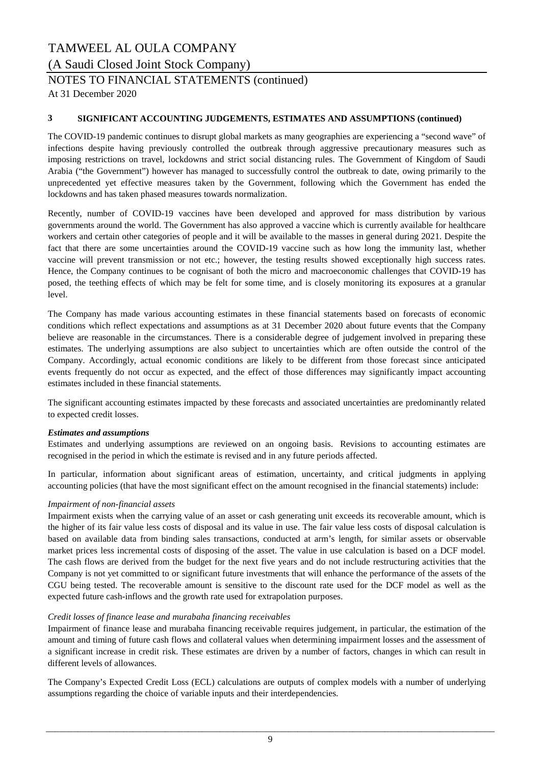## 3 SIGNIFICANT ACCOUNTING JUDGEMENTS, ESTIMATES AND ASSUMPTIONS (continued)

The COVID-19 pandemic continues to disrupt global markets as many geographies are experiencing a "second wave" of infections despite having previously controlled the outbreak through aggressive precautionary measures such as imposing restrictions on travel, lockdowns and strict social distancing rules. The Government of Kingdom of Saudi Arabia ("the Government") however has managed to successfully control the outbreak to date, owing primarily to the unprecedented yet effective measures taken by the Government, following which the Government has ended the lockdowns and has taken phased measures towards normalization.

Recently, number of COVID-19 vaccines have been developed and approved for mass distribution by various governments around the world. The Government has also approved a vaccine which is currently available for healthcare workers and certain other categories of people and it will be available to the masses in general during 2021. Despite the fact that there are some uncertainties around the COVID-19 vaccine such as how long the immunity last, whether vaccine will prevent transmission or not etc.; however, the testing results showed exceptionally high success rates. Hence, the Company continues to be cognisant of both the micro and macroeconomic challenges that COVID-19 has posed, the teething effects of which may be felt for some time, and is closely monitoring its exposures at a granular level.

The Company has made various accounting estimates in these financial statements based on forecasts of economic conditions which reflect expectations and assumptions as at 31 December 2020 about future events that the Company believe are reasonable in the circumstances. There is a considerable degree of judgement involved in preparing these estimates. The underlying assumptions are also subject to uncertainties which are often outside the control of the Company. Accordingly, actual economic conditions are likely to be different from those forecast since anticipated events frequently do not occur as expected, and the effect of those differences may significantly impact accounting estimates included in these financial statements.

The significant accounting estimates impacted by these forecasts and associated uncertainties are predominantly related to expected credit losses.

***Estimates and assumptions***

Estimates and underlying assumptions are reviewed on an ongoing basis. Revisions to accounting estimates are recognised in the period in which the estimate is revised and in any future periods affected.

In particular, information about significant areas of estimation, uncertainty, and critical judgments in applying accounting policies (that have the most significant effect on the amount recognised in the financial statements) include:

*Impairment of non-financial assets*

Impairment exists when the carrying value of an asset or cash generating unit exceeds its recoverable amount, which is the higher of its fair value less costs of disposal and its value in use. The fair value less costs of disposal calculation is based on available data from binding sales transactions, conducted at arm's length, for similar assets or observable market prices less incremental costs of disposing of the asset. The value in use calculation is based on a DCF model. The cash flows are derived from the budget for the next five years and do not include restructuring activities that the Company is not yet committed to or significant future investments that will enhance the performance of the assets of the CGU being tested. The recoverable amount is sensitive to the discount rate used for the DCF model as well as the expected future cash-inflows and the growth rate used for extrapolation purposes.

*Credit losses of finance lease and murabaha financing receivables*

Impairment of finance lease and murabaha financing receivable requires judgement, in particular, the estimation of the amount and timing of future cash flows and collateral values when determining impairment losses and the assessment of a significant increase in credit risk. These estimates are driven by a number of factors, changes in which can result in different levels of allowances.

The Company's Expected Credit Loss (ECL) calculations are outputs of complex models with a number of underlying assumptions regarding the choice of variable inputs and their interdependencies.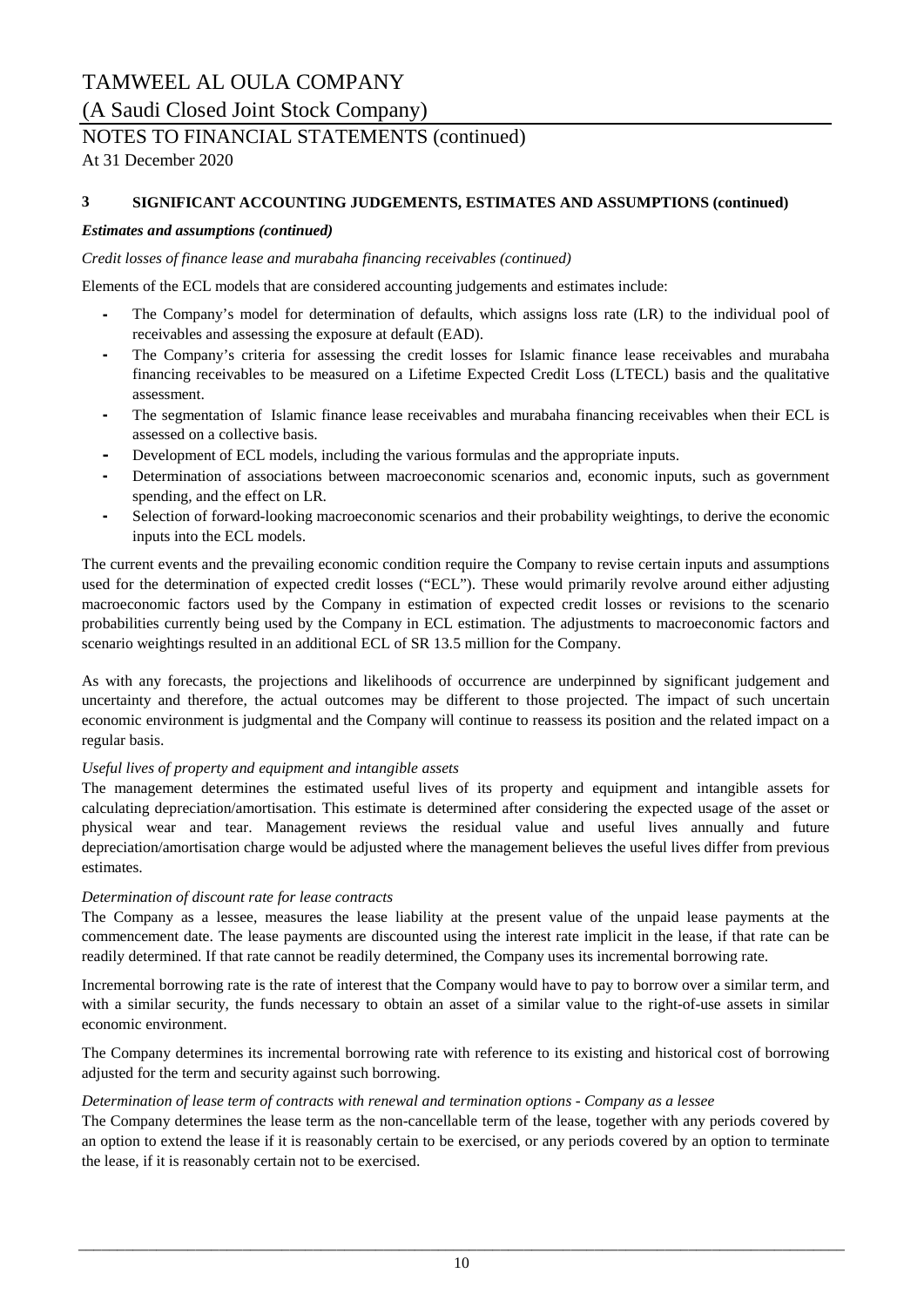## 3 SIGNIFICANT ACCOUNTING JUDGEMENTS, ESTIMATES AND ASSUMPTIONS (continued)

***Estimates and assumptions (continued)***

*Credit losses of finance lease and murabaha financing receivables (continued)*

Elements of the ECL models that are considered accounting judgements and estimates include:

- The Company's model for determination of defaults, which assigns loss rate (LR) to the individual pool of receivables and assessing the exposure at default (EAD).
- The Company's criteria for assessing the credit losses for Islamic finance lease receivables and murabaha financing receivables to be measured on a Lifetime Expected Credit Loss (LTECL) basis and the qualitative assessment.
- The segmentation of Islamic finance lease receivables and murabaha financing receivables when their ECL is assessed on a collective basis.
- Development of ECL models, including the various formulas and the appropriate inputs.
- Determination of associations between macroeconomic scenarios and, economic inputs, such as government spending, and the effect on LR.
- Selection of forward-looking macroeconomic scenarios and their probability weightings, to derive the economic inputs into the ECL models.

The current events and the prevailing economic condition require the Company to revise certain inputs and assumptions used for the determination of expected credit losses ("ECL"). These would primarily revolve around either adjusting macroeconomic factors used by the Company in estimation of expected credit losses or revisions to the scenario probabilities currently being used by the Company in ECL estimation. The adjustments to macroeconomic factors and scenario weightings resulted in an additional ECL of SR 13.5 million for the Company.

As with any forecasts, the projections and likelihoods of occurrence are underpinned by significant judgement and uncertainty and therefore, the actual outcomes may be different to those projected. The impact of such uncertain economic environment is judgmental and the Company will continue to reassess its position and the related impact on a regular basis.

*Useful lives of property and equipment and intangible assets*

The management determines the estimated useful lives of its property and equipment and intangible assets for calculating depreciation/amortisation. This estimate is determined after considering the expected usage of the asset or physical wear and tear. Management reviews the residual value and useful lives annually and future depreciation/amortisation charge would be adjusted where the management believes the useful lives differ from previous estimates.

*Determination of discount rate for lease contracts*

The Company as a lessee, measures the lease liability at the present value of the unpaid lease payments at the commencement date. The lease payments are discounted using the interest rate implicit in the lease, if that rate can be readily determined. If that rate cannot be readily determined, the Company uses its incremental borrowing rate.

Incremental borrowing rate is the rate of interest that the Company would have to pay to borrow over a similar term, and with a similar security, the funds necessary to obtain an asset of a similar value to the right-of-use assets in similar economic environment.

The Company determines its incremental borrowing rate with reference to its existing and historical cost of borrowing adjusted for the term and security against such borrowing.

*Determination of lease term of contracts with renewal and termination options - Company as a lessee*

The Company determines the lease term as the non-cancellable term of the lease, together with any periods covered by an option to extend the lease if it is reasonably certain to be exercised, or any periods covered by an option to terminate the lease, if it is reasonably certain not to be exercised.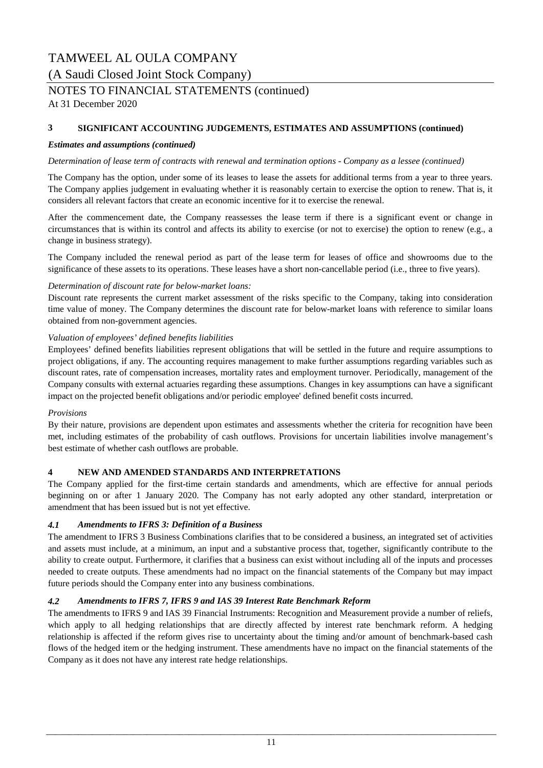## 3 SIGNIFICANT ACCOUNTING JUDGEMENTS, ESTIMATES AND ASSUMPTIONS (continued)

***Estimates and assumptions (continued)***

*Determination of lease term of contracts with renewal and termination options - Company as a lessee (continued)*

The Company has the option, under some of its leases to lease the assets for additional terms from a year to three years. The Company applies judgement in evaluating whether it is reasonably certain to exercise the option to renew. That is, it considers all relevant factors that create an economic incentive for it to exercise the renewal.

After the commencement date, the Company reassesses the lease term if there is a significant event or change in circumstances that is within its control and affects its ability to exercise (or not to exercise) the option to renew (e.g., a change in business strategy).

The Company included the renewal period as part of the lease term for leases of office and showrooms due to the significance of these assets to its operations. These leases have a short non-cancellable period (i.e., three to five years).

*Determination of discount rate for below-market loans:*

Discount rate represents the current market assessment of the risks specific to the Company, taking into consideration time value of money. The Company determines the discount rate for below-market loans with reference to similar loans obtained from non-government agencies.

*Valuation of employees' defined benefits liabilities*

Employees' defined benefits liabilities represent obligations that will be settled in the future and require assumptions to project obligations, if any. The accounting requires management to make further assumptions regarding variables such as discount rates, rate of compensation increases, mortality rates and employment turnover. Periodically, management of the Company consults with external actuaries regarding these assumptions. Changes in key assumptions can have a significant impact on the projected benefit obligations and/or periodic employee' defined benefit costs incurred.

*Provisions*

By their nature, provisions are dependent upon estimates and assessments whether the criteria for recognition have been met, including estimates of the probability of cash outflows. Provisions for uncertain liabilities involve management's best estimate of whether cash outflows are probable.

## 4 NEW AND AMENDED STANDARDS AND INTERPRETATIONS

The Company applied for the first-time certain standards and amendments, which are effective for annual periods beginning on or after 1 January 2020. The Company has not early adopted any other standard, interpretation or amendment that has been issued but is not yet effective.

### *4.1 Amendments to IFRS 3: Definition of a Business*

The amendment to IFRS 3 Business Combinations clarifies that to be considered a business, an integrated set of activities and assets must include, at a minimum, an input and a substantive process that, together, significantly contribute to the ability to create output. Furthermore, it clarifies that a business can exist without including all of the inputs and processes needed to create outputs. These amendments had no impact on the financial statements of the Company but may impact future periods should the Company enter into any business combinations.

### *4.2 Amendments to IFRS 7, IFRS 9 and IAS 39 Interest Rate Benchmark Reform*

The amendments to IFRS 9 and IAS 39 Financial Instruments: Recognition and Measurement provide a number of reliefs, which apply to all hedging relationships that are directly affected by interest rate benchmark reform. A hedging relationship is affected if the reform gives rise to uncertainty about the timing and/or amount of benchmark-based cash flows of the hedged item or the hedging instrument. These amendments have no impact on the financial statements of the Company as it does not have any interest rate hedge relationships.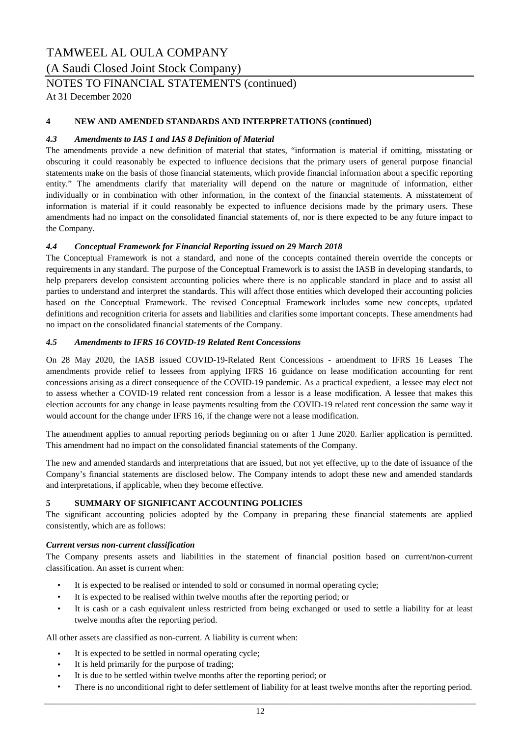## 4 NEW AND AMENDED STANDARDS AND INTERPRETATIONS (continued)

### *4.3 Amendments to IAS 1 and IAS 8 Definition of Material*

The amendments provide a new definition of material that states, "information is material if omitting, misstating or obscuring it could reasonably be expected to influence decisions that the primary users of general purpose financial statements make on the basis of those financial statements, which provide financial information about a specific reporting entity." The amendments clarify that materiality will depend on the nature or magnitude of information, either individually or in combination with other information, in the context of the financial statements. A misstatement of information is material if it could reasonably be expected to influence decisions made by the primary users. These amendments had no impact on the consolidated financial statements of, nor is there expected to be any future impact to the Company.

### *4.4 Conceptual Framework for Financial Reporting issued on 29 March 2018*

The Conceptual Framework is not a standard, and none of the concepts contained therein override the concepts or requirements in any standard. The purpose of the Conceptual Framework is to assist the IASB in developing standards, to help preparers develop consistent accounting policies where there is no applicable standard in place and to assist all parties to understand and interpret the standards. This will affect those entities which developed their accounting policies based on the Conceptual Framework. The revised Conceptual Framework includes some new concepts, updated definitions and recognition criteria for assets and liabilities and clarifies some important concepts. These amendments had no impact on the consolidated financial statements of the Company.

### *4.5 Amendments to IFRS 16 COVID-19 Related Rent Concessions*

On 28 May 2020, the IASB issued COVID-19-Related Rent Concessions - amendment to IFRS 16 Leases The amendments provide relief to lessees from applying IFRS 16 guidance on lease modification accounting for rent concessions arising as a direct consequence of the COVID-19 pandemic. As a practical expedient, a lessee may elect not to assess whether a COVID-19 related rent concession from a lessor is a lease modification. A lessee that makes this election accounts for any change in lease payments resulting from the COVID-19 related rent concession the same way it would account for the change under IFRS 16, if the change were not a lease modification.

The amendment applies to annual reporting periods beginning on or after 1 June 2020. Earlier application is permitted. This amendment had no impact on the consolidated financial statements of the Company.

The new and amended standards and interpretations that are issued, but not yet effective, up to the date of issuance of the Company's financial statements are disclosed below. The Company intends to adopt these new and amended standards and interpretations, if applicable, when they become effective.

## 5 SUMMARY OF SIGNIFICANT ACCOUNTING POLICIES

The significant accounting policies adopted by the Company in preparing these financial statements are applied consistently, which are as follows:

***Current versus non-current classification***

The Company presents assets and liabilities in the statement of financial position based on current/non-current classification. An asset is current when:

- It is expected to be realised or intended to sold or consumed in normal operating cycle;
- It is expected to be realised within twelve months after the reporting period; or
- It is cash or a cash equivalent unless restricted from being exchanged or used to settle a liability for at least twelve months after the reporting period.

All other assets are classified as non-current. A liability is current when:

- It is expected to be settled in normal operating cycle;
- It is held primarily for the purpose of trading;
- It is due to be settled within twelve months after the reporting period; or
- There is no unconditional right to defer settlement of liability for at least twelve months after the reporting period.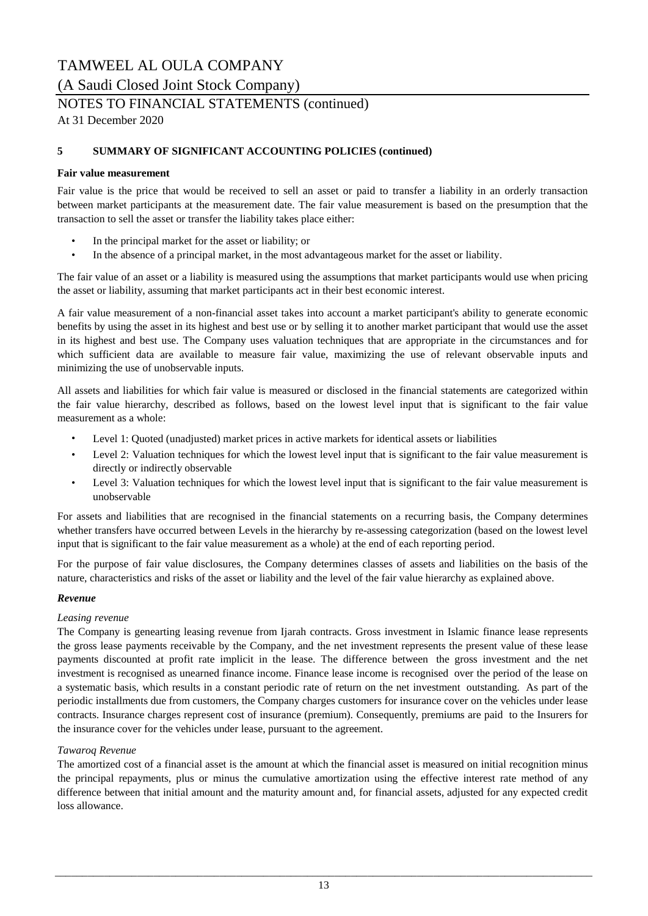# TAMWEEL AL OULA COMPANY

(A Saudi Closed Joint Stock Company)

NOTES TO FINANCIAL STATEMENTS (continued)

At 31 December 2020

## 5 SUMMARY OF SIGNIFICANT ACCOUNTING POLICIES (continued)

**Fair value measurement**

Fair value is the price that would be received to sell an asset or paid to transfer a liability in an orderly transaction between market participants at the measurement date. The fair value measurement is based on the presumption that the transaction to sell the asset or transfer the liability takes place either:

- In the principal market for the asset or liability; or
- In the absence of a principal market, in the most advantageous market for the asset or liability.

The fair value of an asset or a liability is measured using the assumptions that market participants would use when pricing the asset or liability, assuming that market participants act in their best economic interest.

A fair value measurement of a non-financial asset takes into account a market participant's ability to generate economic benefits by using the asset in its highest and best use or by selling it to another market participant that would use the asset in its highest and best use. The Company uses valuation techniques that are appropriate in the circumstances and for which sufficient data are available to measure fair value, maximizing the use of relevant observable inputs and minimizing the use of unobservable inputs.

All assets and liabilities for which fair value is measured or disclosed in the financial statements are categorized within the fair value hierarchy, described as follows, based on the lowest level input that is significant to the fair value measurement as a whole:

- Level 1: Quoted (unadjusted) market prices in active markets for identical assets or liabilities
- Level 2: Valuation techniques for which the lowest level input that is significant to the fair value measurement is directly or indirectly observable
- Level 3: Valuation techniques for which the lowest level input that is significant to the fair value measurement is unobservable

For assets and liabilities that are recognised in the financial statements on a recurring basis, the Company determines whether transfers have occurred between Levels in the hierarchy by re-assessing categorization (based on the lowest level input that is significant to the fair value measurement as a whole) at the end of each reporting period.

For the purpose of fair value disclosures, the Company determines classes of assets and liabilities on the basis of the nature, characteristics and risks of the asset or liability and the level of the fair value hierarchy as explained above.

***Revenue***

*Leasing revenue*

The Company is genearting leasing revenue from Ijarah contracts. Gross investment in Islamic finance lease represents the gross lease payments receivable by the Company, and the net investment represents the present value of these lease payments discounted at profit rate implicit in the lease. The difference between the gross investment and the net investment is recognised as unearned finance income. Finance lease income is recognised over the period of the lease on a systematic basis, which results in a constant periodic rate of return on the net investment outstanding. As part of the periodic installments due from customers, the Company charges customers for insurance cover on the vehicles under lease contracts. Insurance charges represent cost of insurance (premium). Consequently, premiums are paid to the Insurers for the insurance cover for the vehicles under lease, pursuant to the agreement.

*Tawaroq Revenue*

The amortized cost of a financial asset is the amount at which the financial asset is measured on initial recognition minus the principal repayments, plus or minus the cumulative amortization using the effective interest rate method of any difference between that initial amount and the maturity amount and, for financial assets, adjusted for any expected credit loss allowance.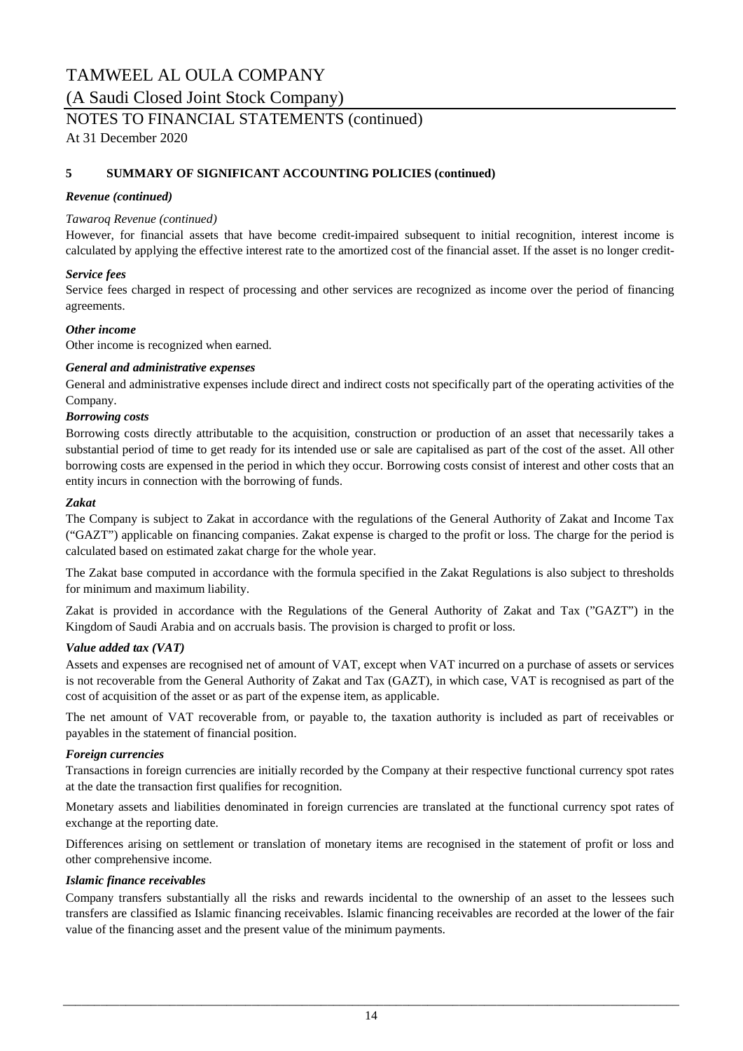# TAMWEEL AL OULA COMPANY

(A Saudi Closed Joint Stock Company)

NOTES TO FINANCIAL STATEMENTS (continued)

At 31 December 2020

## 5 SUMMARY OF SIGNIFICANT ACCOUNTING POLICIES (continued)

### *Revenue (continued)*

*Tawaroq Revenue (continued)*

However, for financial assets that have become credit-impaired subsequent to initial recognition, interest income is calculated by applying the effective interest rate to the amortized cost of the financial asset. If the asset is no longer credit-

### *Service fees*

Service fees charged in respect of processing and other services are recognized as income over the period of financing agreements.

### *Other income*

Other income is recognized when earned.

### *General and administrative expenses*

General and administrative expenses include direct and indirect costs not specifically part of the operating activities of the Company.

### *Borrowing costs*

Borrowing costs directly attributable to the acquisition, construction or production of an asset that necessarily takes a substantial period of time to get ready for its intended use or sale are capitalised as part of the cost of the asset. All other borrowing costs are expensed in the period in which they occur. Borrowing costs consist of interest and other costs that an entity incurs in connection with the borrowing of funds.

### *Zakat*

The Company is subject to Zakat in accordance with the regulations of the General Authority of Zakat and Income Tax ("GAZT") applicable on financing companies. Zakat expense is charged to the profit or loss. The charge for the period is calculated based on estimated zakat charge for the whole year.

The Zakat base computed in accordance with the formula specified in the Zakat Regulations is also subject to thresholds for minimum and maximum liability.

Zakat is provided in accordance with the Regulations of the General Authority of Zakat and Tax ("GAZT") in the Kingdom of Saudi Arabia and on accruals basis. The provision is charged to profit or loss.

### *Value added tax (VAT)*

Assets and expenses are recognised net of amount of VAT, except when VAT incurred on a purchase of assets or services is not recoverable from the General Authority of Zakat and Tax (GAZT), in which case, VAT is recognised as part of the cost of acquisition of the asset or as part of the expense item, as applicable.

The net amount of VAT recoverable from, or payable to, the taxation authority is included as part of receivables or payables in the statement of financial position.

### *Foreign currencies*

Transactions in foreign currencies are initially recorded by the Company at their respective functional currency spot rates at the date the transaction first qualifies for recognition.

Monetary assets and liabilities denominated in foreign currencies are translated at the functional currency spot rates of exchange at the reporting date.

Differences arising on settlement or translation of monetary items are recognised in the statement of profit or loss and other comprehensive income.

### *Islamic finance receivables*

Company transfers substantially all the risks and rewards incidental to the ownership of an asset to the lessees such transfers are classified as Islamic financing receivables. Islamic financing receivables are recorded at the lower of the fair value of the financing asset and the present value of the minimum payments.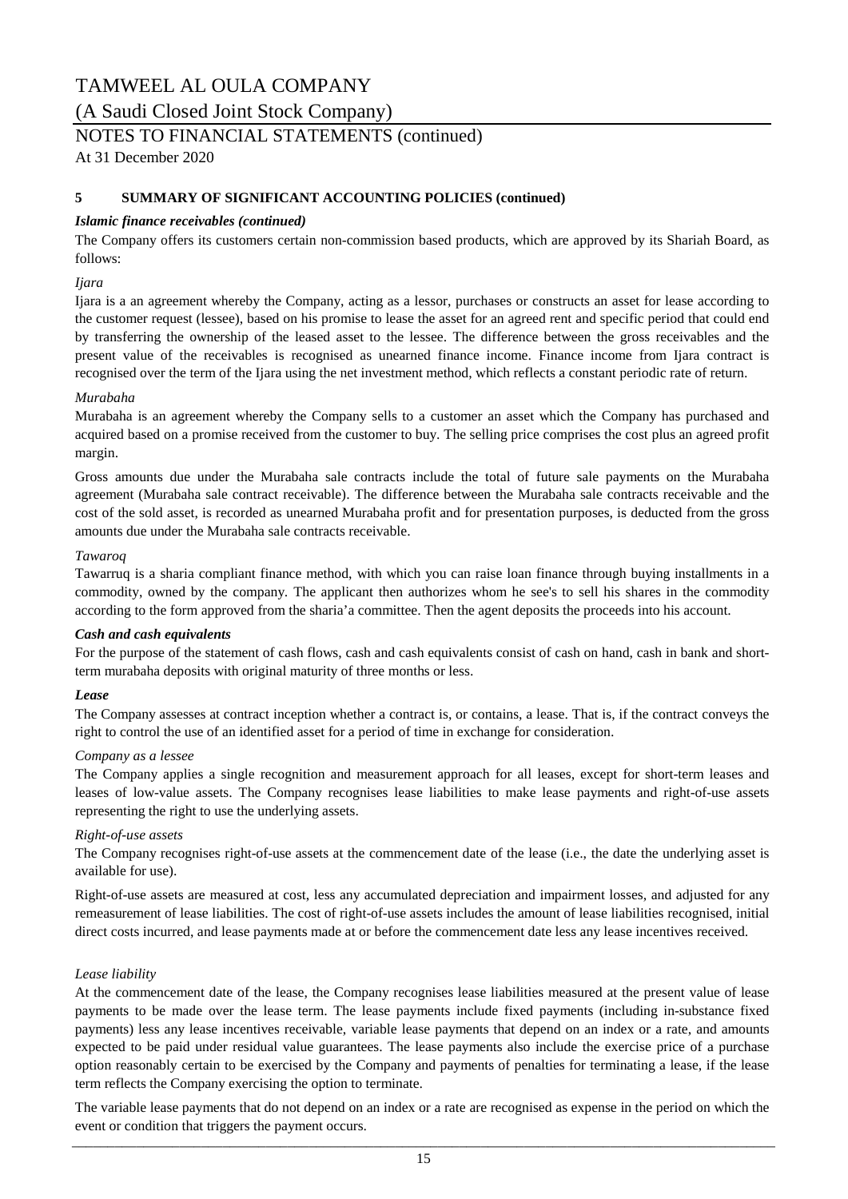## 5 SUMMARY OF SIGNIFICANT ACCOUNTING POLICIES (continued)

### *Islamic finance receivables (continued)*

The Company offers its customers certain non-commission based products, which are approved by its Shariah Board, as follows:

*Ijara*

Ijara is a an agreement whereby the Company, acting as a lessor, purchases or constructs an asset for lease according to the customer request (lessee), based on his promise to lease the asset for an agreed rent and specific period that could end by transferring the ownership of the leased asset to the lessee. The difference between the gross receivables and the present value of the receivables is recognised as unearned finance income. Finance income from Ijara contract is recognised over the term of the Ijara using the net investment method, which reflects a constant periodic rate of return.

*Murabaha*

Murabaha is an agreement whereby the Company sells to a customer an asset which the Company has purchased and acquired based on a promise received from the customer to buy. The selling price comprises the cost plus an agreed profit margin.

Gross amounts due under the Murabaha sale contracts include the total of future sale payments on the Murabaha agreement (Murabaha sale contract receivable). The difference between the Murabaha sale contracts receivable and the cost of the sold asset, is recorded as unearned Murabaha profit and for presentation purposes, is deducted from the gross amounts due under the Murabaha sale contracts receivable.

*Tawaroq*

Tawarruq is a sharia compliant finance method, with which you can raise loan finance through buying installments in a commodity, owned by the company. The applicant then authorizes whom he see's to sell his shares in the commodity according to the form approved from the sharia'a committee. Then the agent deposits the proceeds into his account.

### *Cash and cash equivalents*

For the purpose of the statement of cash flows, cash and cash equivalents consist of cash on hand, cash in bank and short-term murabaha deposits with original maturity of three months or less.

### *Lease*

The Company assesses at contract inception whether a contract is, or contains, a lease. That is, if the contract conveys the right to control the use of an identified asset for a period of time in exchange for consideration.

*Company as a lessee*

The Company applies a single recognition and measurement approach for all leases, except for short-term leases and leases of low-value assets. The Company recognises lease liabilities to make lease payments and right-of-use assets representing the right to use the underlying assets.

*Right-of-use assets*

The Company recognises right-of-use assets at the commencement date of the lease (i.e., the date the underlying asset is available for use).

Right-of-use assets are measured at cost, less any accumulated depreciation and impairment losses, and adjusted for any remeasurement of lease liabilities. The cost of right-of-use assets includes the amount of lease liabilities recognised, initial direct costs incurred, and lease payments made at or before the commencement date less any lease incentives received.

*Lease liability*

At the commencement date of the lease, the Company recognises lease liabilities measured at the present value of lease payments to be made over the lease term. The lease payments include fixed payments (including in-substance fixed payments) less any lease incentives receivable, variable lease payments that depend on an index or a rate, and amounts expected to be paid under residual value guarantees. The lease payments also include the exercise price of a purchase option reasonably certain to be exercised by the Company and payments of penalties for terminating a lease, if the lease term reflects the Company exercising the option to terminate.

The variable lease payments that do not depend on an index or a rate are recognised as expense in the period on which the event or condition that triggers the payment occurs.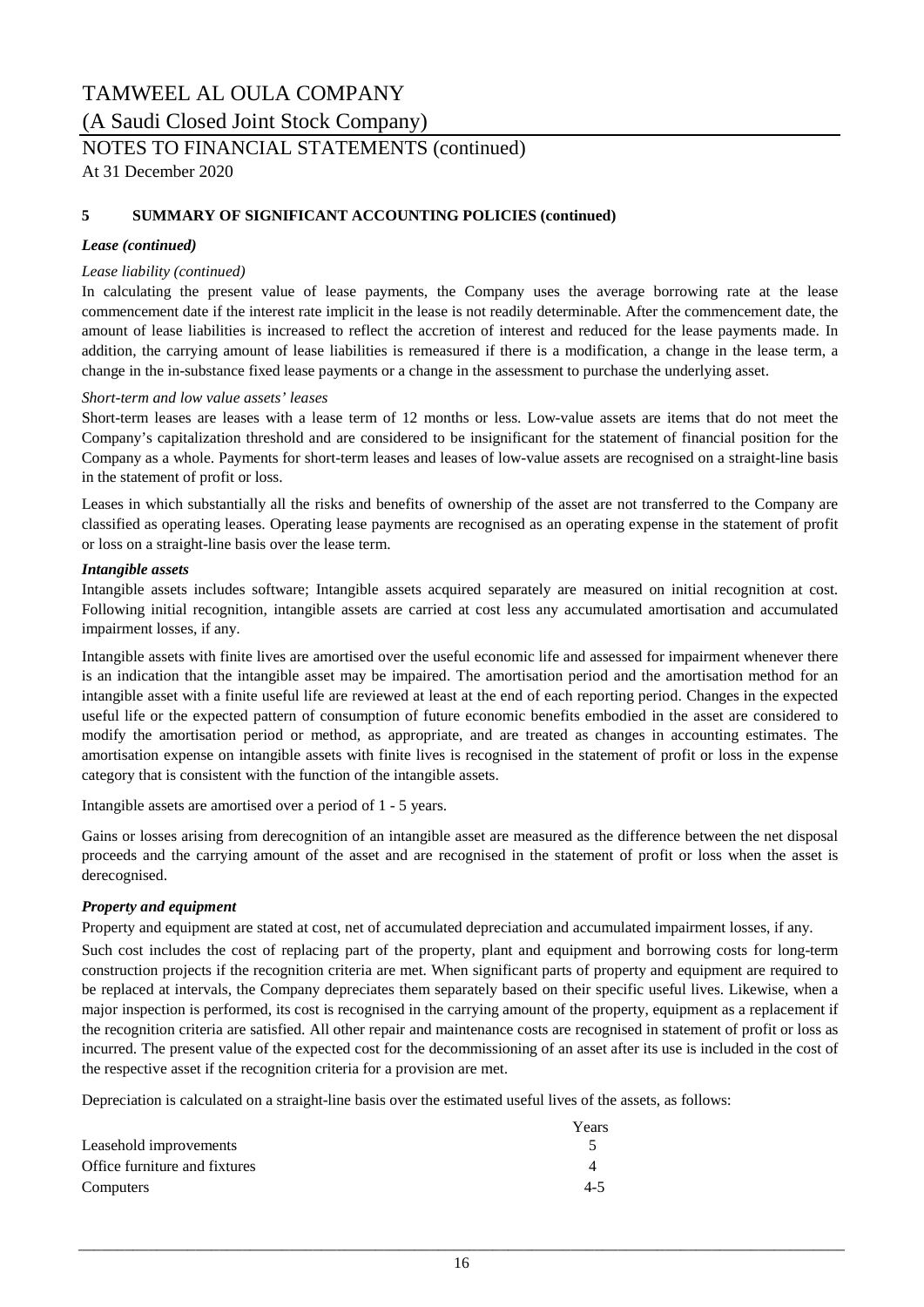# TAMWEEL AL OULA COMPANY

(A Saudi Closed Joint Stock Company)

NOTES TO FINANCIAL STATEMENTS (continued)

At 31 December 2020

## 5 SUMMARY OF SIGNIFICANT ACCOUNTING POLICIES (continued)

### *Lease (continued)*

*Lease liability (continued)*

In calculating the present value of lease payments, the Company uses the average borrowing rate at the lease commencement date if the interest rate implicit in the lease is not readily determinable. After the commencement date, the amount of lease liabilities is increased to reflect the accretion of interest and reduced for the lease payments made. In addition, the carrying amount of lease liabilities is remeasured if there is a modification, a change in the lease term, a change in the in-substance fixed lease payments or a change in the assessment to purchase the underlying asset.

*Short-term and low value assets' leases*

Short-term leases are leases with a lease term of 12 months or less. Low-value assets are items that do not meet the Company's capitalization threshold and are considered to be insignificant for the statement of financial position for the Company as a whole. Payments for short-term leases and leases of low-value assets are recognised on a straight-line basis in the statement of profit or loss.

Leases in which substantially all the risks and benefits of ownership of the asset are not transferred to the Company are classified as operating leases. Operating lease payments are recognised as an operating expense in the statement of profit or loss on a straight-line basis over the lease term.

### *Intangible assets*

Intangible assets includes software; Intangible assets acquired separately are measured on initial recognition at cost. Following initial recognition, intangible assets are carried at cost less any accumulated amortisation and accumulated impairment losses, if any.

Intangible assets with finite lives are amortised over the useful economic life and assessed for impairment whenever there is an indication that the intangible asset may be impaired. The amortisation period and the amortisation method for an intangible asset with a finite useful life are reviewed at least at the end of each reporting period. Changes in the expected useful life or the expected pattern of consumption of future economic benefits embodied in the asset are considered to modify the amortisation period or method, as appropriate, and are treated as changes in accounting estimates. The amortisation expense on intangible assets with finite lives is recognised in the statement of profit or loss in the expense category that is consistent with the function of the intangible assets.

Intangible assets are amortised over a period of 1 - 5 years.

Gains or losses arising from derecognition of an intangible asset are measured as the difference between the net disposal proceeds and the carrying amount of the asset and are recognised in the statement of profit or loss when the asset is derecognised.

### *Property and equipment*

Property and equipment are stated at cost, net of accumulated depreciation and accumulated impairment losses, if any.

Such cost includes the cost of replacing part of the property, plant and equipment and borrowing costs for long-term construction projects if the recognition criteria are met. When significant parts of property and equipment are required to be replaced at intervals, the Company depreciates them separately based on their specific useful lives. Likewise, when a major inspection is performed, its cost is recognised in the carrying amount of the property, equipment as a replacement if the recognition criteria are satisfied. All other repair and maintenance costs are recognised in statement of profit or loss as incurred. The present value of the expected cost for the decommissioning of an asset after its use is included in the cost of the respective asset if the recognition criteria for a provision are met.

Depreciation is calculated on a straight-line basis over the estimated useful lives of the assets, as follows:

| | Years |
|---|---|
| Leasehold improvements | 5 |
| Office furniture and fixtures | 4 |
| Computers | 4-5 |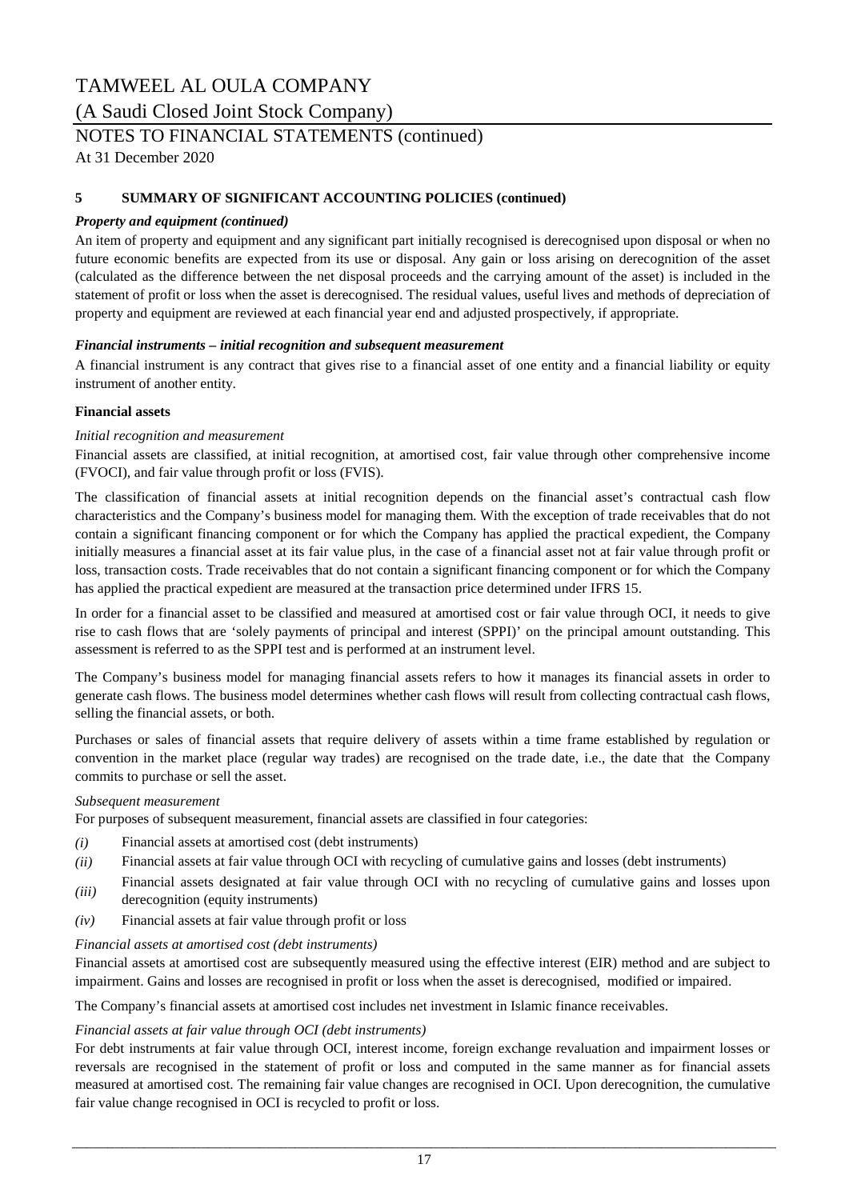## 5 SUMMARY OF SIGNIFICANT ACCOUNTING POLICIES (continued)

***Property and equipment (continued)***

An item of property and equipment and any significant part initially recognised is derecognised upon disposal or when no future economic benefits are expected from its use or disposal. Any gain or loss arising on derecognition of the asset (calculated as the difference between the net disposal proceeds and the carrying amount of the asset) is included in the statement of profit or loss when the asset is derecognised. The residual values, useful lives and methods of depreciation of property and equipment are reviewed at each financial year end and adjusted prospectively, if appropriate.

***Financial instruments – initial recognition and subsequent measurement***

A financial instrument is any contract that gives rise to a financial asset of one entity and a financial liability or equity instrument of another entity.

**Financial assets**

*Initial recognition and measurement*

Financial assets are classified, at initial recognition, at amortised cost, fair value through other comprehensive income (FVOCI), and fair value through profit or loss (FVIS).

The classification of financial assets at initial recognition depends on the financial asset's contractual cash flow characteristics and the Company's business model for managing them. With the exception of trade receivables that do not contain a significant financing component or for which the Company has applied the practical expedient, the Company initially measures a financial asset at its fair value plus, in the case of a financial asset not at fair value through profit or loss, transaction costs. Trade receivables that do not contain a significant financing component or for which the Company has applied the practical expedient are measured at the transaction price determined under IFRS 15.

In order for a financial asset to be classified and measured at amortised cost or fair value through OCI, it needs to give rise to cash flows that are 'solely payments of principal and interest (SPPI)' on the principal amount outstanding. This assessment is referred to as the SPPI test and is performed at an instrument level.

The Company's business model for managing financial assets refers to how it manages its financial assets in order to generate cash flows. The business model determines whether cash flows will result from collecting contractual cash flows, selling the financial assets, or both.

Purchases or sales of financial assets that require delivery of assets within a time frame established by regulation or convention in the market place (regular way trades) are recognised on the trade date, i.e., the date that the Company commits to purchase or sell the asset.

*Subsequent measurement*

For purposes of subsequent measurement, financial assets are classified in four categories:

*(i)* Financial assets at amortised cost (debt instruments)

*(ii)* Financial assets at fair value through OCI with recycling of cumulative gains and losses (debt instruments)

*(iii)* Financial assets designated at fair value through OCI with no recycling of cumulative gains and losses upon derecognition (equity instruments)

*(iv)* Financial assets at fair value through profit or loss

*Financial assets at amortised cost (debt instruments)*

Financial assets at amortised cost are subsequently measured using the effective interest (EIR) method and are subject to impairment. Gains and losses are recognised in profit or loss when the asset is derecognised, modified or impaired.

The Company's financial assets at amortised cost includes net investment in Islamic finance receivables.

*Financial assets at fair value through OCI (debt instruments)*

For debt instruments at fair value through OCI, interest income, foreign exchange revaluation and impairment losses or reversals are recognised in the statement of profit or loss and computed in the same manner as for financial assets measured at amortised cost. The remaining fair value changes are recognised in OCI. Upon derecognition, the cumulative fair value change recognised in OCI is recycled to profit or loss.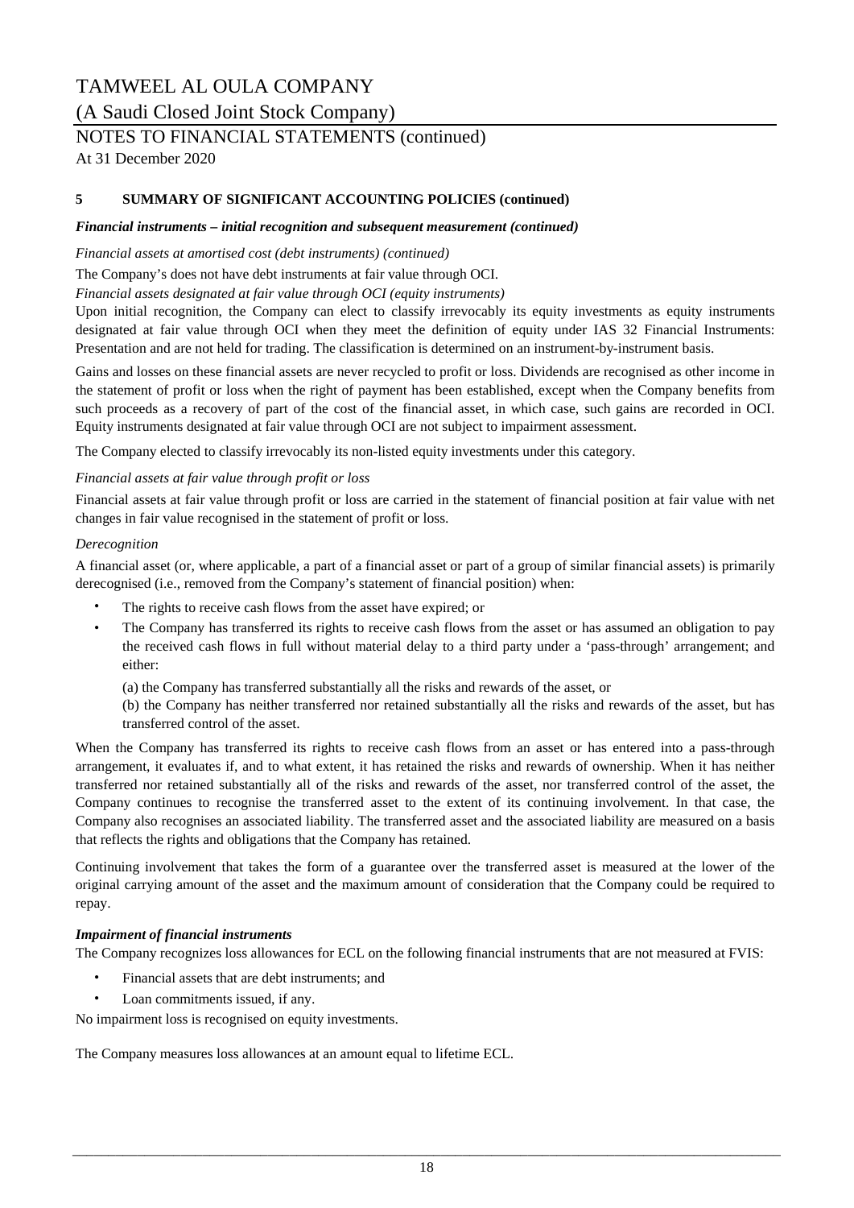## 5 SUMMARY OF SIGNIFICANT ACCOUNTING POLICIES (continued)

***Financial instruments – initial recognition and subsequent measurement (continued)***

*Financial assets at amortised cost (debt instruments) (continued)*

The Company's does not have debt instruments at fair value through OCI.

*Financial assets designated at fair value through OCI (equity instruments)*

Upon initial recognition, the Company can elect to classify irrevocably its equity investments as equity instruments designated at fair value through OCI when they meet the definition of equity under IAS 32 Financial Instruments: Presentation and are not held for trading. The classification is determined on an instrument-by-instrument basis.

Gains and losses on these financial assets are never recycled to profit or loss. Dividends are recognised as other income in the statement of profit or loss when the right of payment has been established, except when the Company benefits from such proceeds as a recovery of part of the cost of the financial asset, in which case, such gains are recorded in OCI. Equity instruments designated at fair value through OCI are not subject to impairment assessment.

The Company elected to classify irrevocably its non-listed equity investments under this category.

*Financial assets at fair value through profit or loss*

Financial assets at fair value through profit or loss are carried in the statement of financial position at fair value with net changes in fair value recognised in the statement of profit or loss.

*Derecognition*

A financial asset (or, where applicable, a part of a financial asset or part of a group of similar financial assets) is primarily derecognised (i.e., removed from the Company's statement of financial position) when:

- The rights to receive cash flows from the asset have expired; or
- The Company has transferred its rights to receive cash flows from the asset or has assumed an obligation to pay the received cash flows in full without material delay to a third party under a 'pass-through' arrangement; and either:

  (a) the Company has transferred substantially all the risks and rewards of the asset, or

  (b) the Company has neither transferred nor retained substantially all the risks and rewards of the asset, but has transferred control of the asset.

When the Company has transferred its rights to receive cash flows from an asset or has entered into a pass-through arrangement, it evaluates if, and to what extent, it has retained the risks and rewards of ownership. When it has neither transferred nor retained substantially all of the risks and rewards of the asset, nor transferred control of the asset, the Company continues to recognise the transferred asset to the extent of its continuing involvement. In that case, the Company also recognises an associated liability. The transferred asset and the associated liability are measured on a basis that reflects the rights and obligations that the Company has retained.

Continuing involvement that takes the form of a guarantee over the transferred asset is measured at the lower of the original carrying amount of the asset and the maximum amount of consideration that the Company could be required to repay.

***Impairment of financial instruments***

The Company recognizes loss allowances for ECL on the following financial instruments that are not measured at FVIS:

- Financial assets that are debt instruments; and
- Loan commitments issued, if any.

No impairment loss is recognised on equity investments.

The Company measures loss allowances at an amount equal to lifetime ECL.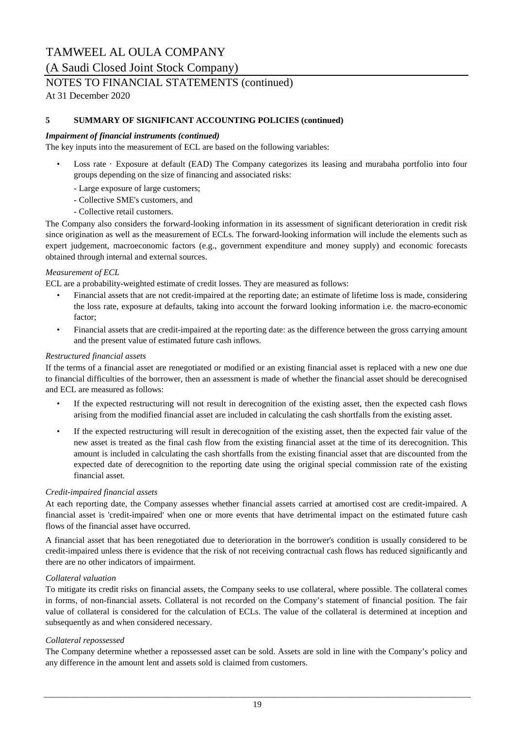## 5 SUMMARY OF SIGNIFICANT ACCOUNTING POLICIES (continued)

***Impairment of financial instruments (continued)***

The key inputs into the measurement of ECL are based on the following variables:

- Loss rate · Exposure at default (EAD) The Company categorizes its leasing and murabaha portfolio into four groups depending on the size of financing and associated risks:
  - Large exposure of large customers;
  - Collective SME's customers, and
  - Collective retail customers.

The Company also considers the forward-looking information in its assessment of significant deterioration in credit risk since origination as well as the measurement of ECLs. The forward-looking information will include the elements such as expert judgement, macroeconomic factors (e.g., government expenditure and money supply) and economic forecasts obtained through internal and external sources.

*Measurement of ECL*

ECL are a probability-weighted estimate of credit losses. They are measured as follows:

- Financial assets that are not credit-impaired at the reporting date; an estimate of lifetime loss is made, considering the loss rate, exposure at defaults, taking into account the forward looking information i.e. the macro-economic factor;
- Financial assets that are credit-impaired at the reporting date: as the difference between the gross carrying amount and the present value of estimated future cash inflows.

*Restructured financial assets*

If the terms of a financial asset are renegotiated or modified or an existing financial asset is replaced with a new one due to financial difficulties of the borrower, then an assessment is made of whether the financial asset should be derecognised and ECL are measured as follows:

- If the expected restructuring will not result in derecognition of the existing asset, then the expected cash flows arising from the modified financial asset are included in calculating the cash shortfalls from the existing asset.
- If the expected restructuring will result in derecognition of the existing asset, then the expected fair value of the new asset is treated as the final cash flow from the existing financial asset at the time of its derecognition. This amount is included in calculating the cash shortfalls from the existing financial asset that are discounted from the expected date of derecognition to the reporting date using the original special commission rate of the existing financial asset.

*Credit-impaired financial assets*

At each reporting date, the Company assesses whether financial assets carried at amortised cost are credit-impaired. A financial asset is 'credit-impaired' when one or more events that have detrimental impact on the estimated future cash flows of the financial asset have occurred.

A financial asset that has been renegotiated due to deterioration in the borrower's condition is usually considered to be credit-impaired unless there is evidence that the risk of not receiving contractual cash flows has reduced significantly and there are no other indicators of impairment.

*Collateral valuation*

To mitigate its credit risks on financial assets, the Company seeks to use collateral, where possible. The collateral comes in forms, of non-financial assets. Collateral is not recorded on the Company's statement of financial position. The fair value of collateral is considered for the calculation of ECLs. The value of the collateral is determined at inception and subsequently as and when considered necessary.

*Collateral repossessed*

The Company determine whether a repossessed asset can be sold. Assets are sold in line with the Company's policy and any difference in the amount lent and assets sold is claimed from customers.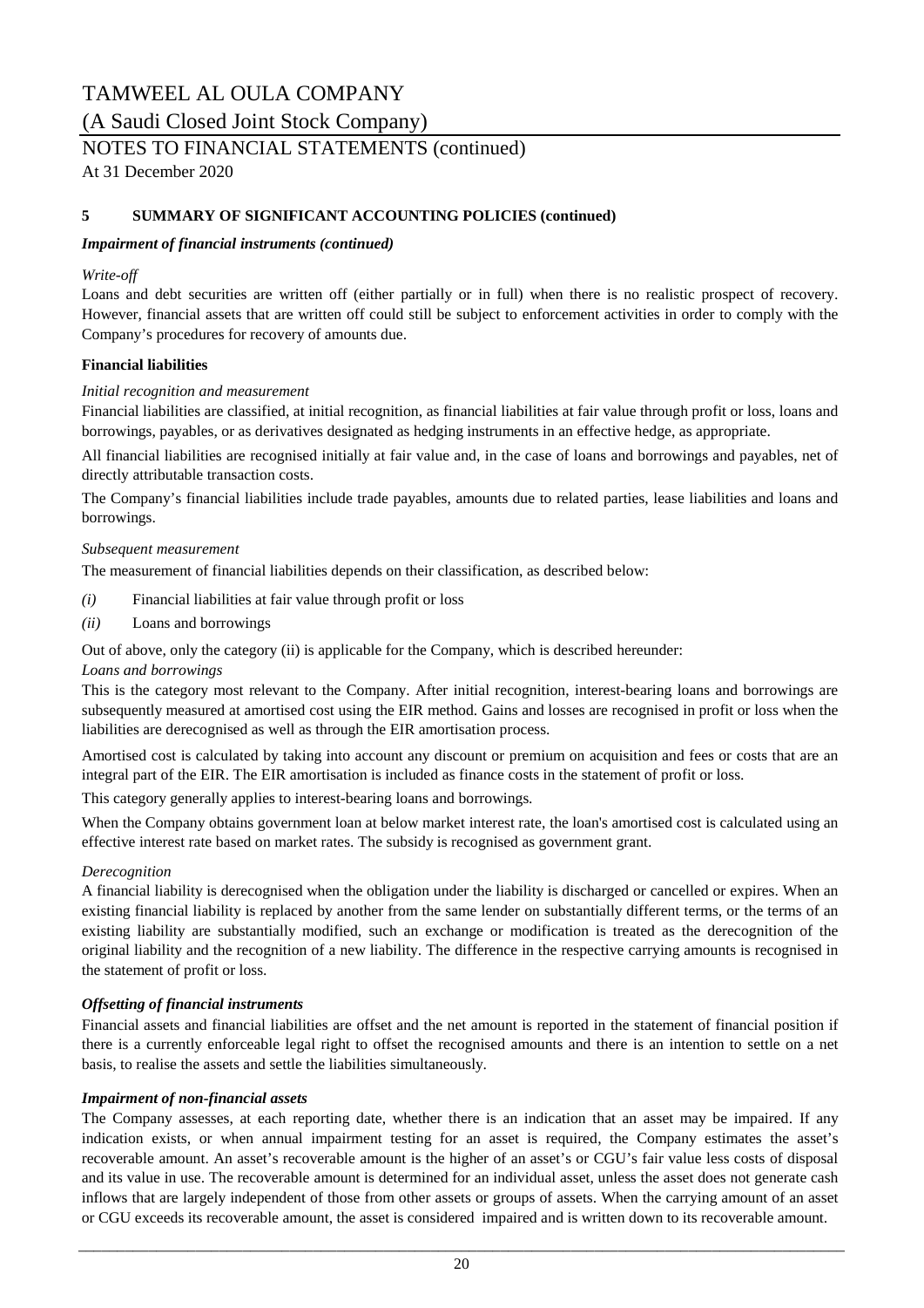TAMWEEL AL OULA COMPANY

(A Saudi Closed Joint Stock Company)

NOTES TO FINANCIAL STATEMENTS (continued)

At 31 December 2020

## 5 SUMMARY OF SIGNIFICANT ACCOUNTING POLICIES (continued)

***Impairment of financial instruments (continued)***

*Write-off*

Loans and debt securities are written off (either partially or in full) when there is no realistic prospect of recovery. However, financial assets that are written off could still be subject to enforcement activities in order to comply with the Company's procedures for recovery of amounts due.

**Financial liabilities**

*Initial recognition and measurement*

Financial liabilities are classified, at initial recognition, as financial liabilities at fair value through profit or loss, loans and borrowings, payables, or as derivatives designated as hedging instruments in an effective hedge, as appropriate.

All financial liabilities are recognised initially at fair value and, in the case of loans and borrowings and payables, net of directly attributable transaction costs.

The Company's financial liabilities include trade payables, amounts due to related parties, lease liabilities and loans and borrowings.

*Subsequent measurement*

The measurement of financial liabilities depends on their classification, as described below:

*(i)* Financial liabilities at fair value through profit or loss

*(ii)* Loans and borrowings

Out of above, only the category (ii) is applicable for the Company, which is described hereunder:

*Loans and borrowings*

This is the category most relevant to the Company. After initial recognition, interest-bearing loans and borrowings are subsequently measured at amortised cost using the EIR method. Gains and losses are recognised in profit or loss when the liabilities are derecognised as well as through the EIR amortisation process.

Amortised cost is calculated by taking into account any discount or premium on acquisition and fees or costs that are an integral part of the EIR. The EIR amortisation is included as finance costs in the statement of profit or loss.

This category generally applies to interest-bearing loans and borrowings.

When the Company obtains government loan at below market interest rate, the loan's amortised cost is calculated using an effective interest rate based on market rates. The subsidy is recognised as government grant.

*Derecognition*

A financial liability is derecognised when the obligation under the liability is discharged or cancelled or expires. When an existing financial liability is replaced by another from the same lender on substantially different terms, or the terms of an existing liability are substantially modified, such an exchange or modification is treated as the derecognition of the original liability and the recognition of a new liability. The difference in the respective carrying amounts is recognised in the statement of profit or loss.

***Offsetting of financial instruments***

Financial assets and financial liabilities are offset and the net amount is reported in the statement of financial position if there is a currently enforceable legal right to offset the recognised amounts and there is an intention to settle on a net basis, to realise the assets and settle the liabilities simultaneously.

***Impairment of non-financial assets***

The Company assesses, at each reporting date, whether there is an indication that an asset may be impaired. If any indication exists, or when annual impairment testing for an asset is required, the Company estimates the asset's recoverable amount. An asset's recoverable amount is the higher of an asset's or CGU's fair value less costs of disposal and its value in use. The recoverable amount is determined for an individual asset, unless the asset does not generate cash inflows that are largely independent of those from other assets or groups of assets. When the carrying amount of an asset or CGU exceeds its recoverable amount, the asset is considered impaired and is written down to its recoverable amount.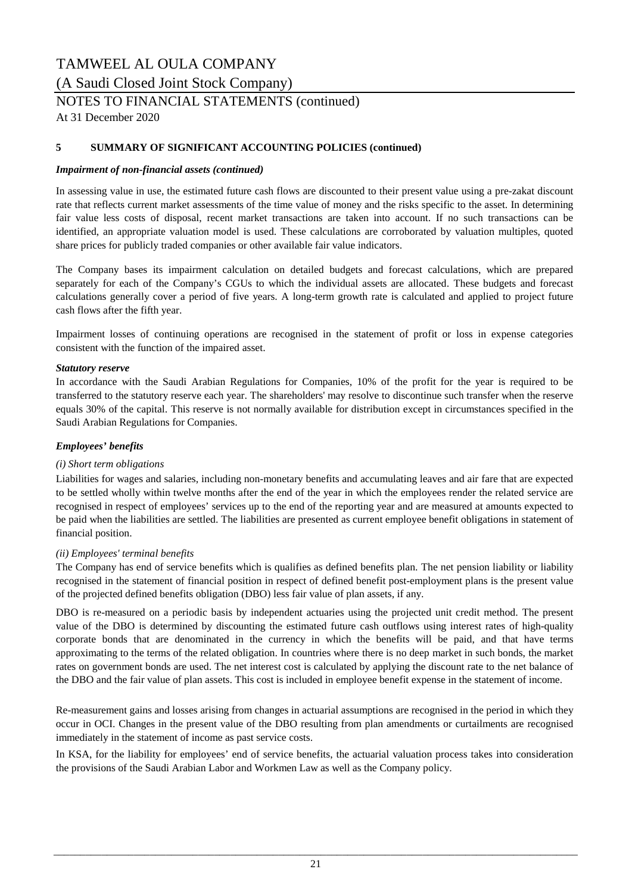## 5 SUMMARY OF SIGNIFICANT ACCOUNTING POLICIES (continued)

***Impairment of non-financial assets (continued)***

In assessing value in use, the estimated future cash flows are discounted to their present value using a pre-zakat discount rate that reflects current market assessments of the time value of money and the risks specific to the asset. In determining fair value less costs of disposal, recent market transactions are taken into account. If no such transactions can be identified, an appropriate valuation model is used. These calculations are corroborated by valuation multiples, quoted share prices for publicly traded companies or other available fair value indicators.

The Company bases its impairment calculation on detailed budgets and forecast calculations, which are prepared separately for each of the Company's CGUs to which the individual assets are allocated. These budgets and forecast calculations generally cover a period of five years. A long-term growth rate is calculated and applied to project future cash flows after the fifth year.

Impairment losses of continuing operations are recognised in the statement of profit or loss in expense categories consistent with the function of the impaired asset.

***Statutory reserve***

In accordance with the Saudi Arabian Regulations for Companies, 10% of the profit for the year is required to be transferred to the statutory reserve each year. The shareholders' may resolve to discontinue such transfer when the reserve equals 30% of the capital. This reserve is not normally available for distribution except in circumstances specified in the Saudi Arabian Regulations for Companies.

***Employees' benefits***

*(i) Short term obligations*

Liabilities for wages and salaries, including non-monetary benefits and accumulating leaves and air fare that are expected to be settled wholly within twelve months after the end of the year in which the employees render the related service are recognised in respect of employees' services up to the end of the reporting year and are measured at amounts expected to be paid when the liabilities are settled. The liabilities are presented as current employee benefit obligations in statement of financial position.

*(ii) Employees' terminal benefits*

The Company has end of service benefits which is qualifies as defined benefits plan. The net pension liability or liability recognised in the statement of financial position in respect of defined benefit post-employment plans is the present value of the projected defined benefits obligation (DBO) less fair value of plan assets, if any.

DBO is re-measured on a periodic basis by independent actuaries using the projected unit credit method. The present value of the DBO is determined by discounting the estimated future cash outflows using interest rates of high-quality corporate bonds that are denominated in the currency in which the benefits will be paid, and that have terms approximating to the terms of the related obligation. In countries where there is no deep market in such bonds, the market rates on government bonds are used. The net interest cost is calculated by applying the discount rate to the net balance of the DBO and the fair value of plan assets. This cost is included in employee benefit expense in the statement of income.

Re-measurement gains and losses arising from changes in actuarial assumptions are recognised in the period in which they occur in OCI. Changes in the present value of the DBO resulting from plan amendments or curtailments are recognised immediately in the statement of income as past service costs.

In KSA, for the liability for employees' end of service benefits, the actuarial valuation process takes into consideration the provisions of the Saudi Arabian Labor and Workmen Law as well as the Company policy.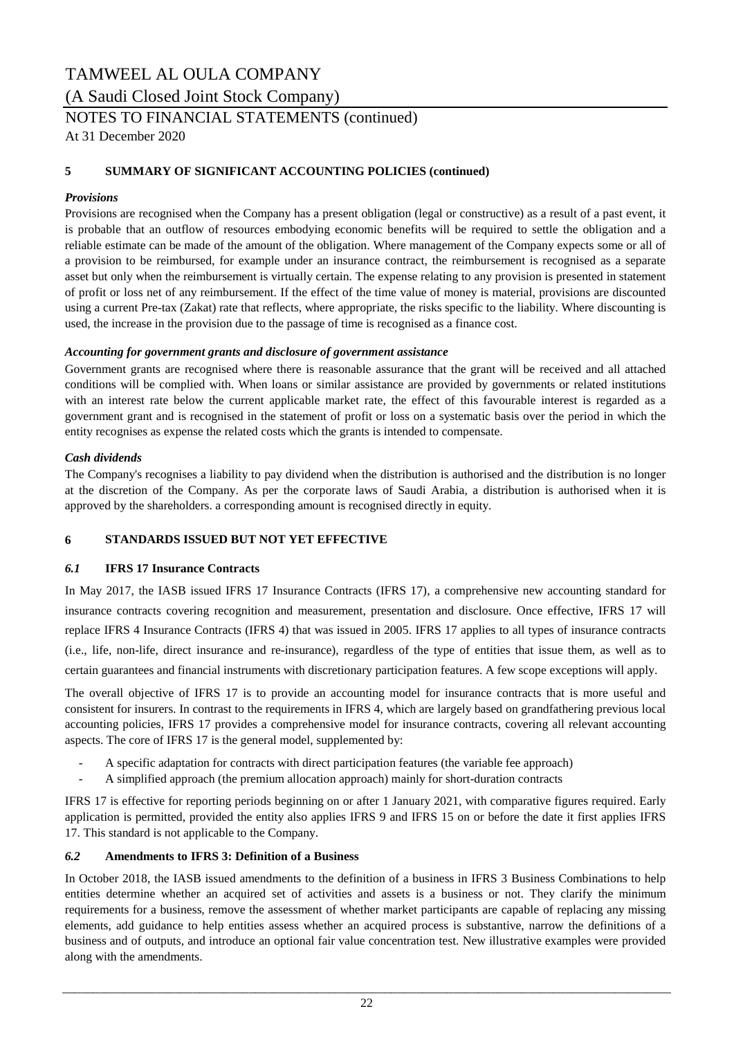## 5 SUMMARY OF SIGNIFICANT ACCOUNTING POLICIES (continued)

***Provisions***

Provisions are recognised when the Company has a present obligation (legal or constructive) as a result of a past event, it is probable that an outflow of resources embodying economic benefits will be required to settle the obligation and a reliable estimate can be made of the amount of the obligation. Where management of the Company expects some or all of a provision to be reimbursed, for example under an insurance contract, the reimbursement is recognised as a separate asset but only when the reimbursement is virtually certain. The expense relating to any provision is presented in statement of profit or loss net of any reimbursement. If the effect of the time value of money is material, provisions are discounted using a current Pre-tax (Zakat) rate that reflects, where appropriate, the risks specific to the liability. Where discounting is used, the increase in the provision due to the passage of time is recognised as a finance cost.

***Accounting for government grants and disclosure of government assistance***

Government grants are recognised where there is reasonable assurance that the grant will be received and all attached conditions will be complied with. When loans or similar assistance are provided by governments or related institutions with an interest rate below the current applicable market rate, the effect of this favourable interest is regarded as a government grant and is recognised in the statement of profit or loss on a systematic basis over the period in which the entity recognises as expense the related costs which the grants is intended to compensate.

***Cash dividends***

The Company's recognises a liability to pay dividend when the distribution is authorised and the distribution is no longer at the discretion of the Company. As per the corporate laws of Saudi Arabia, a distribution is authorised when it is approved by the shareholders. a corresponding amount is recognised directly in equity.

## 6 STANDARDS ISSUED BUT NOT YET EFFECTIVE

### *6.1* IFRS 17 Insurance Contracts

In May 2017, the IASB issued IFRS 17 Insurance Contracts (IFRS 17), a comprehensive new accounting standard for insurance contracts covering recognition and measurement, presentation and disclosure. Once effective, IFRS 17 will replace IFRS 4 Insurance Contracts (IFRS 4) that was issued in 2005. IFRS 17 applies to all types of insurance contracts (i.e., life, non-life, direct insurance and re-insurance), regardless of the type of entities that issue them, as well as to certain guarantees and financial instruments with discretionary participation features. A few scope exceptions will apply.

The overall objective of IFRS 17 is to provide an accounting model for insurance contracts that is more useful and consistent for insurers. In contrast to the requirements in IFRS 4, which are largely based on grandfathering previous local accounting policies, IFRS 17 provides a comprehensive model for insurance contracts, covering all relevant accounting aspects. The core of IFRS 17 is the general model, supplemented by:

- A specific adaptation for contracts with direct participation features (the variable fee approach)
- A simplified approach (the premium allocation approach) mainly for short-duration contracts

IFRS 17 is effective for reporting periods beginning on or after 1 January 2021, with comparative figures required. Early application is permitted, provided the entity also applies IFRS 9 and IFRS 15 on or before the date it first applies IFRS 17. This standard is not applicable to the Company.

### *6.2* Amendments to IFRS 3: Definition of a Business

In October 2018, the IASB issued amendments to the definition of a business in IFRS 3 Business Combinations to help entities determine whether an acquired set of activities and assets is a business or not. They clarify the minimum requirements for a business, remove the assessment of whether market participants are capable of replacing any missing elements, add guidance to help entities assess whether an acquired process is substantive, narrow the definitions of a business and of outputs, and introduce an optional fair value concentration test. New illustrative examples were provided along with the amendments.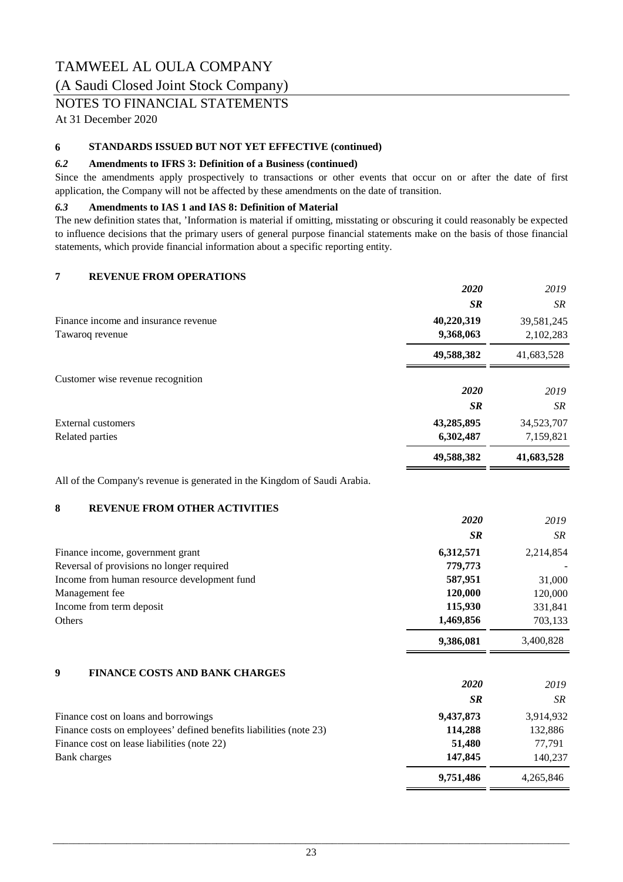# TAMWEEL AL OULA COMPANY

(A Saudi Closed Joint Stock Company)

NOTES TO FINANCIAL STATEMENTS

At 31 December 2020

## 6 STANDARDS ISSUED BUT NOT YET EFFECTIVE (continued)

### *6.2* Amendments to IFRS 3: Definition of a Business (continued)

Since the amendments apply prospectively to transactions or other events that occur on or after the date of first application, the Company will not be affected by these amendments on the date of transition.

### *6.3* Amendments to IAS 1 and IAS 8: Definition of Material

The new definition states that, 'Information is material if omitting, misstating or obscuring it could reasonably be expected to influence decisions that the primary users of general purpose financial statements make on the basis of those financial statements, which provide financial information about a specific reporting entity.

## 7 REVENUE FROM OPERATIONS

| | ***2020*** | *2019* |
|---|---|---|
| | ***SR*** | *SR* |
| Finance income and insurance revenue | **40,220,319** | 39,581,245 |
| Tawaroq revenue | **9,368,063** | 2,102,283 |
| | **49,588,382** | 41,683,528 |

Customer wise revenue recognition

| | ***2020*** | *2019* |
|---|---|---|
| | ***SR*** | *SR* |
| External customers | **43,285,895** | 34,523,707 |
| Related parties | **6,302,487** | 7,159,821 |
| | **49,588,382** | **41,683,528** |

All of the Company's revenue is generated in the Kingdom of Saudi Arabia.

## 8 REVENUE FROM OTHER ACTIVITIES

| | ***2020*** | *2019* |
|---|---|---|
| | ***SR*** | *SR* |
| Finance income, government grant | **6,312,571** | 2,214,854 |
| Reversal of provisions no longer required | **779,773** | - |
| Income from human resource development fund | **587,951** | 31,000 |
| Management fee | **120,000** | 120,000 |
| Income from term deposit | **115,930** | 331,841 |
| Others | **1,469,856** | 703,133 |
| | **9,386,081** | 3,400,828 |

## 9 FINANCE COSTS AND BANK CHARGES

| | ***2020*** | *2019* |
|---|---|---|
| | ***SR*** | *SR* |
| Finance cost on loans and borrowings | **9,437,873** | 3,914,932 |
| Finance costs on employees' defined benefits liabilities (note 23) | **114,288** | 132,886 |
| Finance cost on lease liabilities (note 22) | **51,480** | 77,791 |
| Bank charges | **147,845** | 140,237 |
| | **9,751,486** | 4,265,846 |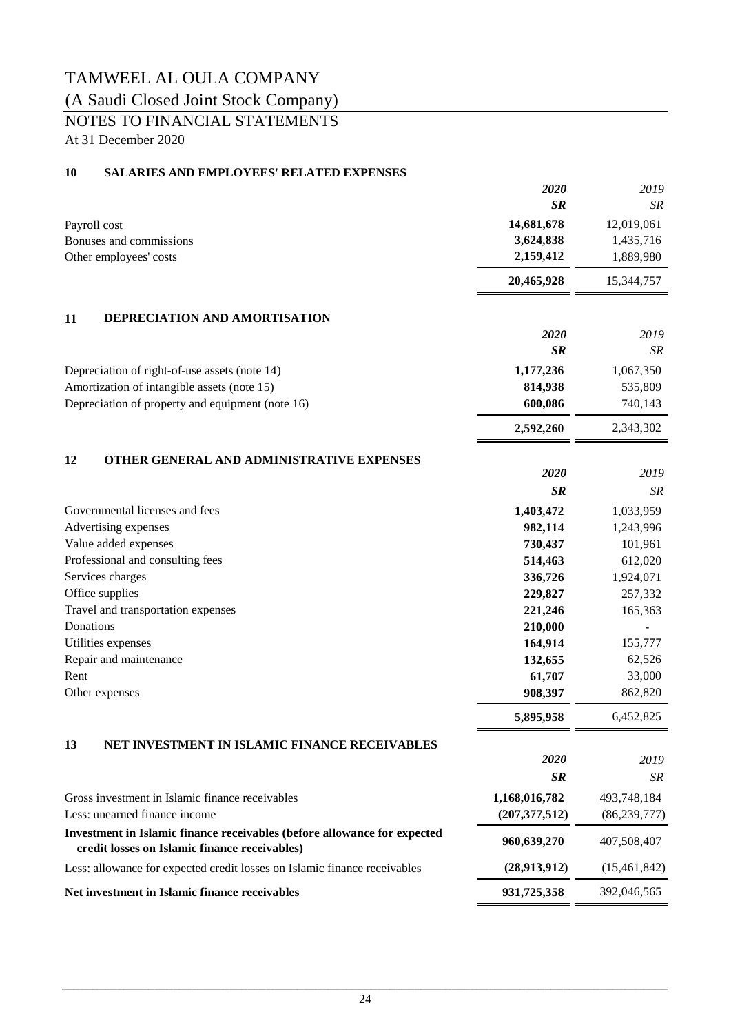# TAMWEEL AL OULA COMPANY

(A Saudi Closed Joint Stock Company)

NOTES TO FINANCIAL STATEMENTS

At 31 December 2020

## 10 SALARIES AND EMPLOYEES' RELATED EXPENSES

| | **2020** | 2019 |
|---|---|---|
| | **SR** | SR |
| Payroll cost | **14,681,678** | 12,019,061 |
| Bonuses and commissions | **3,624,838** | 1,435,716 |
| Other employees' costs | **2,159,412** | 1,889,980 |
| | **20,465,928** | 15,344,757 |

## 11 DEPRECIATION AND AMORTISATION

| | **2020** | 2019 |
|---|---|---|
| | **SR** | SR |
| Depreciation of right-of-use assets (note 14) | **1,177,236** | 1,067,350 |
| Amortization of intangible assets (note 15) | **814,938** | 535,809 |
| Depreciation of property and equipment (note 16) | **600,086** | 740,143 |
| | **2,592,260** | 2,343,302 |

## 12 OTHER GENERAL AND ADMINISTRATIVE EXPENSES

| | **2020** | 2019 |
|---|---|---|
| | **SR** | SR |
| Governmental licenses and fees | **1,403,472** | 1,033,959 |
| Advertising expenses | **982,114** | 1,243,996 |
| Value added expenses | **730,437** | 101,961 |
| Professional and consulting fees | **514,463** | 612,020 |
| Services charges | **336,726** | 1,924,071 |
| Office supplies | **229,827** | 257,332 |
| Travel and transportation expenses | **221,246** | 165,363 |
| Donations | **210,000** | - |
| Utilities expenses | **164,914** | 155,777 |
| Repair and maintenance | **132,655** | 62,526 |
| Rent | **61,707** | 33,000 |
| Other expenses | **908,397** | 862,820 |
| | **5,895,958** | 6,452,825 |

## 13 NET INVESTMENT IN ISLAMIC FINANCE RECEIVABLES

| | **2020** | 2019 |
|---|---|---|
| | **SR** | SR |
| Gross investment in Islamic finance receivables | **1,168,016,782** | 493,748,184 |
| Less: unearned finance income | **(207,377,512)** | (86,239,777) |
| **Investment in Islamic finance receivables (before allowance for expected credit losses on Islamic finance receivables)** | **960,639,270** | 407,508,407 |
| Less: allowance for expected credit losses on Islamic finance receivables | **(28,913,912)** | (15,461,842) |
| **Net investment in Islamic finance receivables** | **931,725,358** | 392,046,565 |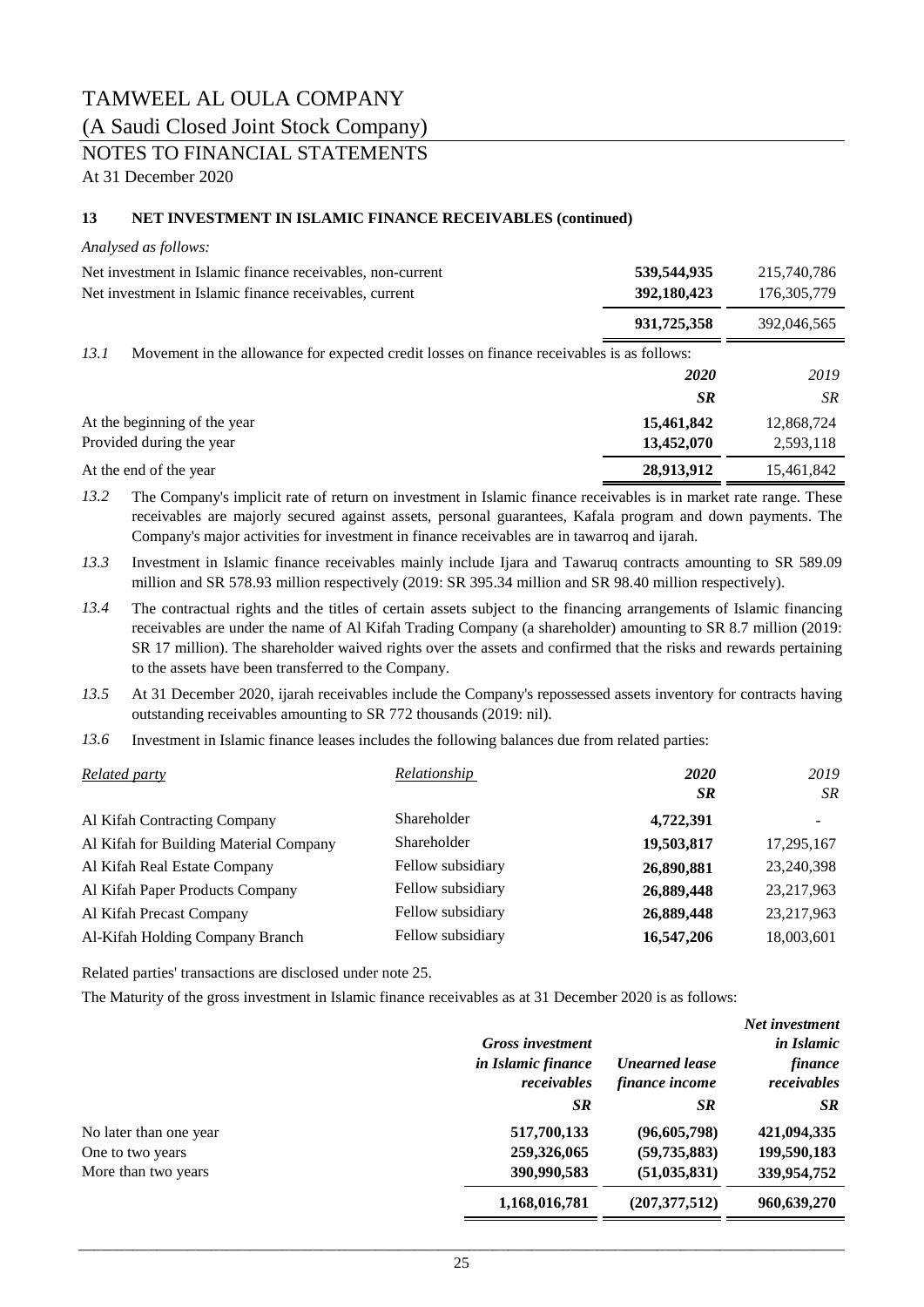# TAMWEEL AL OULA COMPANY

(A Saudi Closed Joint Stock Company)

NOTES TO FINANCIAL STATEMENTS

At 31 December 2020

## 13 NET INVESTMENT IN ISLAMIC FINANCE RECEIVABLES (continued)

*Analysed as follows:*

| | | |
|---|---|---|
| Net investment in Islamic finance receivables, non-current | **539,544,935** | 215,740,786 |
| Net investment in Islamic finance receivables, current | **392,180,423** | 176,305,779 |
| | **931,725,358** | 392,046,565 |

*13.1* Movement in the allowance for expected credit losses on finance receivables is as follows:

| | *2020* | *2019* |
|---|---|---|
| | ***SR*** | *SR* |
| At the beginning of the year | **15,461,842** | 12,868,724 |
| Provided during the year | **13,452,070** | 2,593,118 |
| At the end of the year | **28,913,912** | 15,461,842 |

*13.2* The Company's implicit rate of return on investment in Islamic finance receivables is in market rate range. These receivables are majorly secured against assets, personal guarantees, Kafala program and down payments. The Company's major activities for investment in finance receivables are in tawarroq and ijarah.

*13.3* Investment in Islamic finance receivables mainly include Ijara and Tawaruq contracts amounting to SR 589.09 million and SR 578.93 million respectively (2019: SR 395.34 million and SR 98.40 million respectively).

*13.4* The contractual rights and the titles of certain assets subject to the financing arrangements of Islamic financing receivables are under the name of Al Kifah Trading Company (a shareholder) amounting to SR 8.7 million (2019: SR 17 million). The shareholder waived rights over the assets and confirmed that the risks and rewards pertaining to the assets have been transferred to the Company.

*13.5* At 31 December 2020, ijarah receivables include the Company's repossessed assets inventory for contracts having outstanding receivables amounting to SR 772 thousands (2019: nil).

*13.6* Investment in Islamic finance leases includes the following balances due from related parties:

| *Related party* | *Relationship* | *2020* | *2019* |
|---|---|---|---|
| | | ***SR*** | *SR* |
| Al Kifah Contracting Company | Shareholder | **4,722,391** | - |
| Al Kifah for Building Material Company | Shareholder | **19,503,817** | 17,295,167 |
| Al Kifah Real Estate Company | Fellow subsidiary | **26,890,881** | 23,240,398 |
| Al Kifah Paper Products Company | Fellow subsidiary | **26,889,448** | 23,217,963 |
| Al Kifah Precast Company | Fellow subsidiary | **26,889,448** | 23,217,963 |
| Al-Kifah Holding Company Branch | Fellow subsidiary | **16,547,206** | 18,003,601 |

Related parties' transactions are disclosed under note 25.

The Maturity of the gross investment in Islamic finance receivables as at 31 December 2020 is as follows:

| | ***Gross investment in Islamic finance receivables*** | ***Unearned lease finance income*** | ***Net investment in Islamic finance receivables*** |
|---|---|---|---|
| | ***SR*** | ***SR*** | ***SR*** |
| No later than one year | **517,700,133** | **(96,605,798)** | **421,094,335** |
| One to two years | **259,326,065** | **(59,735,883)** | **199,590,183** |
| More than two years | **390,990,583** | **(51,035,831)** | **339,954,752** |
| | **1,168,016,781** | **(207,377,512)** | **960,639,270** |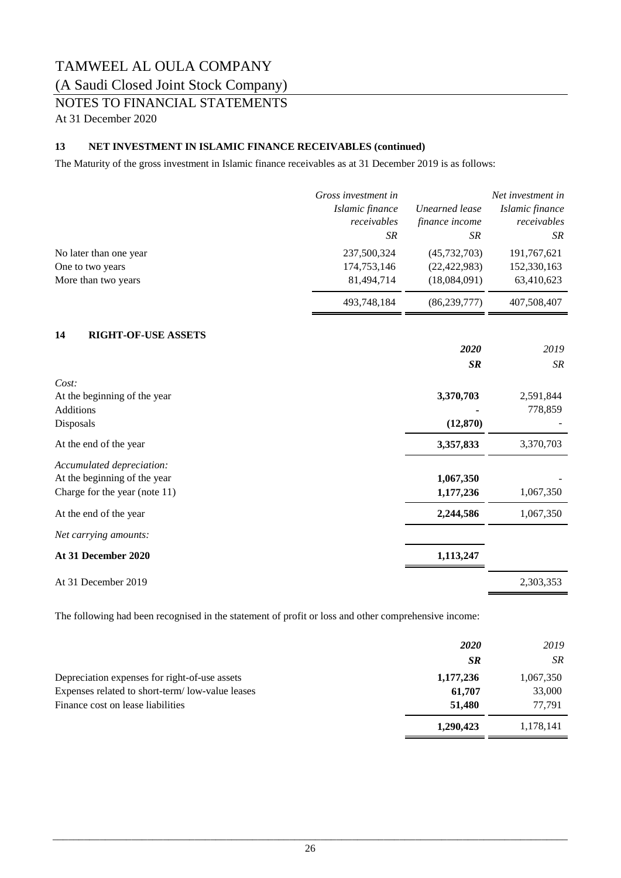# TAMWEEL AL OULA COMPANY

(A Saudi Closed Joint Stock Company)

NOTES TO FINANCIAL STATEMENTS

At 31 December 2020

### 13 NET INVESTMENT IN ISLAMIC FINANCE RECEIVABLES (continued)

The Maturity of the gross investment in Islamic finance receivables as at 31 December 2019 is as follows:

| | *Gross investment in Islamic finance receivables SR* | *Unearned lease finance income SR* | *Net investment in Islamic finance receivables SR* |
|---|---|---|---|
| No later than one year | 237,500,324 | (45,732,703) | 191,767,621 |
| One to two years | 174,753,146 | (22,422,983) | 152,330,163 |
| More than two years | 81,494,714 | (18,084,091) | 63,410,623 |
| | 493,748,184 | (86,239,777) | 407,508,407 |

### 14 RIGHT-OF-USE ASSETS

| | ***2020*** ***SR*** | *2019* *SR* |
|---|---|---|
| *Cost:* | | |
| At the beginning of the year | **3,370,703** | 2,591,844 |
| Additions | **-** | 778,859 |
| Disposals | **(12,870)** | - |
| At the end of the year | **3,357,833** | 3,370,703 |
| *Accumulated depreciation:* | | |
| At the beginning of the year | **1,067,350** | - |
| Charge for the year (note 11) | **1,177,236** | 1,067,350 |
| At the end of the year | **2,244,586** | 1,067,350 |
| *Net carrying amounts:* | | |
| **At 31 December 2020** | **1,113,247** | |
| At 31 December 2019 | | 2,303,353 |

The following had been recognised in the statement of profit or loss and other comprehensive income:

| | ***2020*** ***SR*** | *2019* *SR* |
|---|---|---|
| Depreciation expenses for right-of-use assets | **1,177,236** | 1,067,350 |
| Expenses related to short-term/ low-value leases | **61,707** | 33,000 |
| Finance cost on lease liabilities | **51,480** | 77,791 |
| | **1,290,423** | 1,178,141 |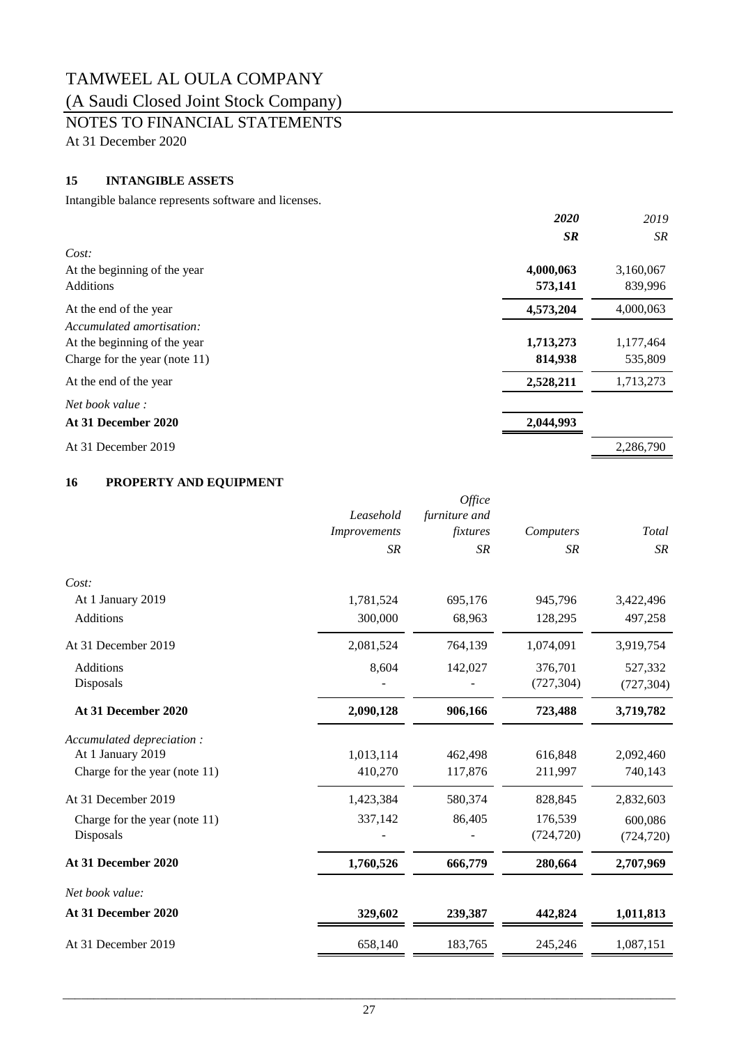# TAMWEEL AL OULA COMPANY

(A Saudi Closed Joint Stock Company)

## NOTES TO FINANCIAL STATEMENTS

At 31 December 2020

### 15 INTANGIBLE ASSETS

Intangible balance represents software and licenses.

| | ***2020*** | *2019* |
|---|---|---|
| | ***SR*** | *SR* |
| *Cost:* | | |
| At the beginning of the year | **4,000,063** | 3,160,067 |
| Additions | **573,141** | 839,996 |
| At the end of the year | **4,573,204** | 4,000,063 |
| *Accumulated amortisation:* | | |
| At the beginning of the year | **1,713,273** | 1,177,464 |
| Charge for the year (note 11) | **814,938** | 535,809 |
| At the end of the year | **2,528,211** | 1,713,273 |
| *Net book value :* | | |
| **At 31 December 2020** | **2,044,993** | |
| At 31 December 2019 | | 2,286,790 |

### 16 PROPERTY AND EQUIPMENT

| | *Leasehold Improvements* | *Office furniture and fixtures* | *Computers* | *Total* |
|---|---|---|---|---|
| | *SR* | *SR* | *SR* | *SR* |
| *Cost:* | | | | |
| At 1 January 2019 | 1,781,524 | 695,176 | 945,796 | 3,422,496 |
| Additions | 300,000 | 68,963 | 128,295 | 497,258 |
| At 31 December 2019 | 2,081,524 | 764,139 | 1,074,091 | 3,919,754 |
| Additions | 8,604 | 142,027 | 376,701 | 527,332 |
| Disposals | - | - | (727,304) | (727,304) |
| **At 31 December 2020** | **2,090,128** | **906,166** | **723,488** | **3,719,782** |
| *Accumulated depreciation :* | | | | |
| At 1 January 2019 | 1,013,114 | 462,498 | 616,848 | 2,092,460 |
| Charge for the year (note 11) | 410,270 | 117,876 | 211,997 | 740,143 |
| At 31 December 2019 | 1,423,384 | 580,374 | 828,845 | 2,832,603 |
| Charge for the year (note 11) | 337,142 | 86,405 | 176,539 | 600,086 |
| Disposals | - | - | (724,720) | (724,720) |
| **At 31 December 2020** | **1,760,526** | **666,779** | **280,664** | **2,707,969** |
| *Net book value:* | | | | |
| **At 31 December 2020** | **329,602** | **239,387** | **442,824** | **1,011,813** |
| At 31 December 2019 | 658,140 | 183,765 | 245,246 | 1,087,151 |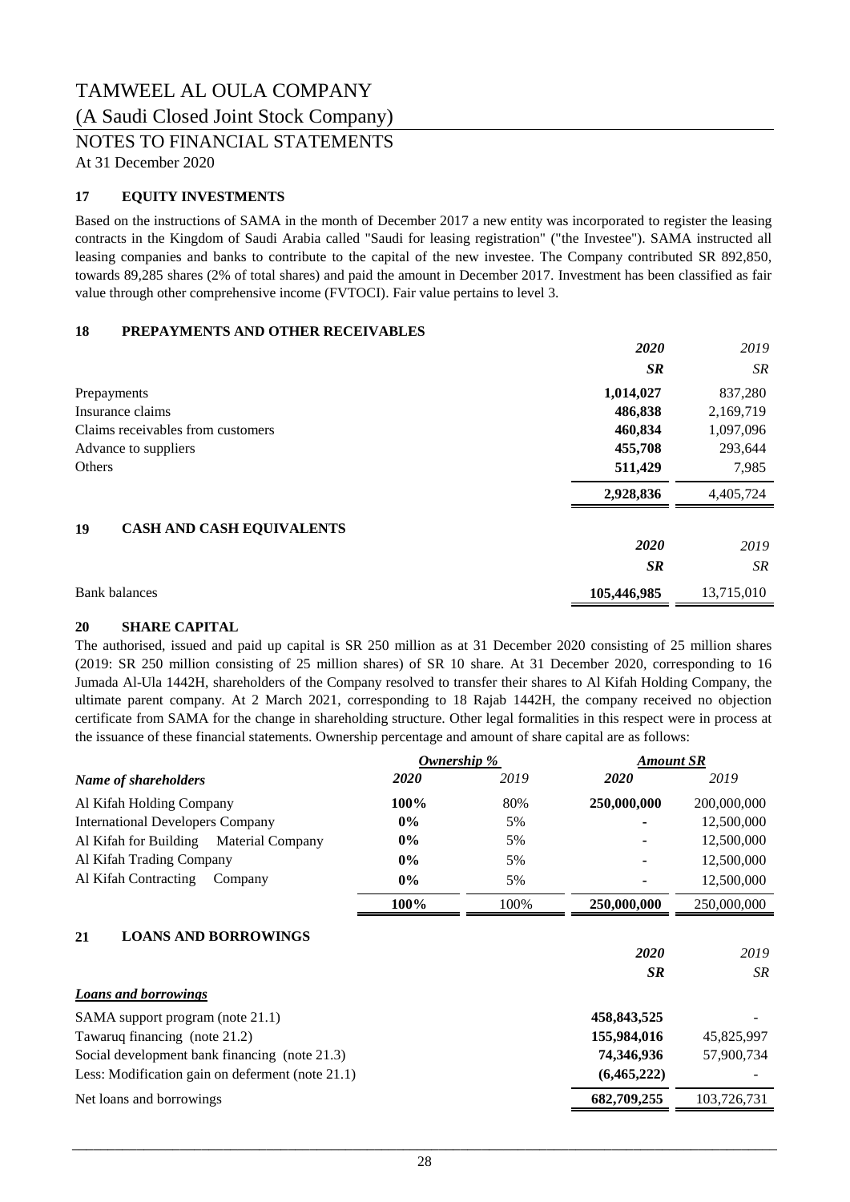# TAMWEEL AL OULA COMPANY

(A Saudi Closed Joint Stock Company)

NOTES TO FINANCIAL STATEMENTS

At 31 December 2020

## 17 EQUITY INVESTMENTS

Based on the instructions of SAMA in the month of December 2017 a new entity was incorporated to register the leasing contracts in the Kingdom of Saudi Arabia called "Saudi for leasing registration" ("the Investee"). SAMA instructed all leasing companies and banks to contribute to the capital of the new investee. The Company contributed SR 892,850, towards 89,285 shares (2% of total shares) and paid the amount in December 2017. Investment has been classified as fair value through other comprehensive income (FVTOCI). Fair value pertains to level 3.

## 18 PREPAYMENTS AND OTHER RECEIVABLES

| | *2020* | *2019* |
|---|---|---|
| | ***SR*** | *SR* |
| Prepayments | **1,014,027** | 837,280 |
| Insurance claims | **486,838** | 2,169,719 |
| Claims receivables from customers | **460,834** | 1,097,096 |
| Advance to suppliers | **455,708** | 293,644 |
| Others | **511,429** | 7,985 |
| | **2,928,836** | 4,405,724 |

## 19 CASH AND CASH EQUIVALENTS

| | *2020* | *2019* |
|---|---|---|
| | ***SR*** | *SR* |
| Bank balances | **105,446,985** | 13,715,010 |

## 20 SHARE CAPITAL

The authorised, issued and paid up capital is SR 250 million as at 31 December 2020 consisting of 25 million shares (2019: SR 250 million consisting of 25 million shares) of SR 10 share. At 31 December 2020, corresponding to 16 Jumada Al-Ula 1442H, shareholders of the Company resolved to transfer their shares to Al Kifah Holding Company, the ultimate parent company. At 2 March 2021, corresponding to 18 Rajab 1442H, the company received no objection certificate from SAMA for the change in shareholding structure. Other legal formalities in this respect were in process at the issuance of these financial statements. Ownership percentage and amount of share capital are as follows:

| | ***Ownership %*** | | ***Amount SR*** | |
|---|---|---|---|---|
| ***Name of shareholders*** | ***2020*** | *2019* | ***2020*** | *2019* |
| Al Kifah Holding Company | **100%** | 80% | **250,000,000** | 200,000,000 |
| International Developers Company | **0%** | 5% | **-** | 12,500,000 |
| Al Kifah for Building Material Company | **0%** | 5% | **-** | 12,500,000 |
| Al Kifah Trading Company | **0%** | 5% | **-** | 12,500,000 |
| Al Kifah Contracting Company | **0%** | 5% | **-** | 12,500,000 |
| | **100%** | 100% | **250,000,000** | 250,000,000 |

## 21 LOANS AND BORROWINGS

| | *2020* | *2019* |
|---|---|---|
| | ***SR*** | *SR* |
| ***Loans and borrowings*** | | |
| SAMA support program (note 21.1) | **458,843,525** | - |
| Tawaruq financing (note 21.2) | **155,984,016** | 45,825,997 |
| Social development bank financing (note 21.3) | **74,346,936** | 57,900,734 |
| Less: Modification gain on deferment (note 21.1) | **(6,465,222)** | - |
| Net loans and borrowings | **682,709,255** | 103,726,731 |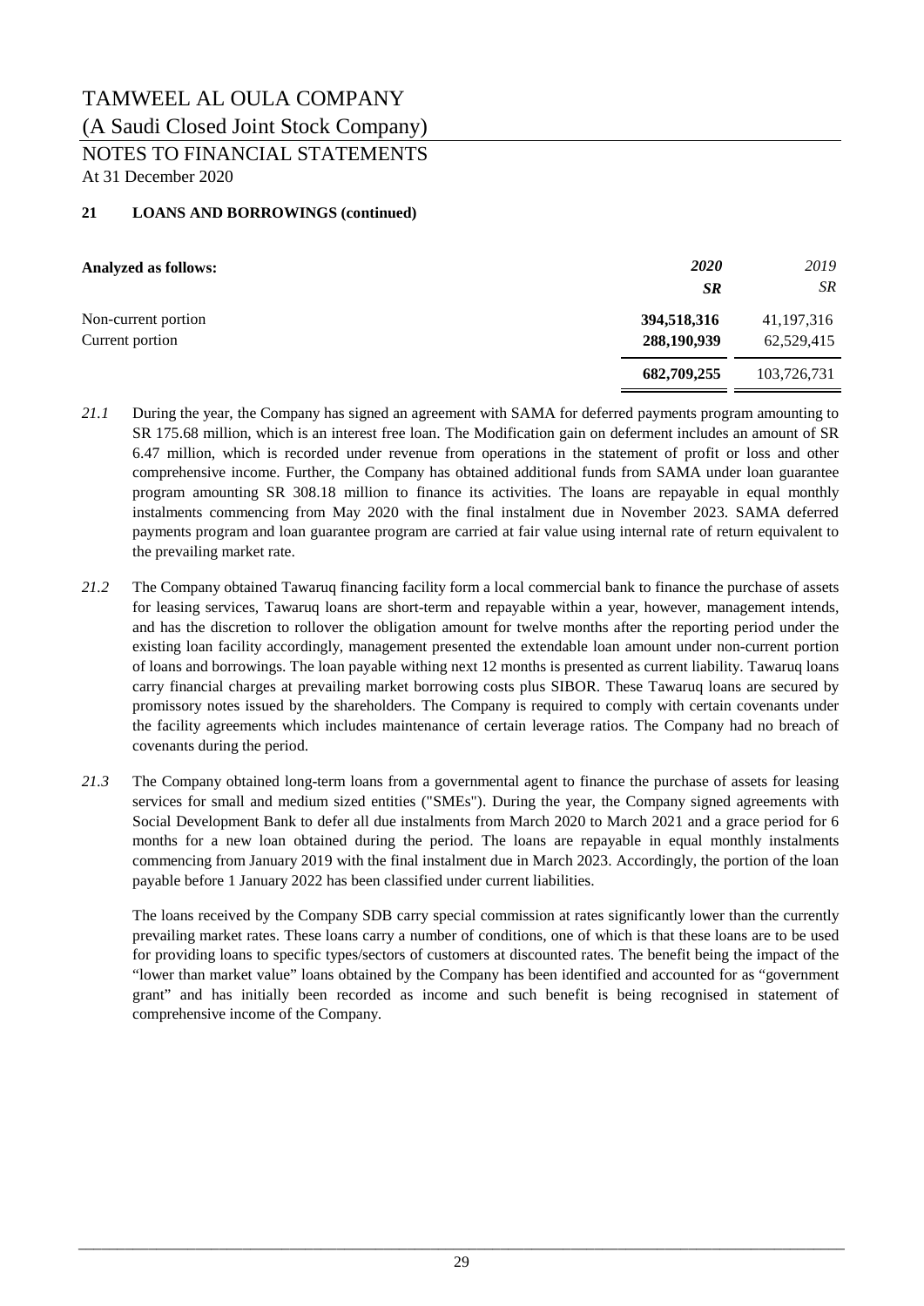TAMWEEL AL OULA COMPANY

(A Saudi Closed Joint Stock Company)

NOTES TO FINANCIAL STATEMENTS

At 31 December 2020

### 21 LOANS AND BORROWINGS (continued)

| **Analyzed as follows:** | ***2020*** | *2019* |
|---|---|---|
| | ***SR*** | *SR* |
| Non-current portion | **394,518,316** | 41,197,316 |
| Current portion | **288,190,939** | 62,529,415 |
| | **682,709,255** | 103,726,731 |

*21.1* During the year, the Company has signed an agreement with SAMA for deferred payments program amounting to SR 175.68 million, which is an interest free loan. The Modification gain on deferment includes an amount of SR 6.47 million, which is recorded under revenue from operations in the statement of profit or loss and other comprehensive income. Further, the Company has obtained additional funds from SAMA under loan guarantee program amounting SR 308.18 million to finance its activities. The loans are repayable in equal monthly instalments commencing from May 2020 with the final instalment due in November 2023. SAMA deferred payments program and loan guarantee program are carried at fair value using internal rate of return equivalent to the prevailing market rate.

*21.2* The Company obtained Tawaruq financing facility form a local commercial bank to finance the purchase of assets for leasing services, Tawaruq loans are short-term and repayable within a year, however, management intends, and has the discretion to rollover the obligation amount for twelve months after the reporting period under the existing loan facility accordingly, management presented the extendable loan amount under non-current portion of loans and borrowings. The loan payable withing next 12 months is presented as current liability. Tawaruq loans carry financial charges at prevailing market borrowing costs plus SIBOR. These Tawaruq loans are secured by promissory notes issued by the shareholders. The Company is required to comply with certain covenants under the facility agreements which includes maintenance of certain leverage ratios. The Company had no breach of covenants during the period.

*21.3* The Company obtained long-term loans from a governmental agent to finance the purchase of assets for leasing services for small and medium sized entities ("SMEs"). During the year, the Company signed agreements with Social Development Bank to defer all due instalments from March 2020 to March 2021 and a grace period for 6 months for a new loan obtained during the period. The loans are repayable in equal monthly instalments commencing from January 2019 with the final instalment due in March 2023. Accordingly, the portion of the loan payable before 1 January 2022 has been classified under current liabilities.

The loans received by the Company SDB carry special commission at rates significantly lower than the currently prevailing market rates. These loans carry a number of conditions, one of which is that these loans are to be used for providing loans to specific types/sectors of customers at discounted rates. The benefit being the impact of the "lower than market value" loans obtained by the Company has been identified and accounted for as "government grant" and has initially been recorded as income and such benefit is being recognised in statement of comprehensive income of the Company.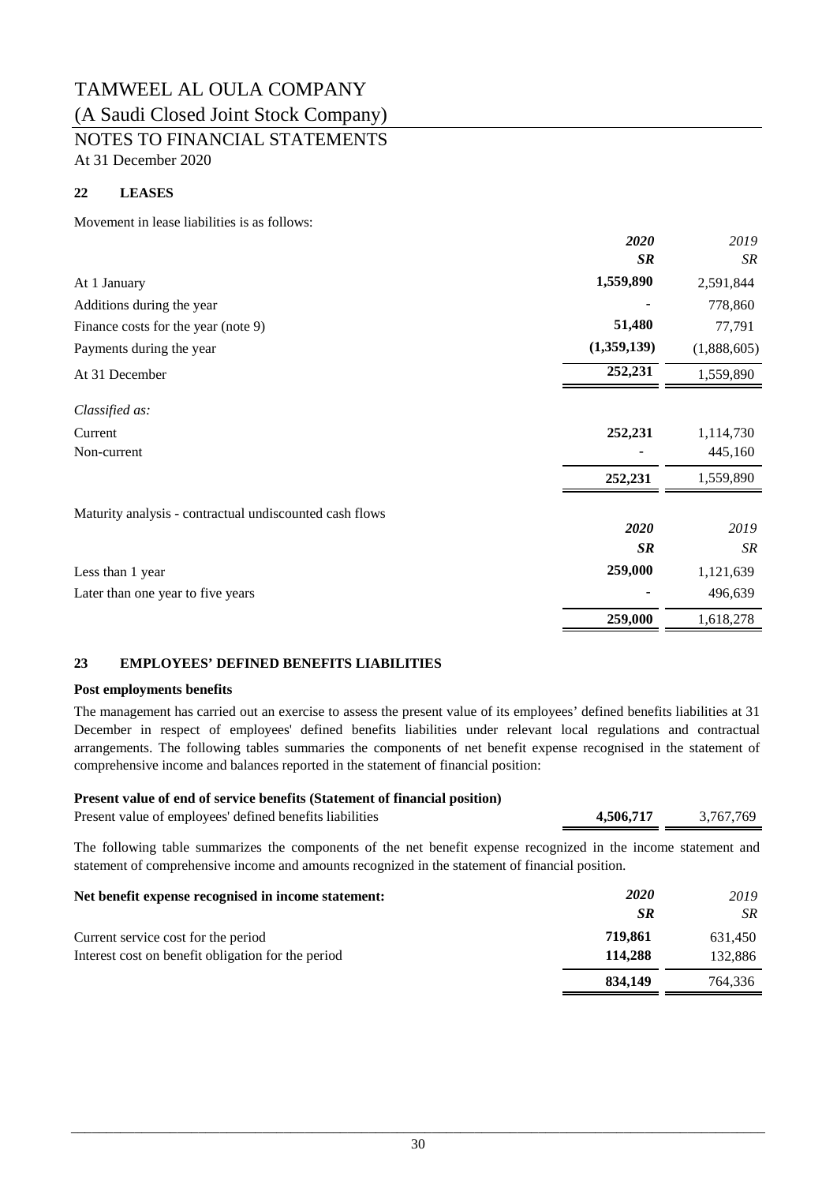TAMWEEL AL OULA COMPANY

(A Saudi Closed Joint Stock Company)

NOTES TO FINANCIAL STATEMENTS

At 31 December 2020

## 22 LEASES

Movement in lease liabilities is as follows:

| | *2020* | *2019* |
|---|---|---|
| | ***SR*** | *SR* |
| At 1 January | **1,559,890** | 2,591,844 |
| Additions during the year | - | 778,860 |
| Finance costs for the year (note 9) | **51,480** | 77,791 |
| Payments during the year | **(1,359,139)** | (1,888,605) |
| At 31 December | **252,231** | 1,559,890 |
| *Classified as:* | | |
| Current | **252,231** | 1,114,730 |
| Non-current | - | 445,160 |
| | **252,231** | 1,559,890 |

Maturity analysis - contractual undiscounted cash flows

| | *2020* | *2019* |
|---|---|---|
| | ***SR*** | *SR* |
| Less than 1 year | **259,000** | 1,121,639 |
| Later than one year to five years | - | 496,639 |
| | **259,000** | 1,618,278 |

## 23 EMPLOYEES' DEFINED BENEFITS LIABILITIES

**Post employments benefits**

The management has carried out an exercise to assess the present value of its employees' defined benefits liabilities at 31 December in respect of employees' defined benefits liabilities under relevant local regulations and contractual arrangements. The following tables summaries the components of net benefit expense recognised in the statement of comprehensive income and balances reported in the statement of financial position:

**Present value of end of service benefits (Statement of financial position)**

| | | |
|---|---|---|
| Present value of employees' defined benefits liabilities | **4,506,717** | 3,767,769 |

The following table summarizes the components of the net benefit expense recognized in the income statement and statement of comprehensive income and amounts recognized in the statement of financial position.

| **Net benefit expense recognised in income statement:** | *2020* | *2019* |
|---|---|---|
| | ***SR*** | *SR* |
| Current service cost for the period | **719,861** | 631,450 |
| Interest cost on benefit obligation for the period | **114,288** | 132,886 |
| | **834,149** | 764,336 |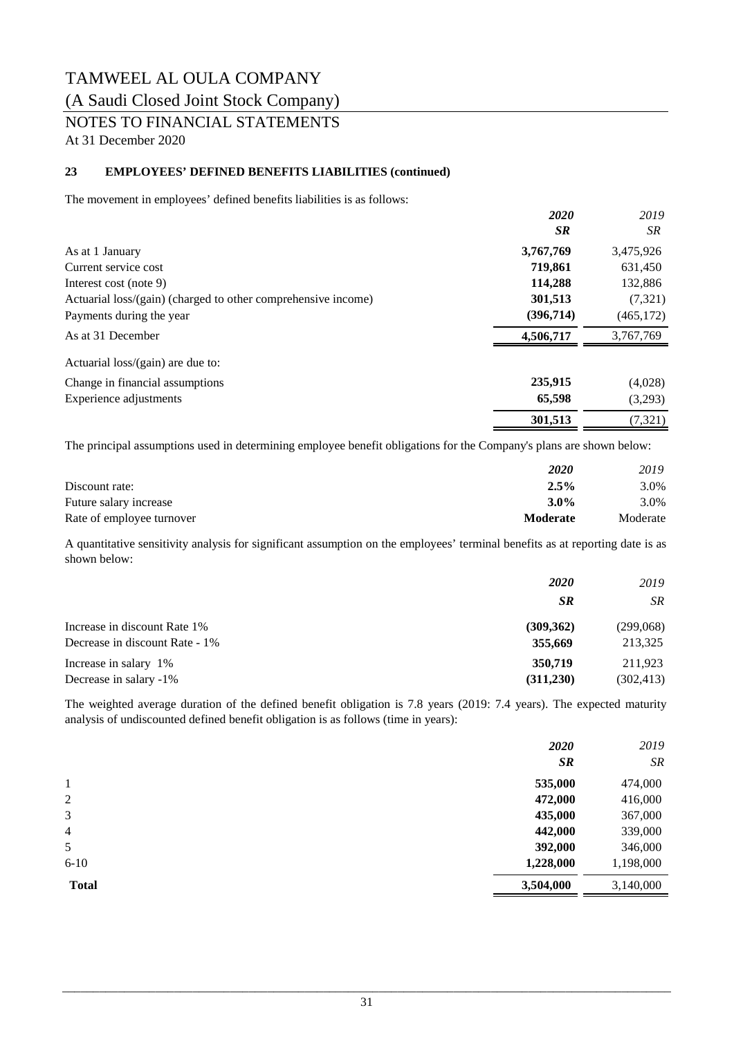TAMWEEL AL OULA COMPANY

(A Saudi Closed Joint Stock Company)

NOTES TO FINANCIAL STATEMENTS

At 31 December 2020

## 23 EMPLOYEES' DEFINED BENEFITS LIABILITIES (continued)

The movement in employees' defined benefits liabilities is as follows:

| | *2020* | *2019* |
|---|---|---|
| | ***SR*** | *SR* |
| As at 1 January | **3,767,769** | 3,475,926 |
| Current service cost | **719,861** | 631,450 |
| Interest cost (note 9) | **114,288** | 132,886 |
| Actuarial loss/(gain) (charged to other comprehensive income) | **301,513** | (7,321) |
| Payments during the year | **(396,714)** | (465,172) |
| As at 31 December | **4,506,717** | 3,767,769 |
| Actuarial loss/(gain) are due to: | | |
| Change in financial assumptions | **235,915** | (4,028) |
| Experience adjustments | **65,598** | (3,293) |
| | **301,513** | (7,321) |

The principal assumptions used in determining employee benefit obligations for the Company's plans are shown below:

| | *2020* | *2019* |
|---|---|---|
| Discount rate: | **2.5%** | 3.0% |
| Future salary increase | **3.0%** | 3.0% |
| Rate of employee turnover | **Moderate** | Moderate |

A quantitative sensitivity analysis for significant assumption on the employees' terminal benefits as at reporting date is as shown below:

| | *2020* | *2019* |
|---|---|---|
| | ***SR*** | *SR* |
| Increase in discount Rate 1% | **(309,362)** | (299,068) |
| Decrease in discount Rate - 1% | **355,669** | 213,325 |
| Increase in salary 1% | **350,719** | 211,923 |
| Decrease in salary -1% | **(311,230)** | (302,413) |

The weighted average duration of the defined benefit obligation is 7.8 years (2019: 7.4 years). The expected maturity analysis of undiscounted defined benefit obligation is as follows (time in years):

| | *2020* | *2019* |
|---|---|---|
| | ***SR*** | *SR* |
| 1 | **535,000** | 474,000 |
| 2 | **472,000** | 416,000 |
| 3 | **435,000** | 367,000 |
| 4 | **442,000** | 339,000 |
| 5 | **392,000** | 346,000 |
| 6-10 | **1,228,000** | 1,198,000 |
| **Total** | **3,504,000** | 3,140,000 |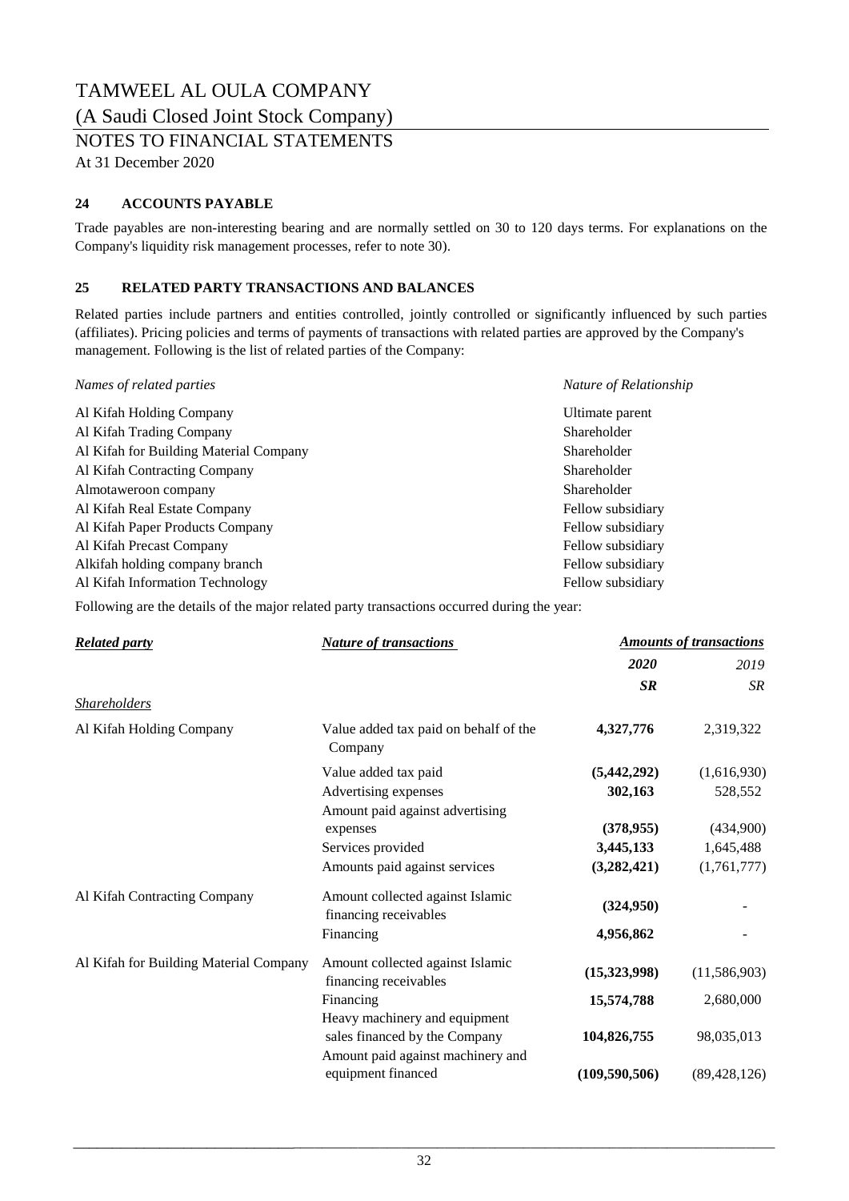# TAMWEEL AL OULA COMPANY

(A Saudi Closed Joint Stock Company)

NOTES TO FINANCIAL STATEMENTS

At 31 December 2020

## 24 ACCOUNTS PAYABLE

Trade payables are non-interesting bearing and are normally settled on 30 to 120 days terms. For explanations on the Company's liquidity risk management processes, refer to note 30).

## 25 RELATED PARTY TRANSACTIONS AND BALANCES

Related parties include partners and entities controlled, jointly controlled or significantly influenced by such parties (affiliates). Pricing policies and terms of payments of transactions with related parties are approved by the Company's management. Following is the list of related parties of the Company:

| *Names of related parties* | *Nature of Relationship* |
|---|---|
| Al Kifah Holding Company | Ultimate parent |
| Al Kifah Trading Company | Shareholder |
| Al Kifah for Building Material Company | Shareholder |
| Al Kifah Contracting Company | Shareholder |
| Almotaweroon company | Shareholder |
| Al Kifah Real Estate Company | Fellow subsidiary |
| Al Kifah Paper Products Company | Fellow subsidiary |
| Al Kifah Precast Company | Fellow subsidiary |
| Alkifah holding company branch | Fellow subsidiary |
| Al Kifah Information Technology | Fellow subsidiary |

Following are the details of the major related party transactions occurred during the year:

| ***Related party*** | ***Nature of transactions*** | ***Amounts of transactions*** | |
|---|---|---|---|
| | | ***2020*** | *2019* |
| | | ***SR*** | *SR* |
| *Shareholders* | | | |
| Al Kifah Holding Company | Value added tax paid on behalf of the Company | **4,327,776** | 2,319,322 |
| | Value added tax paid | **(5,442,292)** | (1,616,930) |
| | Advertising expenses | **302,163** | 528,552 |
| | Amount paid against advertising expenses | **(378,955)** | (434,900) |
| | Services provided | **3,445,133** | 1,645,488 |
| | Amounts paid against services | **(3,282,421)** | (1,761,777) |
| Al Kifah Contracting Company | Amount collected against Islamic financing receivables | **(324,950)** | - |
| | Financing | **4,956,862** | - |
| Al Kifah for Building Material Company | Amount collected against Islamic financing receivables | **(15,323,998)** | (11,586,903) |
| | Financing | **15,574,788** | 2,680,000 |
| | Heavy machinery and equipment sales financed by the Company | **104,826,755** | 98,035,013 |
| | Amount paid against machinery and equipment financed | **(109,590,506)** | (89,428,126) |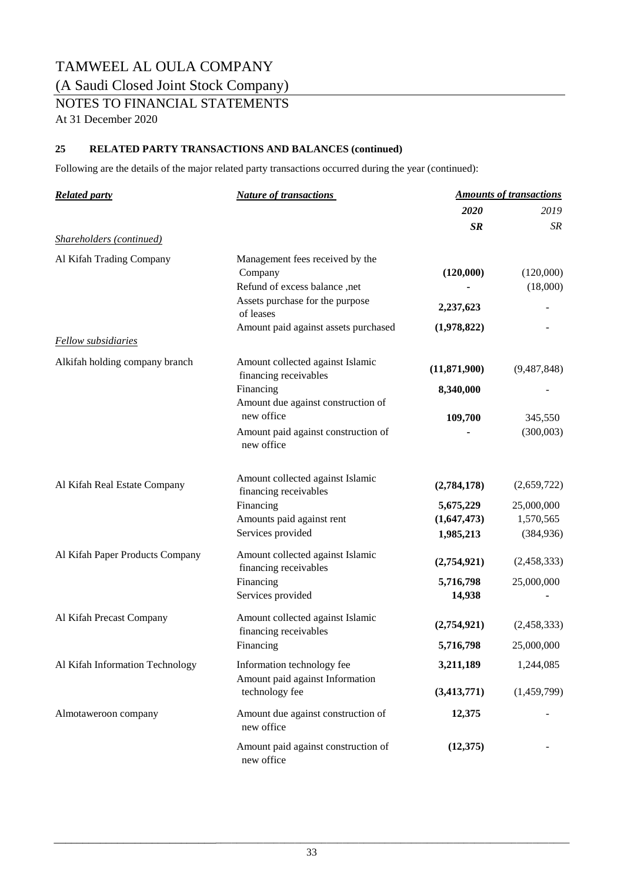# TAMWEEL AL OULA COMPANY

(A Saudi Closed Joint Stock Company)

## NOTES TO FINANCIAL STATEMENTS

At 31 December 2020

### 25 RELATED PARTY TRANSACTIONS AND BALANCES (continued)

Following are the details of the major related party transactions occurred during the year (continued):

| ***Related party*** | ***Nature of transactions*** | ***Amounts of transactions*** | |
|---|---|---|---|
| | | ***2020*** | *2019* |
| | | ***SR*** | *SR* |
| *Shareholders (continued)* | | | |
| Al Kifah Trading Company | Management fees received by the Company | **(120,000)** | (120,000) |
| | Refund of excess balance ,net | **-** | (18,000) |
| | Assets purchase for the purpose of leases | **2,237,623** | - |
| | Amount paid against assets purchased | **(1,978,822)** | - |
| *Fellow subsidiaries* | | | |
| Alkifah holding company branch | Amount collected against Islamic financing receivables | **(11,871,900)** | (9,487,848) |
| | Financing | **8,340,000** | - |
| | Amount due against construction of new office | **109,700** | 345,550 |
| | Amount paid against construction of new office | **-** | (300,003) |
| Al Kifah Real Estate Company | Amount collected against Islamic financing receivables | **(2,784,178)** | (2,659,722) |
| | Financing | **5,675,229** | 25,000,000 |
| | Amounts paid against rent | **(1,647,473)** | 1,570,565 |
| | Services provided | **1,985,213** | (384,936) |
| Al Kifah Paper Products Company | Amount collected against Islamic financing receivables | **(2,754,921)** | (2,458,333) |
| | Financing | **5,716,798** | 25,000,000 |
| | Services provided | **14,938** | **-** |
| Al Kifah Precast Company | Amount collected against Islamic financing receivables | **(2,754,921)** | (2,458,333) |
| | Financing | **5,716,798** | 25,000,000 |
| Al Kifah Information Technology | Information technology fee | **3,211,189** | 1,244,085 |
| | Amount paid against Information technology fee | **(3,413,771)** | (1,459,799) |
| Almotaweroon company | Amount due against construction of new office | **12,375** | - |
| | Amount paid against construction of new office | **(12,375)** | - |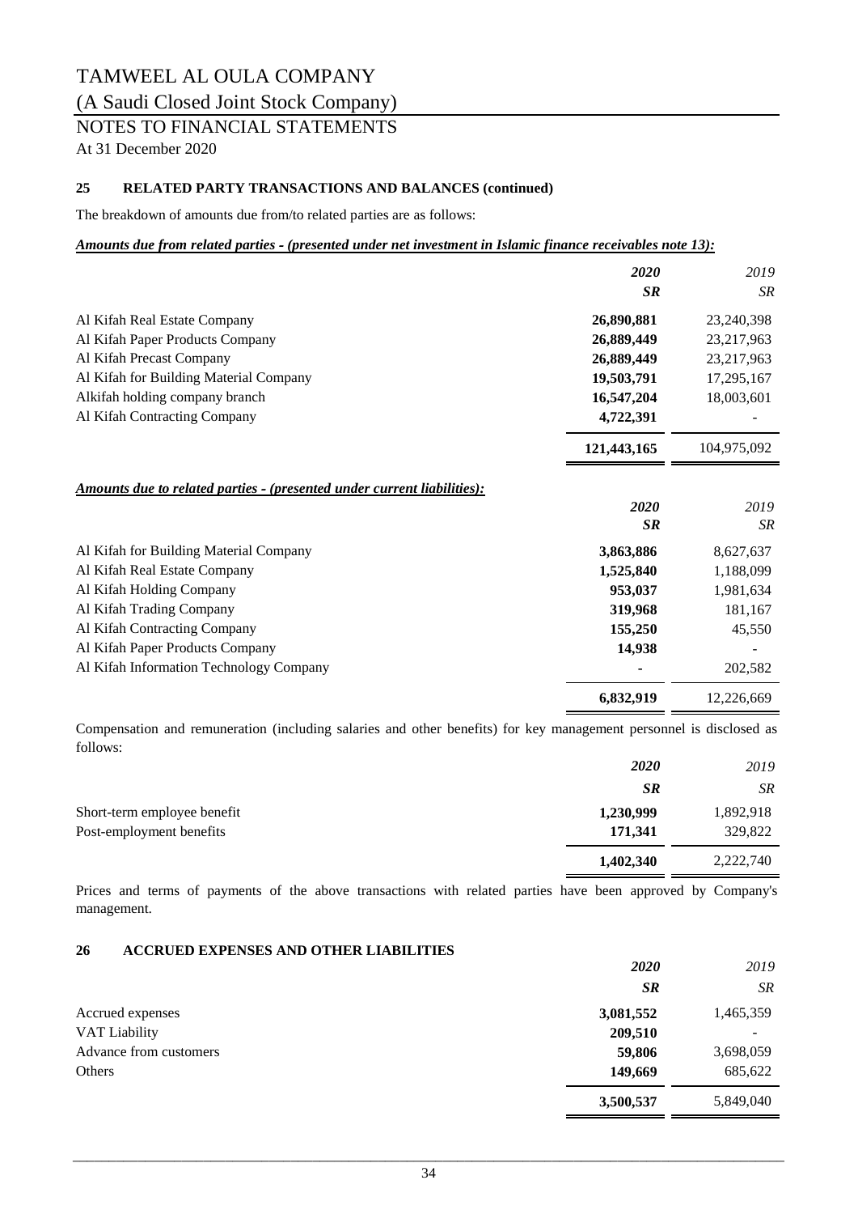# TAMWEEL AL OULA COMPANY

## (A Saudi Closed Joint Stock Company)

## NOTES TO FINANCIAL STATEMENTS

At 31 December 2020

### 25 RELATED PARTY TRANSACTIONS AND BALANCES (continued)

The breakdown of amounts due from/to related parties are as follows:

***Amounts due from related parties - (presented under net investment in Islamic finance receivables note 13):***

| | *2020* | *2019* |
|---|---|---|
| | ***SR*** | *SR* |
| Al Kifah Real Estate Company | **26,890,881** | 23,240,398 |
| Al Kifah Paper Products Company | **26,889,449** | 23,217,963 |
| Al Kifah Precast Company | **26,889,449** | 23,217,963 |
| Al Kifah for Building Material Company | **19,503,791** | 17,295,167 |
| Alkifah holding company branch | **16,547,204** | 18,003,601 |
| Al Kifah Contracting Company | **4,722,391** | - |
| | **121,443,165** | 104,975,092 |

***Amounts due to related parties - (presented under current liabilities):***

| | *2020* | *2019* |
|---|---|---|
| | ***SR*** | *SR* |
| Al Kifah for Building Material Company | **3,863,886** | 8,627,637 |
| Al Kifah Real Estate Company | **1,525,840** | 1,188,099 |
| Al Kifah Holding Company | **953,037** | 1,981,634 |
| Al Kifah Trading Company | **319,968** | 181,167 |
| Al Kifah Contracting Company | **155,250** | 45,550 |
| Al Kifah Paper Products Company | **14,938** | - |
| Al Kifah Information Technology Company | **-** | 202,582 |
| | **6,832,919** | 12,226,669 |

Compensation and remuneration (including salaries and other benefits) for key management personnel is disclosed as follows:

| | *2020* | *2019* |
|---|---|---|
| | ***SR*** | *SR* |
| Short-term employee benefit | **1,230,999** | 1,892,918 |
| Post-employment benefits | **171,341** | 329,822 |
| | **1,402,340** | 2,222,740 |

Prices and terms of payments of the above transactions with related parties have been approved by Company's management.

### 26 ACCRUED EXPENSES AND OTHER LIABILITIES

| | *2020* | *2019* |
|---|---|---|
| | ***SR*** | *SR* |
| Accrued expenses | **3,081,552** | 1,465,359 |
| VAT Liability | **209,510** | - |
| Advance from customers | **59,806** | 3,698,059 |
| Others | **149,669** | 685,622 |
| | **3,500,537** | 5,849,040 |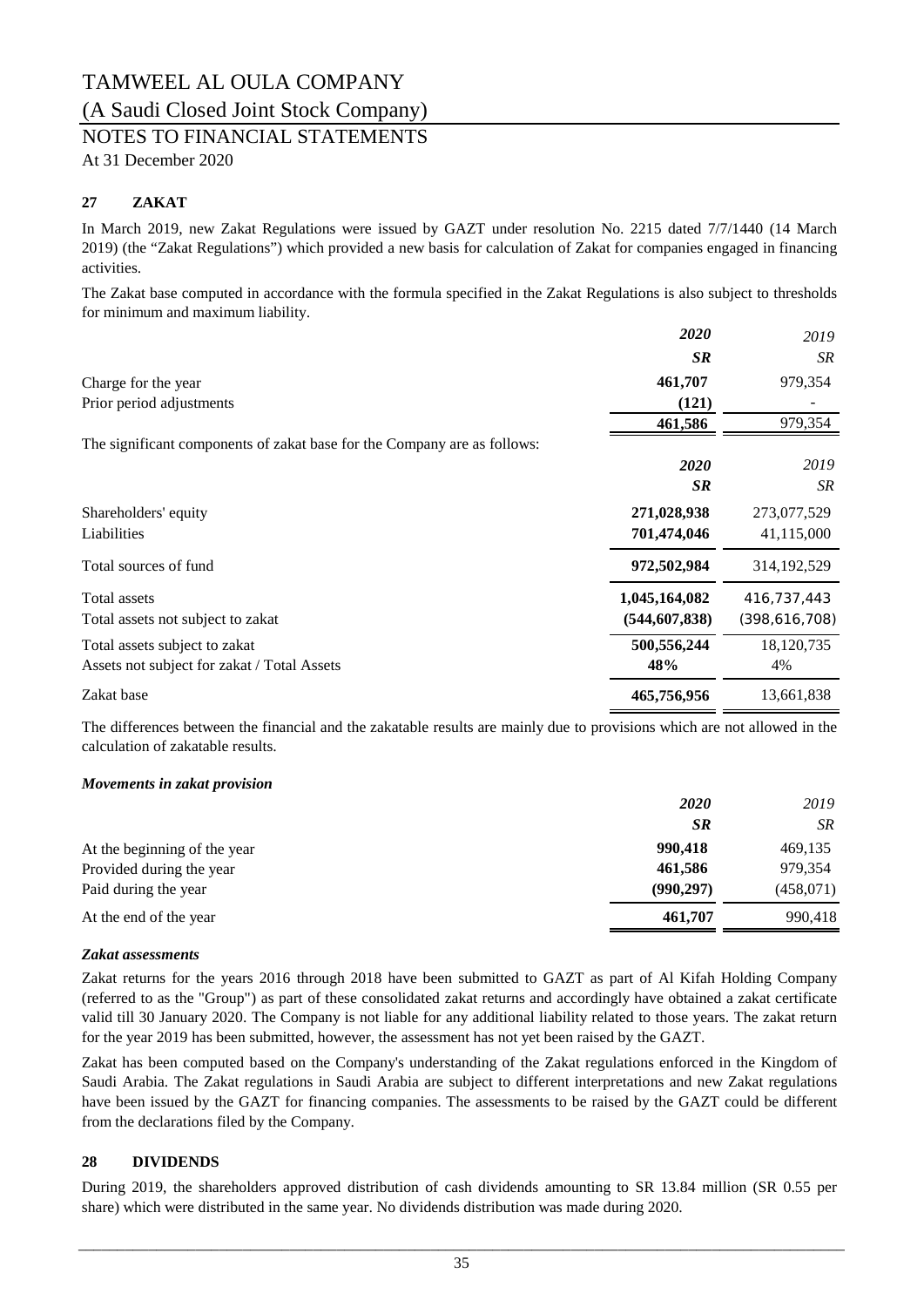# TAMWEEL AL OULA COMPANY

(A Saudi Closed Joint Stock Company)

NOTES TO FINANCIAL STATEMENTS

At 31 December 2020

## 27 ZAKAT

In March 2019, new Zakat Regulations were issued by GAZT under resolution No. 2215 dated 7/7/1440 (14 March 2019) (the "Zakat Regulations") which provided a new basis for calculation of Zakat for companies engaged in financing activities.

The Zakat base computed in accordance with the formula specified in the Zakat Regulations is also subject to thresholds for minimum and maximum liability.

| | ***2020*** | *2019* |
|---|---|---|
| | ***SR*** | *SR* |
| Charge for the year | **461,707** | 979,354 |
| Prior period adjustments | **(121)** | - |
| | **461,586** | 979,354 |

The significant components of zakat base for the Company are as follows:

| | ***2020*** | *2019* |
|---|---|---|
| | ***SR*** | *SR* |
| Shareholders' equity | **271,028,938** | 273,077,529 |
| Liabilities | **701,474,046** | 41,115,000 |
| Total sources of fund | **972,502,984** | 314,192,529 |
| Total assets | **1,045,164,082** | 416,737,443 |
| Total assets not subject to zakat | **(544,607,838)** | (398,616,708) |
| Total assets subject to zakat | **500,556,244** | 18,120,735 |
| Assets not subject for zakat / Total Assets | **48%** | 4% |
| Zakat base | **465,756,956** | 13,661,838 |

The differences between the financial and the zakatable results are mainly due to provisions which are not allowed in the calculation of zakatable results.

### *Movements in zakat provision*

| | ***2020*** | *2019* |
|---|---|---|
| | ***SR*** | *SR* |
| At the beginning of the year | **990,418** | 469,135 |
| Provided during the year | **461,586** | 979,354 |
| Paid during the year | **(990,297)** | (458,071) |
| At the end of the year | **461,707** | 990,418 |

### *Zakat assessments*

Zakat returns for the years 2016 through 2018 have been submitted to GAZT as part of Al Kifah Holding Company (referred to as the "Group") as part of these consolidated zakat returns and accordingly have obtained a zakat certificate valid till 30 January 2020. The Company is not liable for any additional liability related to those years. The zakat return for the year 2019 has been submitted, however, the assessment has not yet been raised by the GAZT.

Zakat has been computed based on the Company's understanding of the Zakat regulations enforced in the Kingdom of Saudi Arabia. The Zakat regulations in Saudi Arabia are subject to different interpretations and new Zakat regulations have been issued by the GAZT for financing companies. The assessments to be raised by the GAZT could be different from the declarations filed by the Company.

## 28 DIVIDENDS

During 2019, the shareholders approved distribution of cash dividends amounting to SR 13.84 million (SR 0.55 per share) which were distributed in the same year. No dividends distribution was made during 2020.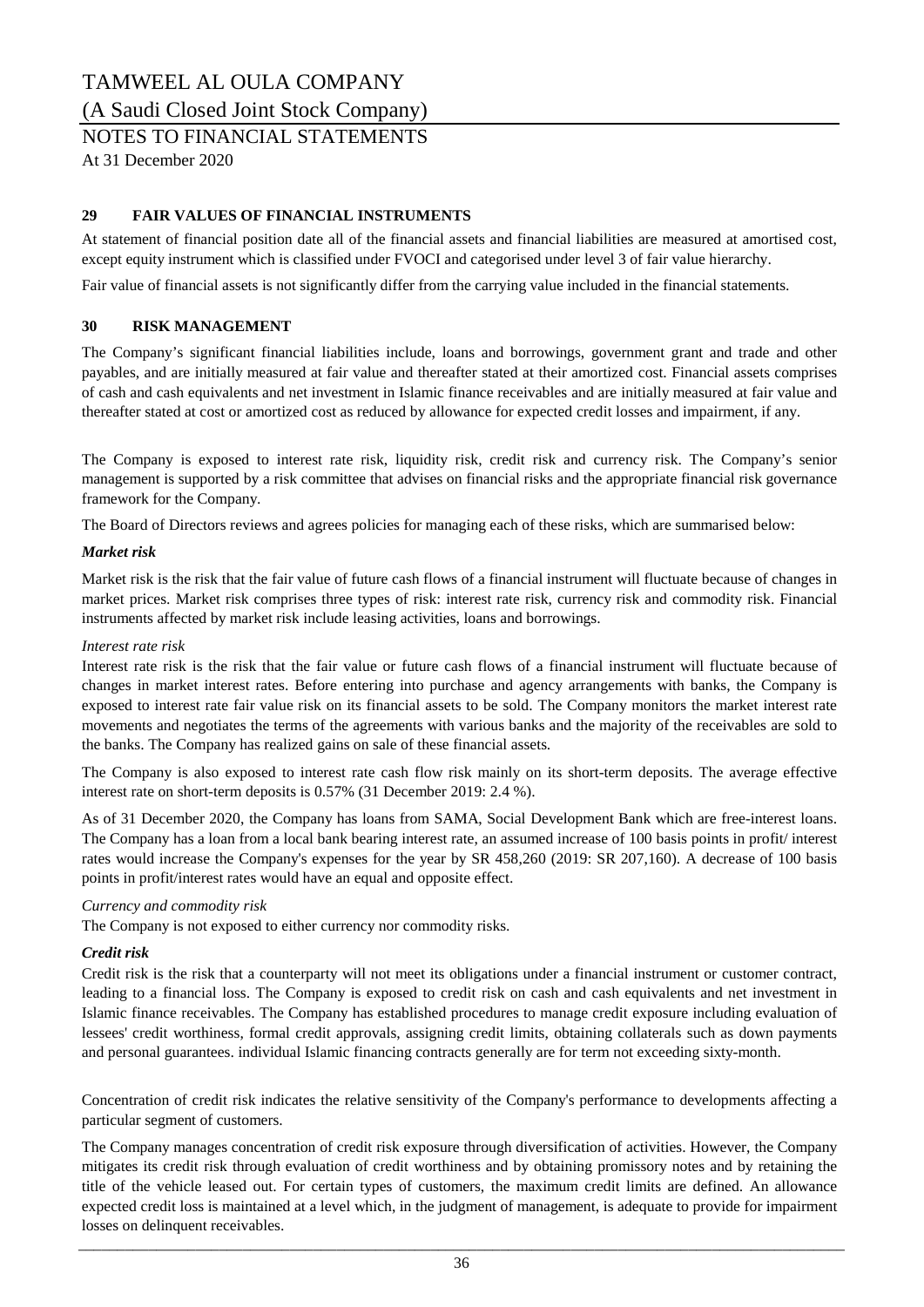## 29 FAIR VALUES OF FINANCIAL INSTRUMENTS

At statement of financial position date all of the financial assets and financial liabilities are measured at amortised cost, except equity instrument which is classified under FVOCI and categorised under level 3 of fair value hierarchy.

Fair value of financial assets is not significantly differ from the carrying value included in the financial statements.

## 30 RISK MANAGEMENT

The Company's significant financial liabilities include, loans and borrowings, government grant and trade and other payables, and are initially measured at fair value and thereafter stated at their amortized cost. Financial assets comprises of cash and cash equivalents and net investment in Islamic finance receivables and are initially measured at fair value and thereafter stated at cost or amortized cost as reduced by allowance for expected credit losses and impairment, if any.

The Company is exposed to interest rate risk, liquidity risk, credit risk and currency risk. The Company's senior management is supported by a risk committee that advises on financial risks and the appropriate financial risk governance framework for the Company.

The Board of Directors reviews and agrees policies for managing each of these risks, which are summarised below:

***Market risk***

Market risk is the risk that the fair value of future cash flows of a financial instrument will fluctuate because of changes in market prices. Market risk comprises three types of risk: interest rate risk, currency risk and commodity risk. Financial instruments affected by market risk include leasing activities, loans and borrowings.

*Interest rate risk*

Interest rate risk is the risk that the fair value or future cash flows of a financial instrument will fluctuate because of changes in market interest rates. Before entering into purchase and agency arrangements with banks, the Company is exposed to interest rate fair value risk on its financial assets to be sold. The Company monitors the market interest rate movements and negotiates the terms of the agreements with various banks and the majority of the receivables are sold to the banks. The Company has realized gains on sale of these financial assets.

The Company is also exposed to interest rate cash flow risk mainly on its short-term deposits. The average effective interest rate on short-term deposits is 0.57% (31 December 2019: 2.4 %).

As of 31 December 2020, the Company has loans from SAMA, Social Development Bank which are free-interest loans. The Company has a loan from a local bank bearing interest rate, an assumed increase of 100 basis points in profit/ interest rates would increase the Company's expenses for the year by SR 458,260 (2019: SR 207,160). A decrease of 100 basis points in profit/interest rates would have an equal and opposite effect.

*Currency and commodity risk*

The Company is not exposed to either currency nor commodity risks.

***Credit risk***

Credit risk is the risk that a counterparty will not meet its obligations under a financial instrument or customer contract, leading to a financial loss. The Company is exposed to credit risk on cash and cash equivalents and net investment in Islamic finance receivables. The Company has established procedures to manage credit exposure including evaluation of lessees' credit worthiness, formal credit approvals, assigning credit limits, obtaining collaterals such as down payments and personal guarantees. individual Islamic financing contracts generally are for term not exceeding sixty-month.

Concentration of credit risk indicates the relative sensitivity of the Company's performance to developments affecting a particular segment of customers.

The Company manages concentration of credit risk exposure through diversification of activities. However, the Company mitigates its credit risk through evaluation of credit worthiness and by obtaining promissory notes and by retaining the title of the vehicle leased out. For certain types of customers, the maximum credit limits are defined. An allowance expected credit loss is maintained at a level which, in the judgment of management, is adequate to provide for impairment losses on delinquent receivables.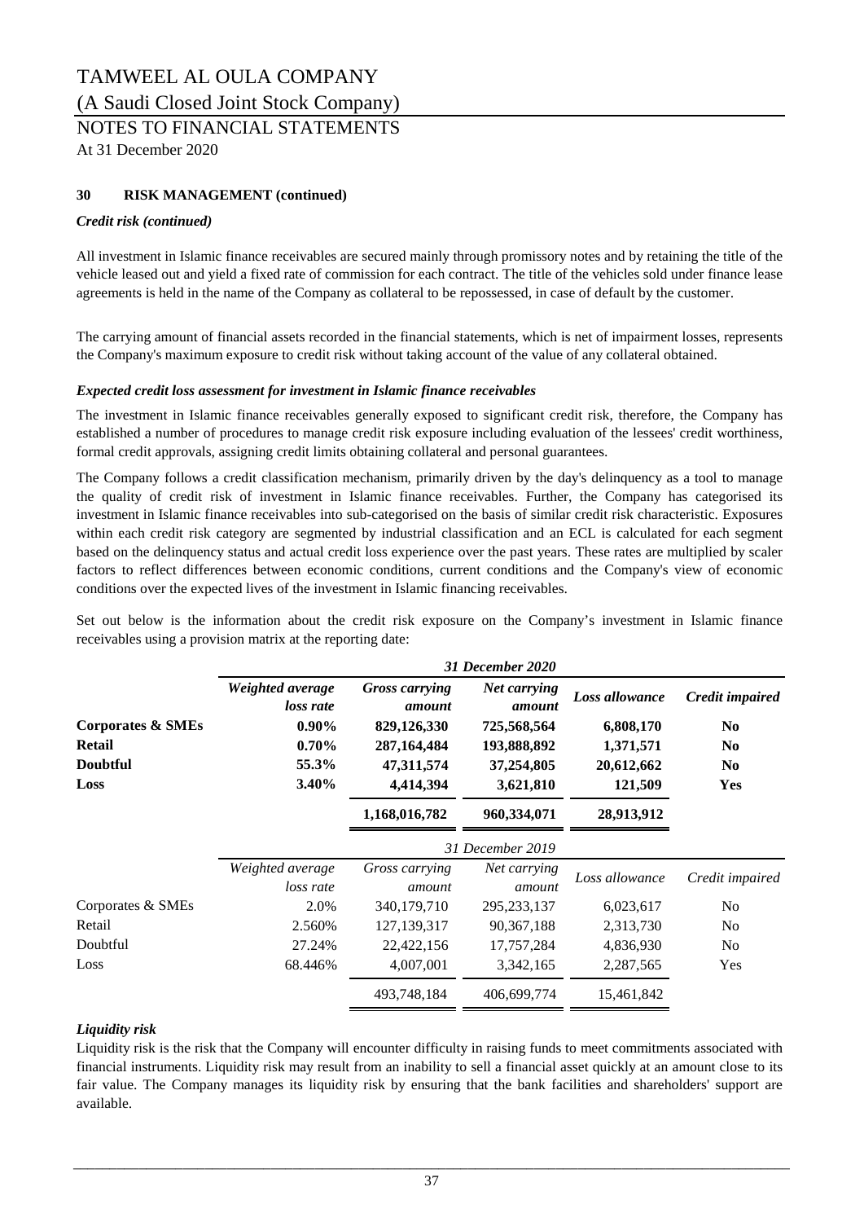TAMWEEL AL OULA COMPANY
(A Saudi Closed Joint Stock Company)
NOTES TO FINANCIAL STATEMENTS
At 31 December 2020

**30 RISK MANAGEMENT (continued)**

***Credit risk (continued)***

All investment in Islamic finance receivables are secured mainly through promissory notes and by retaining the title of the vehicle leased out and yield a fixed rate of commission for each contract. The title of the vehicles sold under finance lease agreements is held in the name of the Company as collateral to be repossessed, in case of default by the customer.

The carrying amount of financial assets recorded in the financial statements, which is net of impairment losses, represents the Company's maximum exposure to credit risk without taking account of the value of any collateral obtained.

***Expected credit loss assessment for investment in Islamic finance receivables***

The investment in Islamic finance receivables generally exposed to significant credit risk, therefore, the Company has established a number of procedures to manage credit risk exposure including evaluation of the lessees' credit worthiness, formal credit approvals, assigning credit limits obtaining collateral and personal guarantees.

The Company follows a credit classification mechanism, primarily driven by the day's delinquency as a tool to manage the quality of credit risk of investment in Islamic finance receivables. Further, the Company has categorised its investment in Islamic finance receivables into sub-categorised on the basis of similar credit risk characteristic. Exposures within each credit risk category are segmented by industrial classification and an ECL is calculated for each segment based on the delinquency status and actual credit loss experience over the past years. These rates are multiplied by scaler factors to reflect differences between economic conditions, current conditions and the Company's view of economic conditions over the expected lives of the investment in Islamic financing receivables.

Set out below is the information about the credit risk exposure on the Company's investment in Islamic finance receivables using a provision matrix at the reporting date:

| | ***31 December 2020*** | | | | |
|---|---|---|---|---|---|
| | ***Weighted average loss rate*** | ***Gross carrying amount*** | ***Net carrying amount*** | ***Loss allowance*** | ***Credit impaired*** |
| **Corporates & SMEs** | **0.90%** | **829,126,330** | **725,568,564** | **6,808,170** | **No** |
| **Retail** | **0.70%** | **287,164,484** | **193,888,892** | **1,371,571** | **No** |
| **Doubtful** | **55.3%** | **47,311,574** | **37,254,805** | **20,612,662** | **No** |
| **Loss** | **3.40%** | **4,414,394** | **3,621,810** | **121,509** | **Yes** |
| | | **1,168,016,782** | **960,334,071** | **28,913,912** | |

| | *31 December 2019* | | | | |
|---|---|---|---|---|---|
| | *Weighted average loss rate* | *Gross carrying amount* | *Net carrying amount* | *Loss allowance* | *Credit impaired* |
| Corporates & SMEs | 2.0% | 340,179,710 | 295,233,137 | 6,023,617 | No |
| Retail | 2.560% | 127,139,317 | 90,367,188 | 2,313,730 | No |
| Doubtful | 27.24% | 22,422,156 | 17,757,284 | 4,836,930 | No |
| Loss | 68.446% | 4,007,001 | 3,342,165 | 2,287,565 | Yes |
| | | 493,748,184 | 406,699,774 | 15,461,842 | |

***Liquidity risk***

Liquidity risk is the risk that the Company will encounter difficulty in raising funds to meet commitments associated with financial instruments. Liquidity risk may result from an inability to sell a financial asset quickly at an amount close to its fair value. The Company manages its liquidity risk by ensuring that the bank facilities and shareholders' support are available.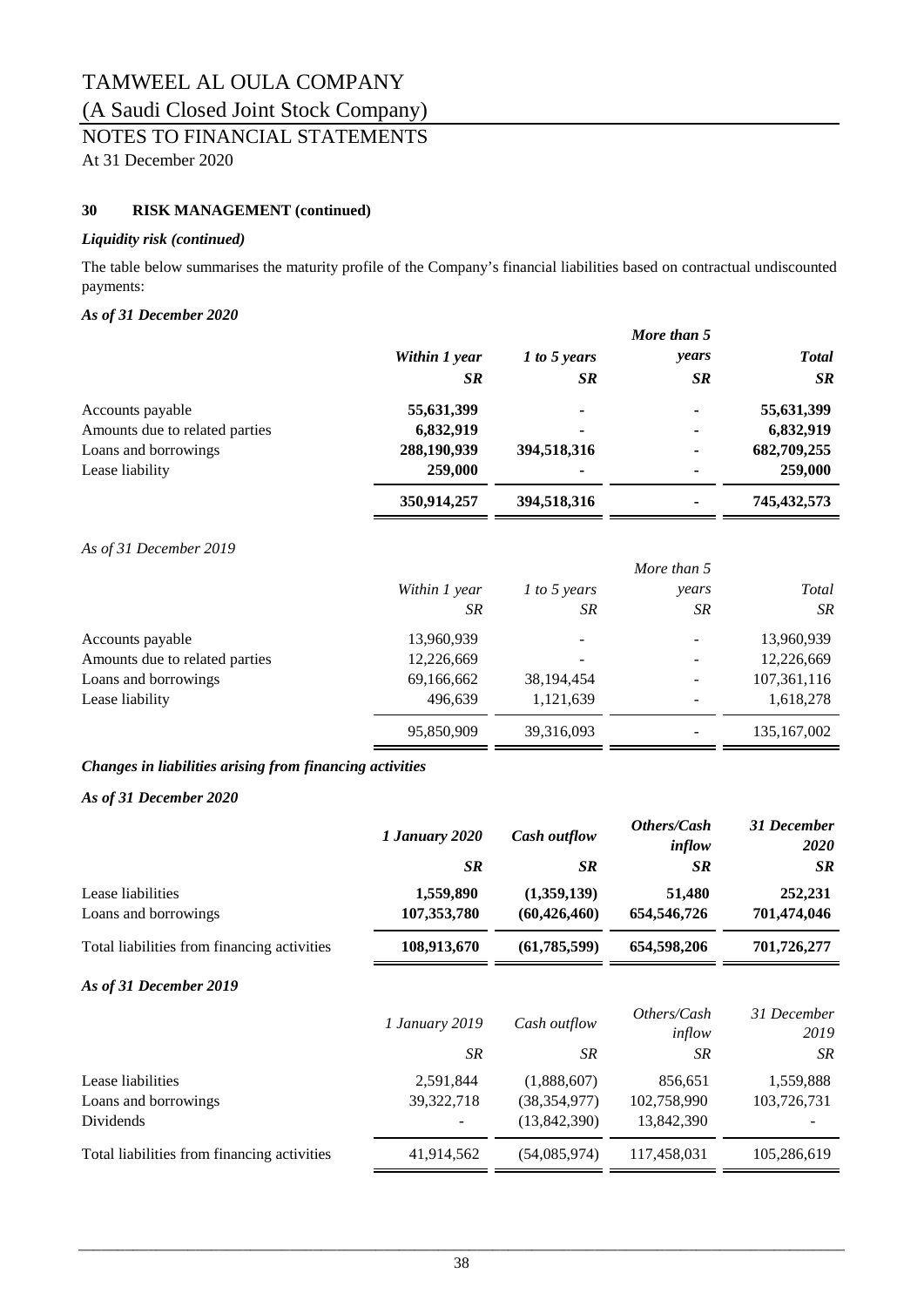# TAMWEEL AL OULA COMPANY

(A Saudi Closed Joint Stock Company)

## NOTES TO FINANCIAL STATEMENTS

At 31 December 2020

### 30 RISK MANAGEMENT (continued)

***Liquidity risk (continued)***

The table below summarises the maturity profile of the Company's financial liabilities based on contractual undiscounted payments:

***As of 31 December 2020***

| | *Within 1 year* | *1 to 5 years* | *More than 5 years* | *Total* |
|---|---|---|---|---|
| | *SR* | *SR* | *SR* | *SR* |
| Accounts payable | **55,631,399** | **-** | **-** | **55,631,399** |
| Amounts due to related parties | **6,832,919** | **-** | **-** | **6,832,919** |
| Loans and borrowings | **288,190,939** | **394,518,316** | **-** | **682,709,255** |
| Lease liability | **259,000** | **-** | **-** | **259,000** |
| | **350,914,257** | **394,518,316** | **-** | **745,432,573** |

*As of 31 December 2019*

| | *Within 1 year* | *1 to 5 years* | *More than 5 years* | *Total* |
|---|---|---|---|---|
| | *SR* | *SR* | *SR* | *SR* |
| Accounts payable | 13,960,939 | - | - | 13,960,939 |
| Amounts due to related parties | 12,226,669 | - | - | 12,226,669 |
| Loans and borrowings | 69,166,662 | 38,194,454 | - | 107,361,116 |
| Lease liability | 496,639 | 1,121,639 | - | 1,618,278 |
| | 95,850,909 | 39,316,093 | - | 135,167,002 |

***Changes in liabilities arising from financing activities***

***As of 31 December 2020***

| | *1 January 2020* | *Cash outflow* | *Others/Cash inflow* | *31 December 2020* |
|---|---|---|---|---|
| | *SR* | *SR* | *SR* | *SR* |
| Lease liabilities | **1,559,890** | **(1,359,139)** | **51,480** | **252,231** |
| Loans and borrowings | **107,353,780** | **(60,426,460)** | **654,546,726** | **701,474,046** |
| Total liabilities from financing activities | **108,913,670** | **(61,785,599)** | **654,598,206** | **701,726,277** |

***As of 31 December 2019***

| | *1 January 2019* | *Cash outflow* | *Others/Cash inflow* | *31 December 2019* |
|---|---|---|---|---|
| | *SR* | *SR* | *SR* | *SR* |
| Lease liabilities | 2,591,844 | (1,888,607) | 856,651 | 1,559,888 |
| Loans and borrowings | 39,322,718 | (38,354,977) | 102,758,990 | 103,726,731 |
| Dividends | - | (13,842,390) | 13,842,390 | - |
| Total liabilities from financing activities | 41,914,562 | (54,085,974) | 117,458,031 | 105,286,619 |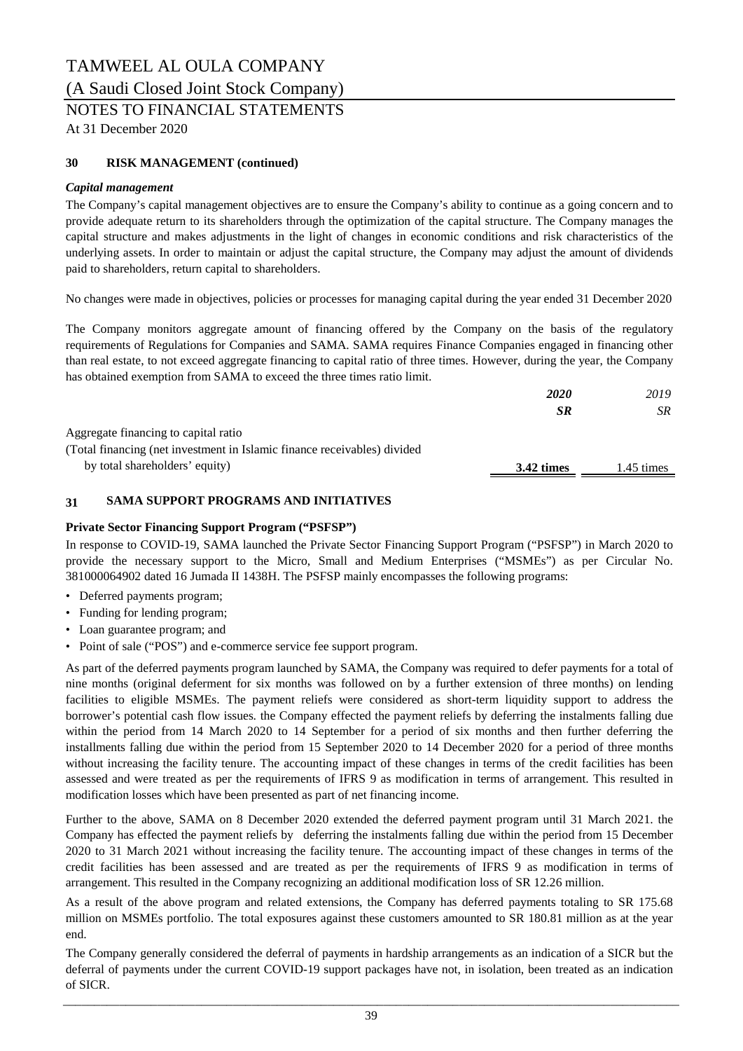# TAMWEEL AL OULA COMPANY

(A Saudi Closed Joint Stock Company)

NOTES TO FINANCIAL STATEMENTS

At 31 December 2020

### 30 RISK MANAGEMENT (continued)

***Capital management***

The Company's capital management objectives are to ensure the Company's ability to continue as a going concern and to provide adequate return to its shareholders through the optimization of the capital structure. The Company manages the capital structure and makes adjustments in the light of changes in economic conditions and risk characteristics of the underlying assets. In order to maintain or adjust the capital structure, the Company may adjust the amount of dividends paid to shareholders, return capital to shareholders.

No changes were made in objectives, policies or processes for managing capital during the year ended 31 December 2020

The Company monitors aggregate amount of financing offered by the Company on the basis of the regulatory requirements of Regulations for Companies and SAMA. SAMA requires Finance Companies engaged in financing other than real estate, to not exceed aggregate financing to capital ratio of three times. However, during the year, the Company has obtained exemption from SAMA to exceed the three times ratio limit.

| | ***2020*** | *2019* |
|---|---|---|
| | ***SR*** | *SR* |
| Aggregate financing to capital ratio<br>(Total financing (net investment in Islamic finance receivables) divided by total shareholders' equity) | **3.42 times** | 1.45 times |

### 31 SAMA SUPPORT PROGRAMS AND INITIATIVES

**Private Sector Financing Support Program ("PSFSP")**

In response to COVID-19, SAMA launched the Private Sector Financing Support Program ("PSFSP") in March 2020 to provide the necessary support to the Micro, Small and Medium Enterprises ("MSMEs") as per Circular No. 381000064902 dated 16 Jumada II 1438H. The PSFSP mainly encompasses the following programs:

- Deferred payments program;
- Funding for lending program;
- Loan guarantee program; and
- Point of sale ("POS") and e-commerce service fee support program.

As part of the deferred payments program launched by SAMA, the Company was required to defer payments for a total of nine months (original deferment for six months was followed on by a further extension of three months) on lending facilities to eligible MSMEs. The payment reliefs were considered as short-term liquidity support to address the borrower's potential cash flow issues. the Company effected the payment reliefs by deferring the instalments falling due within the period from 14 March 2020 to 14 September for a period of six months and then further deferring the installments falling due within the period from 15 September 2020 to 14 December 2020 for a period of three months without increasing the facility tenure. The accounting impact of these changes in terms of the credit facilities has been assessed and were treated as per the requirements of IFRS 9 as modification in terms of arrangement. This resulted in modification losses which have been presented as part of net financing income.

Further to the above, SAMA on 8 December 2020 extended the deferred payment program until 31 March 2021. the Company has effected the payment reliefs by deferring the instalments falling due within the period from 15 December 2020 to 31 March 2021 without increasing the facility tenure. The accounting impact of these changes in terms of the credit facilities has been assessed and are treated as per the requirements of IFRS 9 as modification in terms of arrangement. This resulted in the Company recognizing an additional modification loss of SR 12.26 million.

As a result of the above program and related extensions, the Company has deferred payments totaling to SR 175.68 million on MSMEs portfolio. The total exposures against these customers amounted to SR 180.81 million as at the year end.

The Company generally considered the deferral of payments in hardship arrangements as an indication of a SICR but the deferral of payments under the current COVID-19 support packages have not, in isolation, been treated as an indication of SICR.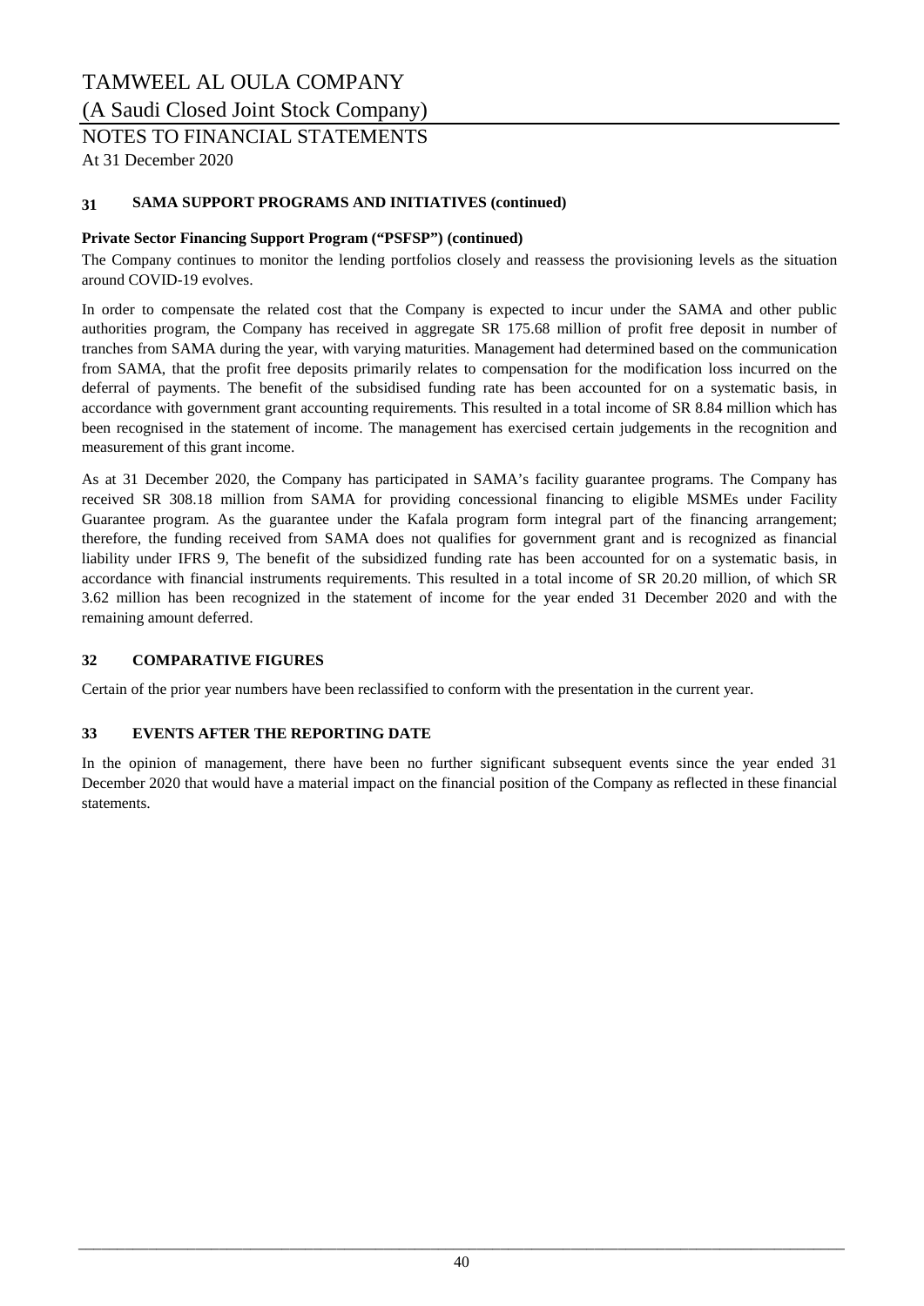## 31 SAMA SUPPORT PROGRAMS AND INITIATIVES (continued)

**Private Sector Financing Support Program ("PSFSP") (continued)**

The Company continues to monitor the lending portfolios closely and reassess the provisioning levels as the situation around COVID-19 evolves.

In order to compensate the related cost that the Company is expected to incur under the SAMA and other public authorities program, the Company has received in aggregate SR 175.68 million of profit free deposit in number of tranches from SAMA during the year, with varying maturities. Management had determined based on the communication from SAMA, that the profit free deposits primarily relates to compensation for the modification loss incurred on the deferral of payments. The benefit of the subsidised funding rate has been accounted for on a systematic basis, in accordance with government grant accounting requirements. This resulted in a total income of SR 8.84 million which has been recognised in the statement of income. The management has exercised certain judgements in the recognition and measurement of this grant income.

As at 31 December 2020, the Company has participated in SAMA's facility guarantee programs. The Company has received SR 308.18 million from SAMA for providing concessional financing to eligible MSMEs under Facility Guarantee program. As the guarantee under the Kafala program form integral part of the financing arrangement; therefore, the funding received from SAMA does not qualifies for government grant and is recognized as financial liability under IFRS 9, The benefit of the subsidized funding rate has been accounted for on a systematic basis, in accordance with financial instruments requirements. This resulted in a total income of SR 20.20 million, of which SR 3.62 million has been recognized in the statement of income for the year ended 31 December 2020 and with the remaining amount deferred.

## 32 COMPARATIVE FIGURES

Certain of the prior year numbers have been reclassified to conform with the presentation in the current year.

## 33 EVENTS AFTER THE REPORTING DATE

In the opinion of management, there have been no further significant subsequent events since the year ended 31 December 2020 that would have a material impact on the financial position of the Company as reflected in these financial statements.